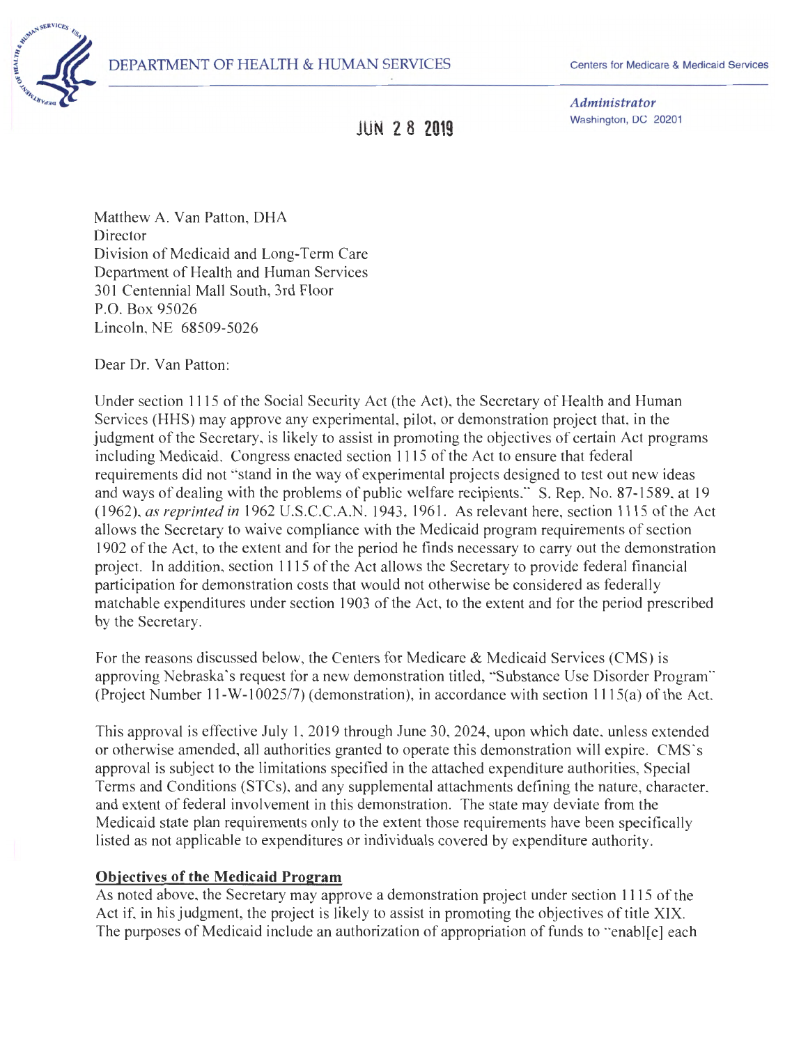DEPARTMENT OF HEALTH & HUMAN SERVICES

Centers for Medicare & Medicaid Services

*Administrator*
Washington, DC 20201

JUN 28 2019

Matthew A. Van Patton, DHA
Director
Division of Medicaid and Long-Term Care
Department of Health and Human Services
301 Centennial Mall South, 3rd Floor
P.O. Box 95026
Lincoln, NE 68509-5026

Dear Dr. Van Patton:

Under section 1115 of the Social Security Act (the Act), the Secretary of Health and Human Services (HHS) may approve any experimental, pilot, or demonstration project that, in the judgment of the Secretary, is likely to assist in promoting the objectives of certain Act programs including Medicaid. Congress enacted section 1115 of the Act to ensure that federal requirements did not "stand in the way of experimental projects designed to test out new ideas and ways of dealing with the problems of public welfare recipients." S. Rep. No. 87-1589, at 19 (1962), *as reprinted in* 1962 U.S.C.C.A.N. 1943, 1961. As relevant here, section 1115 of the Act allows the Secretary to waive compliance with the Medicaid program requirements of section 1902 of the Act, to the extent and for the period he finds necessary to carry out the demonstration project. In addition, section 1115 of the Act allows the Secretary to provide federal financial participation for demonstration costs that would not otherwise be considered as federally matchable expenditures under section 1903 of the Act, to the extent and for the period prescribed by the Secretary.

For the reasons discussed below, the Centers for Medicare & Medicaid Services (CMS) is approving Nebraska's request for a new demonstration titled, "Substance Use Disorder Program" (Project Number 11-W-10025/7) (demonstration), in accordance with section 1115(a) of the Act.

This approval is effective July 1, 2019 through June 30, 2024, upon which date, unless extended or otherwise amended, all authorities granted to operate this demonstration will expire. CMS's approval is subject to the limitations specified in the attached expenditure authorities, Special Terms and Conditions (STCs), and any supplemental attachments defining the nature, character, and extent of federal involvement in this demonstration. The state may deviate from the Medicaid state plan requirements only to the extent those requirements have been specifically listed as not applicable to expenditures or individuals covered by expenditure authority.

**Objectives of the Medicaid Program**

As noted above, the Secretary may approve a demonstration project under section 1115 of the Act if, in his judgment, the project is likely to assist in promoting the objectives of title XIX. The purposes of Medicaid include an authorization of appropriation of funds to "enabl[e] each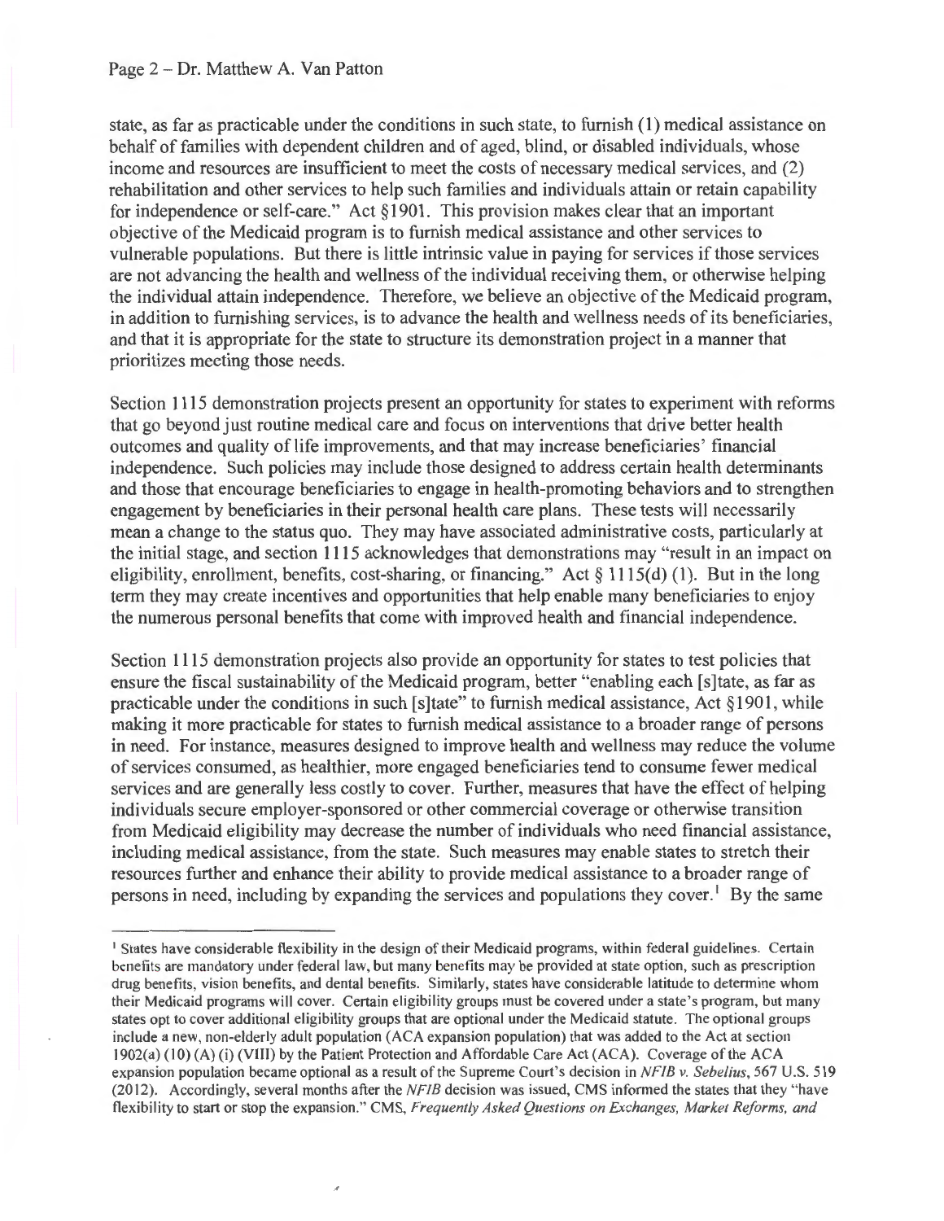state, as far as practicable under the conditions in such state, to furnish (1) medical assistance on behalf of families with dependent children and of aged, blind, or disabled individuals, whose income and resources are insufficient to meet the costs of necessary medical services, and (2) rehabilitation and other services to help such families and individuals attain or retain capability for independence or self-care." Act §1901. This provision makes clear that an important objective of the Medicaid program is to furnish medical assistance and other services to vulnerable populations. But there is little intrinsic value in paying for services if those services are not advancing the health and wellness of the individual receiving them, or otherwise helping the individual attain independence. Therefore, we believe an objective of the Medicaid program, in addition to furnishing services, is to advance the health and wellness needs of its beneficiaries, and that it is appropriate for the state to structure its demonstration project in a manner that prioritizes meeting those needs.

Section 1115 demonstration projects present an opportunity for states to experiment with reforms that go beyond just routine medical care and focus on interventions that drive better health outcomes and quality of life improvements, and that may increase beneficiaries' financial independence. Such policies may include those designed to address certain health determinants and those that encourage beneficiaries to engage in health-promoting behaviors and to strengthen engagement by beneficiaries in their personal health care plans. These tests will necessarily mean a change to the status quo. They may have associated administrative costs, particularly at the initial stage, and section 1115 acknowledges that demonstrations may "result in an impact on eligibility, enrollment, benefits, cost-sharing, or financing." Act § 1115(d) (1). But in the long term they may create incentives and opportunities that help enable many beneficiaries to enjoy the numerous personal benefits that come with improved health and financial independence.

Section 1115 demonstration projects also provide an opportunity for states to test policies that ensure the fiscal sustainability of the Medicaid program, better "enabling each [s]tate, as far as practicable under the conditions in such [s]tate" to furnish medical assistance, Act §1901, while making it more practicable for states to furnish medical assistance to a broader range of persons in need. For instance, measures designed to improve health and wellness may reduce the volume of services consumed, as healthier, more engaged beneficiaries tend to consume fewer medical services and are generally less costly to cover. Further, measures that have the effect of helping individuals secure employer-sponsored or other commercial coverage or otherwise transition from Medicaid eligibility may decrease the number of individuals who need financial assistance, including medical assistance, from the state. Such measures may enable states to stretch their resources further and enhance their ability to provide medical assistance to a broader range of persons in need, including by expanding the services and populations they cover.[1] By the same

[1] States have considerable flexibility in the design of their Medicaid programs, within federal guidelines. Certain benefits are mandatory under federal law, but many benefits may be provided at state option, such as prescription drug benefits, vision benefits, and dental benefits. Similarly, states have considerable latitude to determine whom their Medicaid programs will cover. Certain eligibility groups must be covered under a state's program, but many states opt to cover additional eligibility groups that are optional under the Medicaid statute. The optional groups include a new, non-elderly adult population (ACA expansion population) that was added to the Act at section 1902(a) (10) (A) (i) (VIII) by the Patient Protection and Affordable Care Act (ACA). Coverage of the ACA expansion population became optional as a result of the Supreme Court's decision in *NFIB v. Sebelius*, 567 U.S. 519 (2012). Accordingly, several months after the *NFIB* decision was issued, CMS informed the states that they "have flexibility to start or stop the expansion." CMS, *Frequently Asked Questions on Exchanges, Market Reforms, and*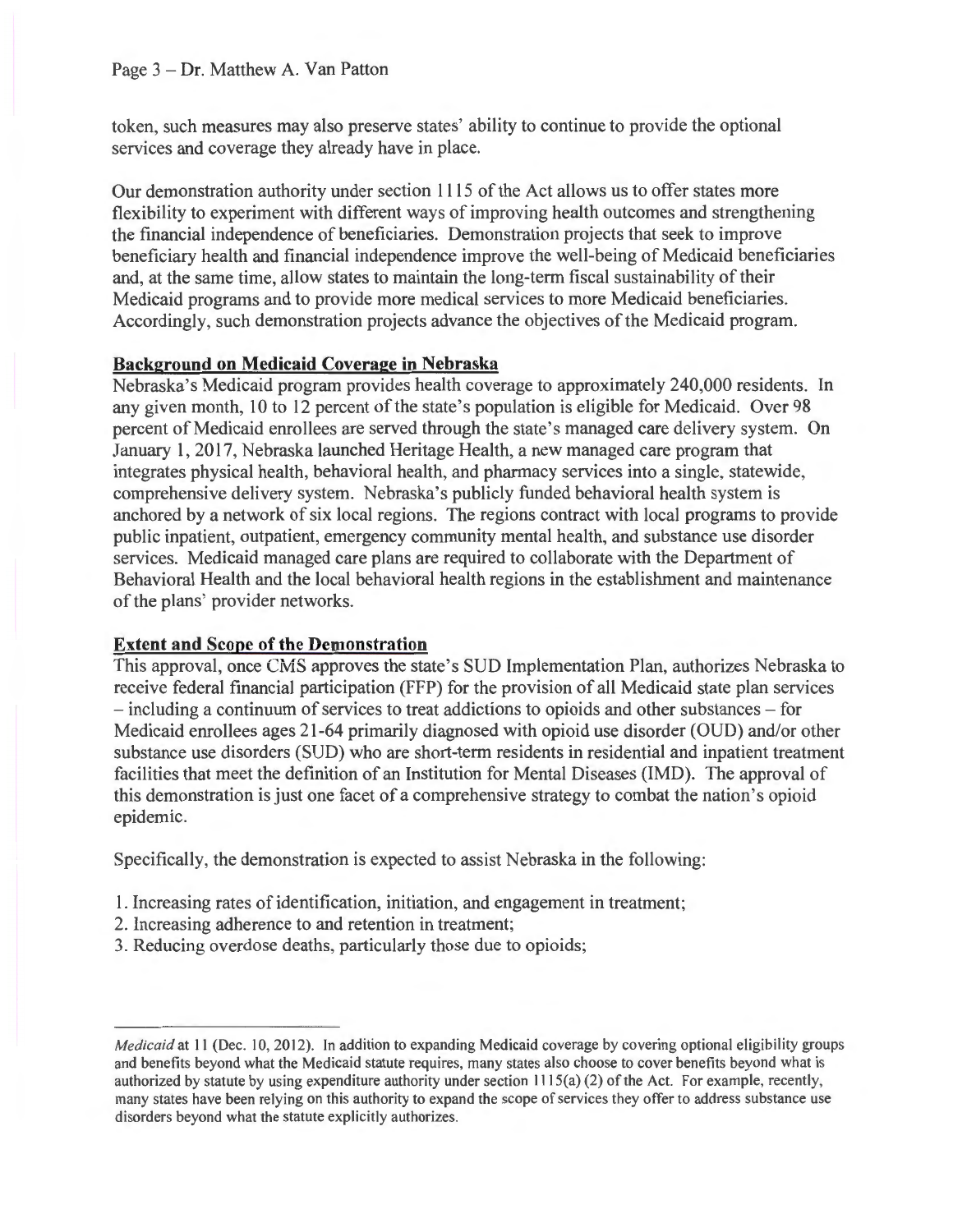token, such measures may also preserve states' ability to continue to provide the optional services and coverage they already have in place.

Our demonstration authority under section 1115 of the Act allows us to offer states more flexibility to experiment with different ways of improving health outcomes and strengthening the financial independence of beneficiaries. Demonstration projects that seek to improve beneficiary health and financial independence improve the well-being of Medicaid beneficiaries and, at the same time, allow states to maintain the long-term fiscal sustainability of their Medicaid programs and to provide more medical services to more Medicaid beneficiaries. Accordingly, such demonstration projects advance the objectives of the Medicaid program.

**Background on Medicaid Coverage in Nebraska**

Nebraska's Medicaid program provides health coverage to approximately 240,000 residents. In any given month, 10 to 12 percent of the state's population is eligible for Medicaid. Over 98 percent of Medicaid enrollees are served through the state's managed care delivery system. On January 1, 2017, Nebraska launched Heritage Health, a new managed care program that integrates physical health, behavioral health, and pharmacy services into a single, statewide, comprehensive delivery system. Nebraska's publicly funded behavioral health system is anchored by a network of six local regions. The regions contract with local programs to provide public inpatient, outpatient, emergency community mental health, and substance use disorder services. Medicaid managed care plans are required to collaborate with the Department of Behavioral Health and the local behavioral health regions in the establishment and maintenance of the plans' provider networks.

**Extent and Scope of the Demonstration**

This approval, once CMS approves the state's SUD Implementation Plan, authorizes Nebraska to receive federal financial participation (FFP) for the provision of all Medicaid state plan services – including a continuum of services to treat addictions to opioids and other substances – for Medicaid enrollees ages 21-64 primarily diagnosed with opioid use disorder (OUD) and/or other substance use disorders (SUD) who are short-term residents in residential and inpatient treatment facilities that meet the definition of an Institution for Mental Diseases (IMD). The approval of this demonstration is just one facet of a comprehensive strategy to combat the nation's opioid epidemic.

Specifically, the demonstration is expected to assist Nebraska in the following:

1. Increasing rates of identification, initiation, and engagement in treatment;
2. Increasing adherence to and retention in treatment;
3. Reducing overdose deaths, particularly those due to opioids;

---

*Medicaid* at 11 (Dec. 10, 2012). In addition to expanding Medicaid coverage by covering optional eligibility groups and benefits beyond what the Medicaid statute requires, many states also choose to cover benefits beyond what is authorized by statute by using expenditure authority under section 1115(a) (2) of the Act. For example, recently, many states have been relying on this authority to expand the scope of services they offer to address substance use disorders beyond what the statute explicitly authorizes.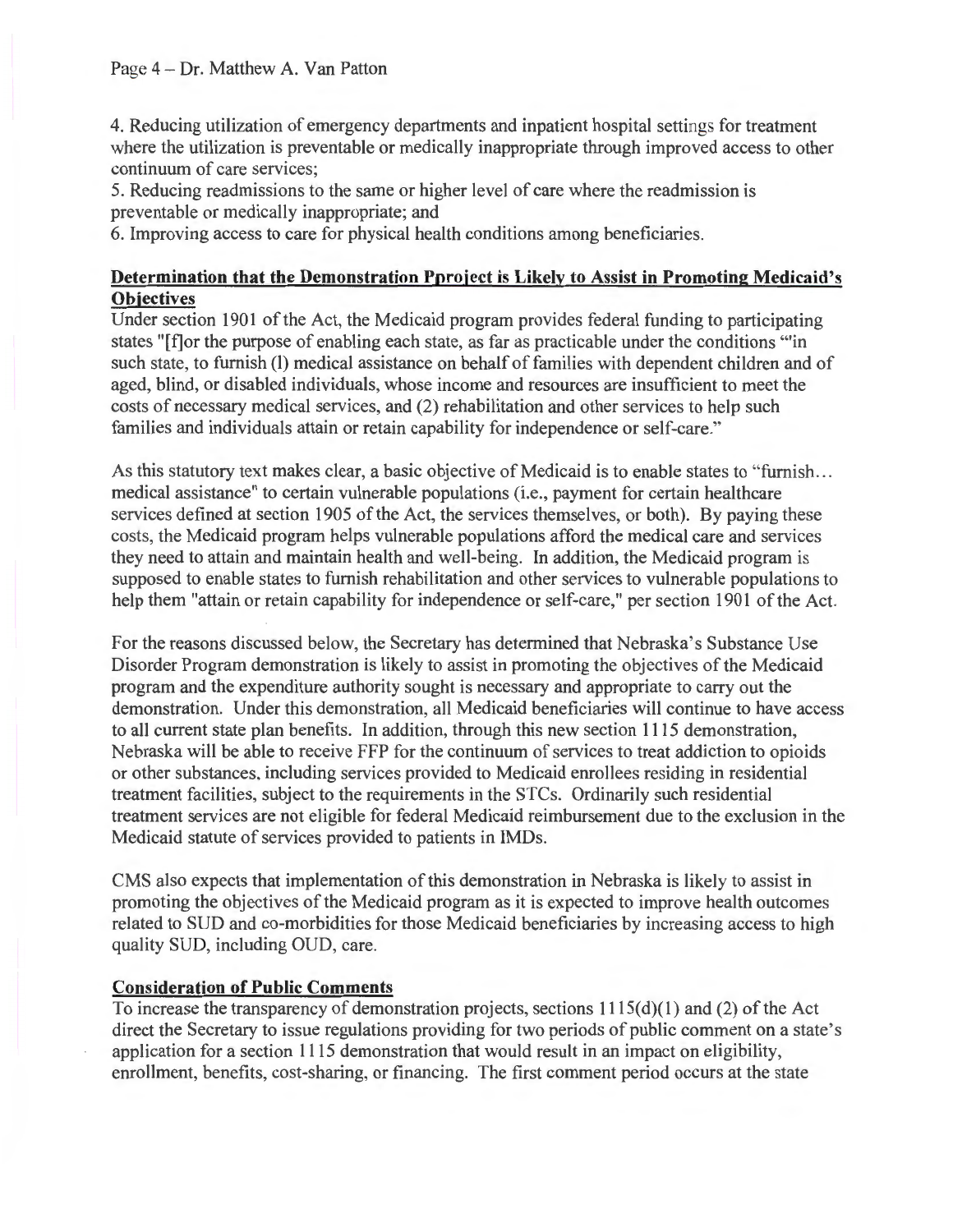4. Reducing utilization of emergency departments and inpatient hospital settings for treatment where the utilization is preventable or medically inappropriate through improved access to other continuum of care services;
5. Reducing readmissions to the same or higher level of care where the readmission is preventable or medically inappropriate; and
6. Improving access to care for physical health conditions among beneficiaries.

**Determination that the Demonstration Pproject is Likely to Assist in Promoting Medicaid's Objectives**

Under section 1901 of the Act, the Medicaid program provides federal funding to participating states "[f]or the purpose of enabling each state, as far as practicable under the conditions "'in such state, to furnish (l) medical assistance on behalf of families with dependent children and of aged, blind, or disabled individuals, whose income and resources are insufficient to meet the costs of necessary medical services, and (2) rehabilitation and other services to help such families and individuals attain or retain capability for independence or self-care."

As this statutory text makes clear, a basic objective of Medicaid is to enable states to "furnish... medical assistance" to certain vulnerable populations (i.e., payment for certain healthcare services defined at section 1905 of the Act, the services themselves, or both). By paying these costs, the Medicaid program helps vulnerable populations afford the medical care and services they need to attain and maintain health and well-being. In addition, the Medicaid program is supposed to enable states to furnish rehabilitation and other services to vulnerable populations to help them "attain or retain capability for independence or self-care," per section 1901 of the Act.

For the reasons discussed below, the Secretary has determined that Nebraska's Substance Use Disorder Program demonstration is likely to assist in promoting the objectives of the Medicaid program and the expenditure authority sought is necessary and appropriate to carry out the demonstration. Under this demonstration, all Medicaid beneficiaries will continue to have access to all current state plan benefits. In addition, through this new section 1115 demonstration, Nebraska will be able to receive FFP for the continuum of services to treat addiction to opioids or other substances, including services provided to Medicaid enrollees residing in residential treatment facilities, subject to the requirements in the STCs. Ordinarily such residential treatment services are not eligible for federal Medicaid reimbursement due to the exclusion in the Medicaid statute of services provided to patients in IMDs.

CMS also expects that implementation of this demonstration in Nebraska is likely to assist in promoting the objectives of the Medicaid program as it is expected to improve health outcomes related to SUD and co-morbidities for those Medicaid beneficiaries by increasing access to high quality SUD, including OUD, care.

**Consideration of Public Comments**

To increase the transparency of demonstration projects, sections 1115(d)(1) and (2) of the Act direct the Secretary to issue regulations providing for two periods of public comment on a state's application for a section 1115 demonstration that would result in an impact on eligibility, enrollment, benefits, cost-sharing, or financing. The first comment period occurs at the state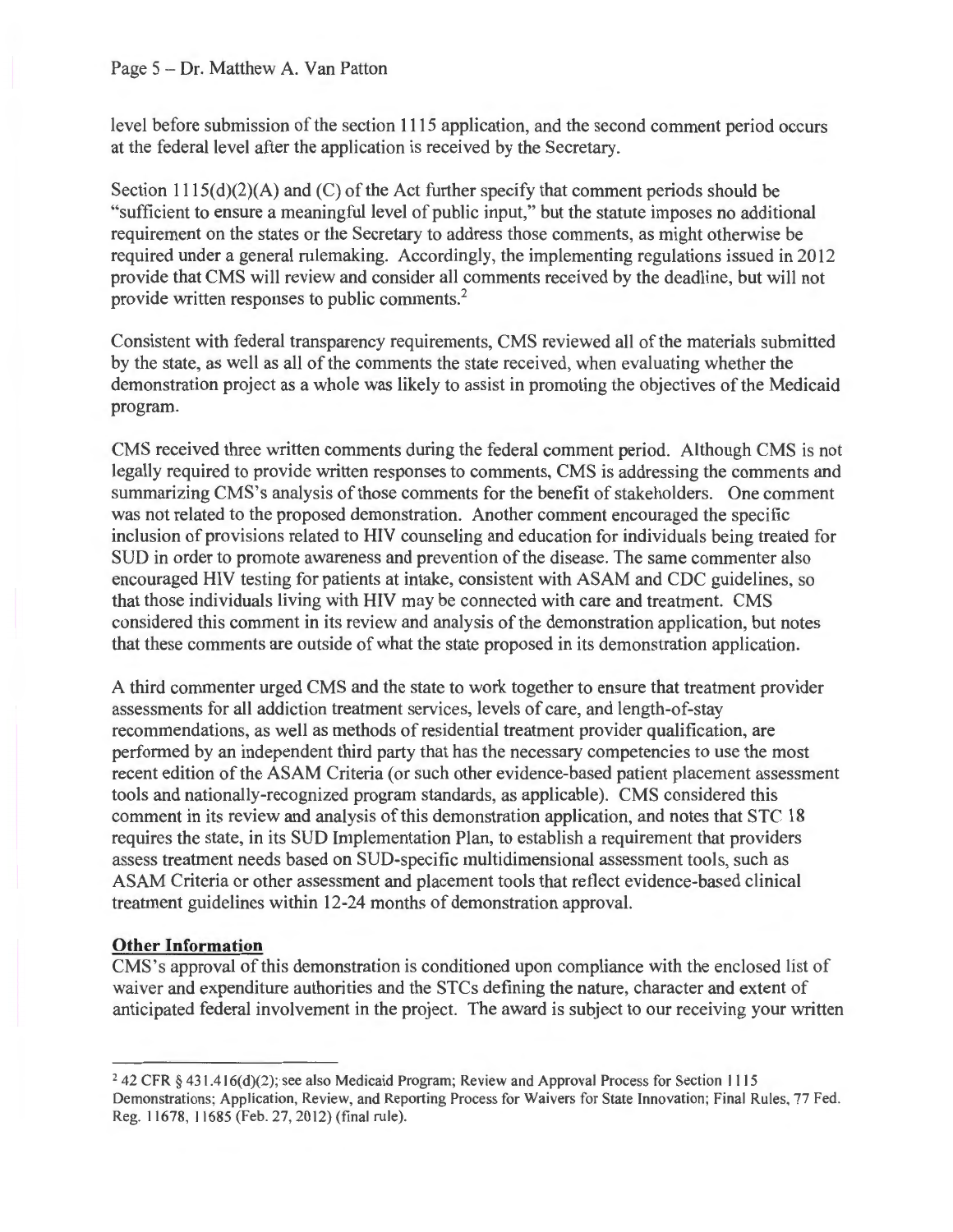level before submission of the section 1115 application, and the second comment period occurs at the federal level after the application is received by the Secretary.

Section 1115(d)(2)(A) and (C) of the Act further specify that comment periods should be "sufficient to ensure a meaningful level of public input," but the statute imposes no additional requirement on the states or the Secretary to address those comments, as might otherwise be required under a general rulemaking. Accordingly, the implementing regulations issued in 2012 provide that CMS will review and consider all comments received by the deadline, but will not provide written responses to public comments.[2]

Consistent with federal transparency requirements, CMS reviewed all of the materials submitted by the state, as well as all of the comments the state received, when evaluating whether the demonstration project as a whole was likely to assist in promoting the objectives of the Medicaid program.

CMS received three written comments during the federal comment period. Although CMS is not legally required to provide written responses to comments, CMS is addressing the comments and summarizing CMS's analysis of those comments for the benefit of stakeholders. One comment was not related to the proposed demonstration. Another comment encouraged the specific inclusion of provisions related to HIV counseling and education for individuals being treated for SUD in order to promote awareness and prevention of the disease. The same commenter also encouraged HIV testing for patients at intake, consistent with ASAM and CDC guidelines, so that those individuals living with HIV may be connected with care and treatment. CMS considered this comment in its review and analysis of the demonstration application, but notes that these comments are outside of what the state proposed in its demonstration application.

A third commenter urged CMS and the state to work together to ensure that treatment provider assessments for all addiction treatment services, levels of care, and length-of-stay recommendations, as well as methods of residential treatment provider qualification, are performed by an independent third party that has the necessary competencies to use the most recent edition of the ASAM Criteria (or such other evidence-based patient placement assessment tools and nationally-recognized program standards, as applicable). CMS considered this comment in its review and analysis of this demonstration application, and notes that STC 18 requires the state, in its SUD Implementation Plan, to establish a requirement that providers assess treatment needs based on SUD-specific multidimensional assessment tools, such as ASAM Criteria or other assessment and placement tools that reflect evidence-based clinical treatment guidelines within 12-24 months of demonstration approval.

**Other Information**

CMS's approval of this demonstration is conditioned upon compliance with the enclosed list of waiver and expenditure authorities and the STCs defining the nature, character and extent of anticipated federal involvement in the project. The award is subject to our receiving your written

---

[2] 42 CFR § 431.416(d)(2); see also Medicaid Program; Review and Approval Process for Section 1115 Demonstrations; Application, Review, and Reporting Process for Waivers for State Innovation; Final Rules, 77 Fed. Reg. 11678, 11685 (Feb. 27, 2012) (final rule).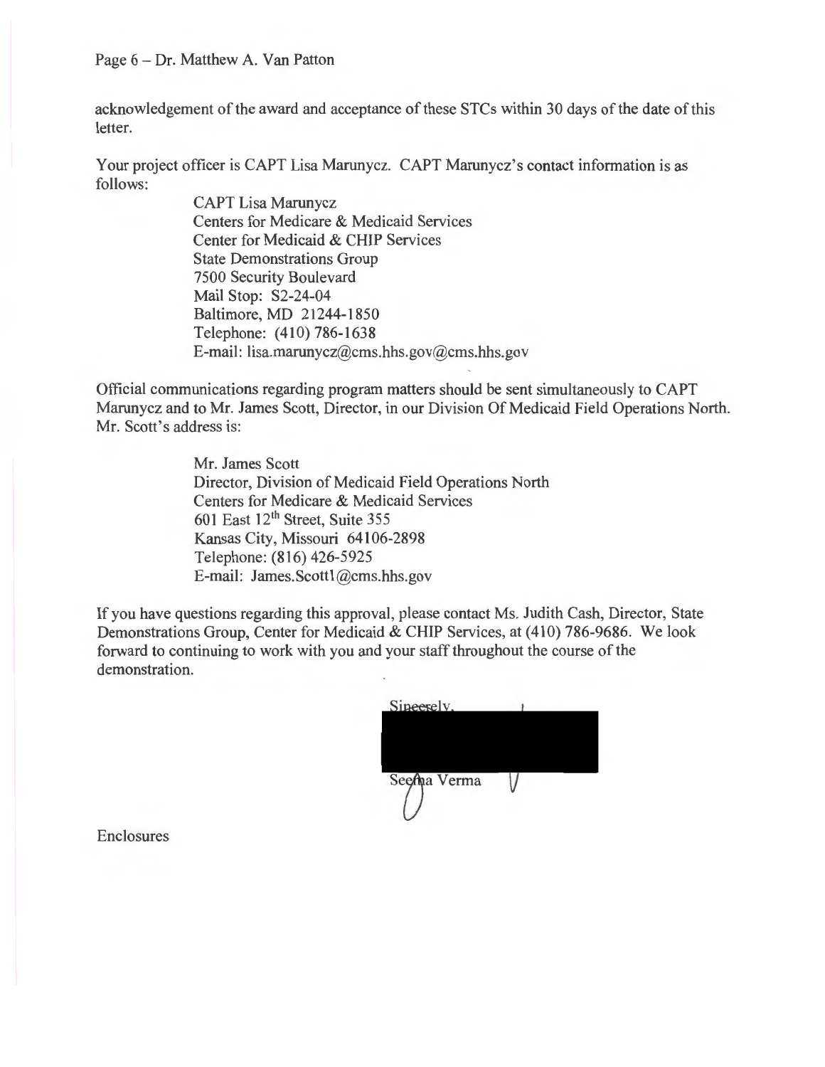acknowledgement of the award and acceptance of these STCs within 30 days of the date of this letter.

Your project officer is CAPT Lisa Marunycz. CAPT Marunycz's contact information is as follows:

CAPT Lisa Marunycz
Centers for Medicare & Medicaid Services
Center for Medicaid & CHIP Services
State Demonstrations Group
7500 Security Boulevard
Mail Stop: S2-24-04
Baltimore, MD 21244-1850
Telephone: (410) 786-1638
E-mail: lisa.marunycz@cms.hhs.gov@cms.hhs.gov

Official communications regarding program matters should be sent simultaneously to CAPT Marunycz and to Mr. James Scott, Director, in our Division Of Medicaid Field Operations North. Mr. Scott's address is:

Mr. James Scott
Director, Division of Medicaid Field Operations North
Centers for Medicare & Medicaid Services
601 East 12th Street, Suite 355
Kansas City, Missouri 64106-2898
Telephone: (816) 426-5925
E-mail: James.Scott1@cms.hhs.gov

If you have questions regarding this approval, please contact Ms. Judith Cash, Director, State Demonstrations Group, Center for Medicaid & CHIP Services, at (410) 786-9686. We look forward to continuing to work with you and your staff throughout the course of the demonstration.

Sincerely,

Seema Verma

Enclosures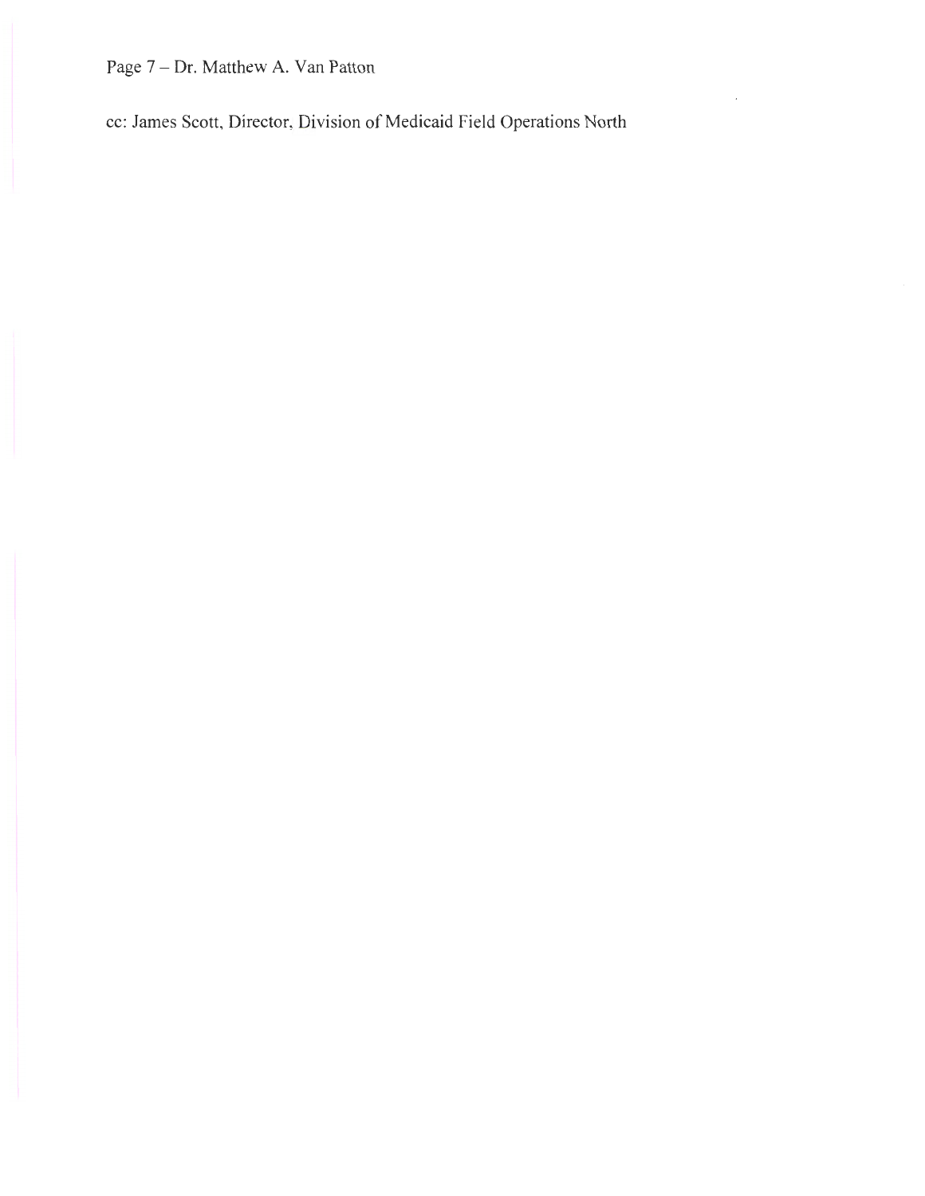cc: James Scott, Director, Division of Medicaid Field Operations North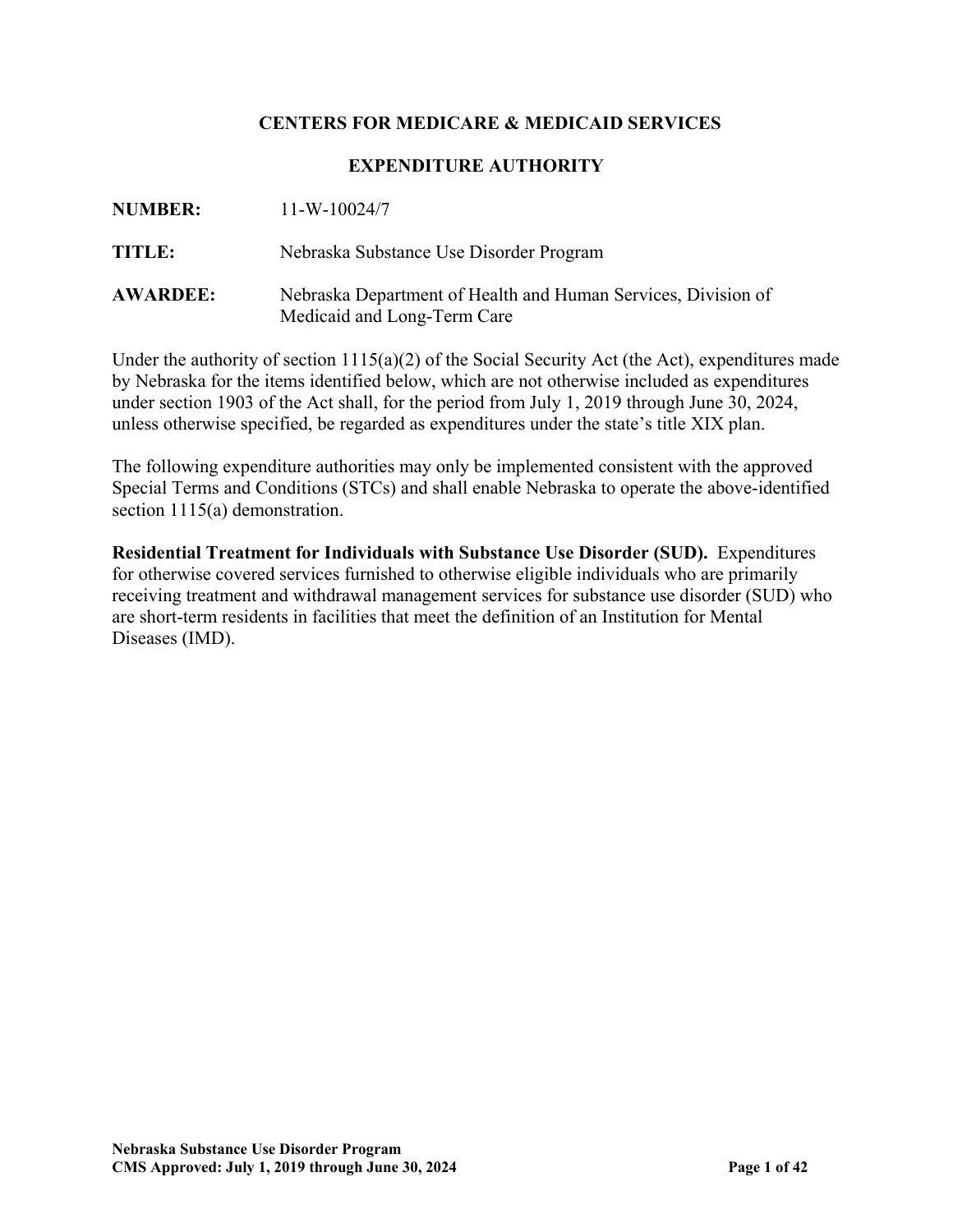**CENTERS FOR MEDICARE & MEDICAID SERVICES**

**EXPENDITURE AUTHORITY**

**NUMBER:** 11-W-10024/7

**TITLE:** Nebraska Substance Use Disorder Program

**AWARDEE:** Nebraska Department of Health and Human Services, Division of Medicaid and Long-Term Care

Under the authority of section 1115(a)(2) of the Social Security Act (the Act), expenditures made by Nebraska for the items identified below, which are not otherwise included as expenditures under section 1903 of the Act shall, for the period from July 1, 2019 through June 30, 2024, unless otherwise specified, be regarded as expenditures under the state's title XIX plan.

The following expenditure authorities may only be implemented consistent with the approved Special Terms and Conditions (STCs) and shall enable Nebraska to operate the above-identified section 1115(a) demonstration.

**Residential Treatment for Individuals with Substance Use Disorder (SUD).** Expenditures for otherwise covered services furnished to otherwise eligible individuals who are primarily receiving treatment and withdrawal management services for substance use disorder (SUD) who are short-term residents in facilities that meet the definition of an Institution for Mental Diseases (IMD).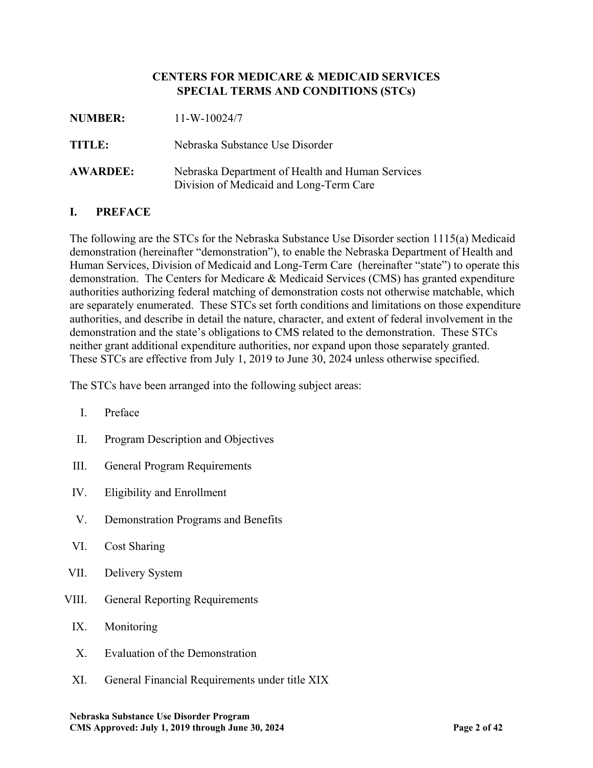**CENTERS FOR MEDICARE & MEDICAID SERVICES**
**SPECIAL TERMS AND CONDITIONS (STCs)**

**NUMBER:** 11-W-10024/7

**TITLE:** Nebraska Substance Use Disorder

**AWARDEE:** Nebraska Department of Health and Human Services
Division of Medicaid and Long-Term Care

## I. PREFACE

The following are the STCs for the Nebraska Substance Use Disorder section 1115(a) Medicaid demonstration (hereinafter "demonstration"), to enable the Nebraska Department of Health and Human Services, Division of Medicaid and Long-Term Care (hereinafter "state") to operate this demonstration. The Centers for Medicare & Medicaid Services (CMS) has granted expenditure authorities authorizing federal matching of demonstration costs not otherwise matchable, which are separately enumerated. These STCs set forth conditions and limitations on those expenditure authorities, and describe in detail the nature, character, and extent of federal involvement in the demonstration and the state's obligations to CMS related to the demonstration. These STCs neither grant additional expenditure authorities, nor expand upon those separately granted. These STCs are effective from July 1, 2019 to June 30, 2024 unless otherwise specified.

The STCs have been arranged into the following subject areas:

I. Preface

II. Program Description and Objectives

III. General Program Requirements

IV. Eligibility and Enrollment

V. Demonstration Programs and Benefits

VI. Cost Sharing

VII. Delivery System

VIII. General Reporting Requirements

IX. Monitoring

X. Evaluation of the Demonstration

XI. General Financial Requirements under title XIX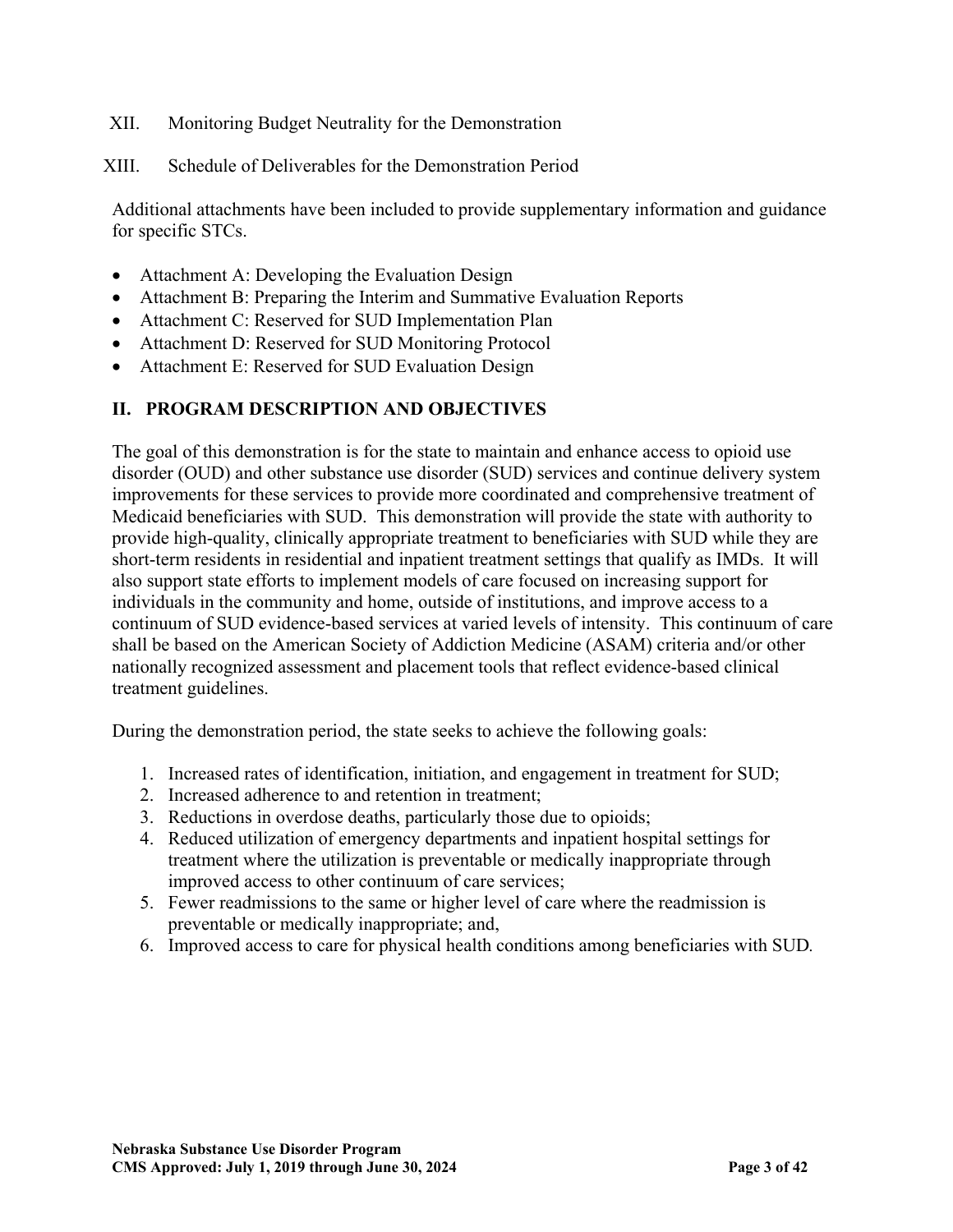XII. Monitoring Budget Neutrality for the Demonstration

XIII. Schedule of Deliverables for the Demonstration Period

Additional attachments have been included to provide supplementary information and guidance for specific STCs.

- Attachment A: Developing the Evaluation Design
- Attachment B: Preparing the Interim and Summative Evaluation Reports
- Attachment C: Reserved for SUD Implementation Plan
- Attachment D: Reserved for SUD Monitoring Protocol
- Attachment E: Reserved for SUD Evaluation Design

## II. PROGRAM DESCRIPTION AND OBJECTIVES

The goal of this demonstration is for the state to maintain and enhance access to opioid use disorder (OUD) and other substance use disorder (SUD) services and continue delivery system improvements for these services to provide more coordinated and comprehensive treatment of Medicaid beneficiaries with SUD. This demonstration will provide the state with authority to provide high-quality, clinically appropriate treatment to beneficiaries with SUD while they are short-term residents in residential and inpatient treatment settings that qualify as IMDs. It will also support state efforts to implement models of care focused on increasing support for individuals in the community and home, outside of institutions, and improve access to a continuum of SUD evidence-based services at varied levels of intensity. This continuum of care shall be based on the American Society of Addiction Medicine (ASAM) criteria and/or other nationally recognized assessment and placement tools that reflect evidence-based clinical treatment guidelines.

During the demonstration period, the state seeks to achieve the following goals:

1. Increased rates of identification, initiation, and engagement in treatment for SUD;
2. Increased adherence to and retention in treatment;
3. Reductions in overdose deaths, particularly those due to opioids;
4. Reduced utilization of emergency departments and inpatient hospital settings for treatment where the utilization is preventable or medically inappropriate through improved access to other continuum of care services;
5. Fewer readmissions to the same or higher level of care where the readmission is preventable or medically inappropriate; and,
6. Improved access to care for physical health conditions among beneficiaries with SUD.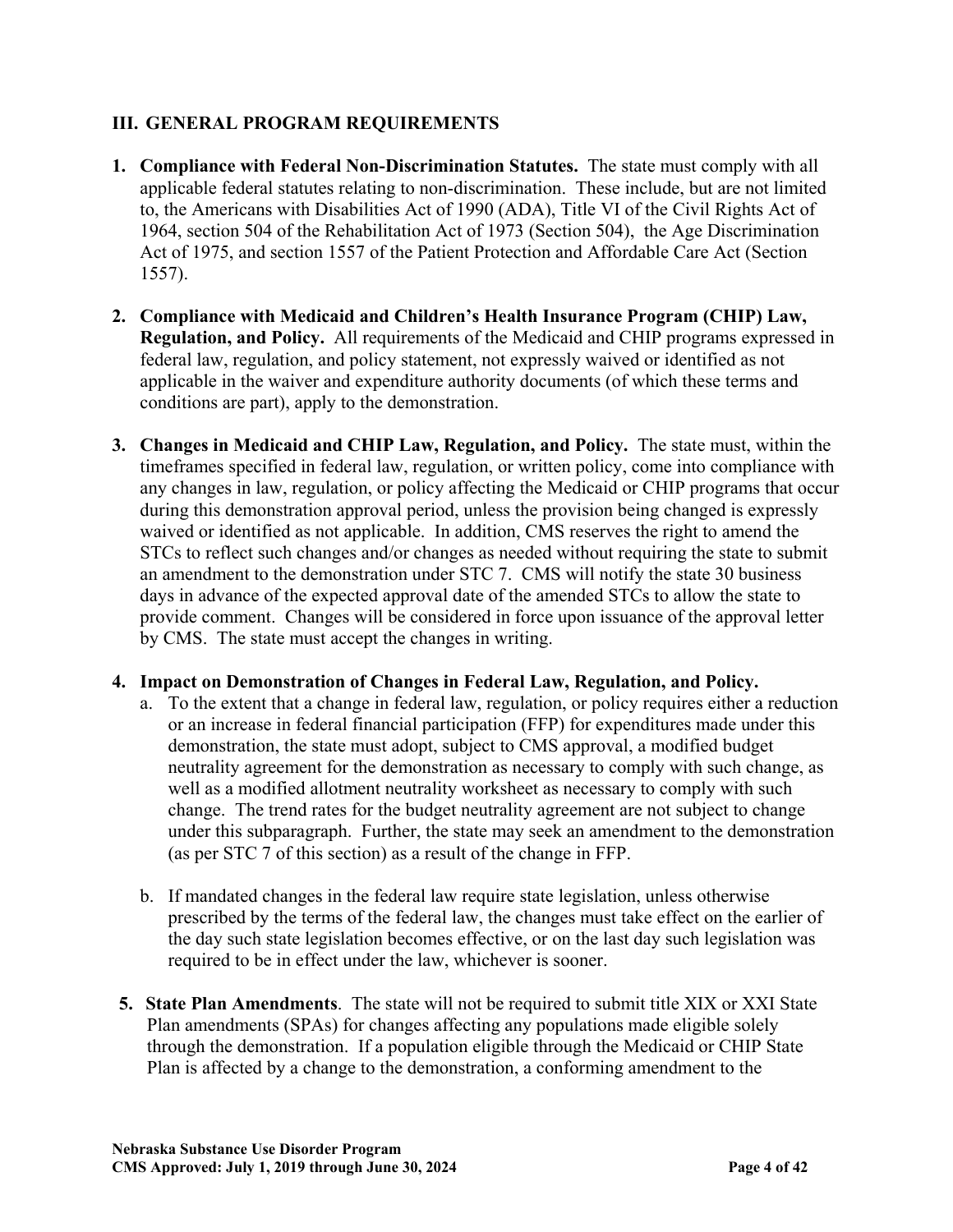## III. GENERAL PROGRAM REQUIREMENTS

1. **Compliance with Federal Non-Discrimination Statutes.** The state must comply with all applicable federal statutes relating to non-discrimination. These include, but are not limited to, the Americans with Disabilities Act of 1990 (ADA), Title VI of the Civil Rights Act of 1964, section 504 of the Rehabilitation Act of 1973 (Section 504), the Age Discrimination Act of 1975, and section 1557 of the Patient Protection and Affordable Care Act (Section 1557).

2. **Compliance with Medicaid and Children's Health Insurance Program (CHIP) Law, Regulation, and Policy.** All requirements of the Medicaid and CHIP programs expressed in federal law, regulation, and policy statement, not expressly waived or identified as not applicable in the waiver and expenditure authority documents (of which these terms and conditions are part), apply to the demonstration.

3. **Changes in Medicaid and CHIP Law, Regulation, and Policy.** The state must, within the timeframes specified in federal law, regulation, or written policy, come into compliance with any changes in law, regulation, or policy affecting the Medicaid or CHIP programs that occur during this demonstration approval period, unless the provision being changed is expressly waived or identified as not applicable. In addition, CMS reserves the right to amend the STCs to reflect such changes and/or changes as needed without requiring the state to submit an amendment to the demonstration under STC 7. CMS will notify the state 30 business days in advance of the expected approval date of the amended STCs to allow the state to provide comment. Changes will be considered in force upon issuance of the approval letter by CMS. The state must accept the changes in writing.

4. **Impact on Demonstration of Changes in Federal Law, Regulation, and Policy.**
   a. To the extent that a change in federal law, regulation, or policy requires either a reduction or an increase in federal financial participation (FFP) for expenditures made under this demonstration, the state must adopt, subject to CMS approval, a modified budget neutrality agreement for the demonstration as necessary to comply with such change, as well as a modified allotment neutrality worksheet as necessary to comply with such change. The trend rates for the budget neutrality agreement are not subject to change under this subparagraph. Further, the state may seek an amendment to the demonstration (as per STC 7 of this section) as a result of the change in FFP.

   b. If mandated changes in the federal law require state legislation, unless otherwise prescribed by the terms of the federal law, the changes must take effect on the earlier of the day such state legislation becomes effective, or on the last day such legislation was required to be in effect under the law, whichever is sooner.

5. **State Plan Amendments**. The state will not be required to submit title XIX or XXI State Plan amendments (SPAs) for changes affecting any populations made eligible solely through the demonstration. If a population eligible through the Medicaid or CHIP State Plan is affected by a change to the demonstration, a conforming amendment to the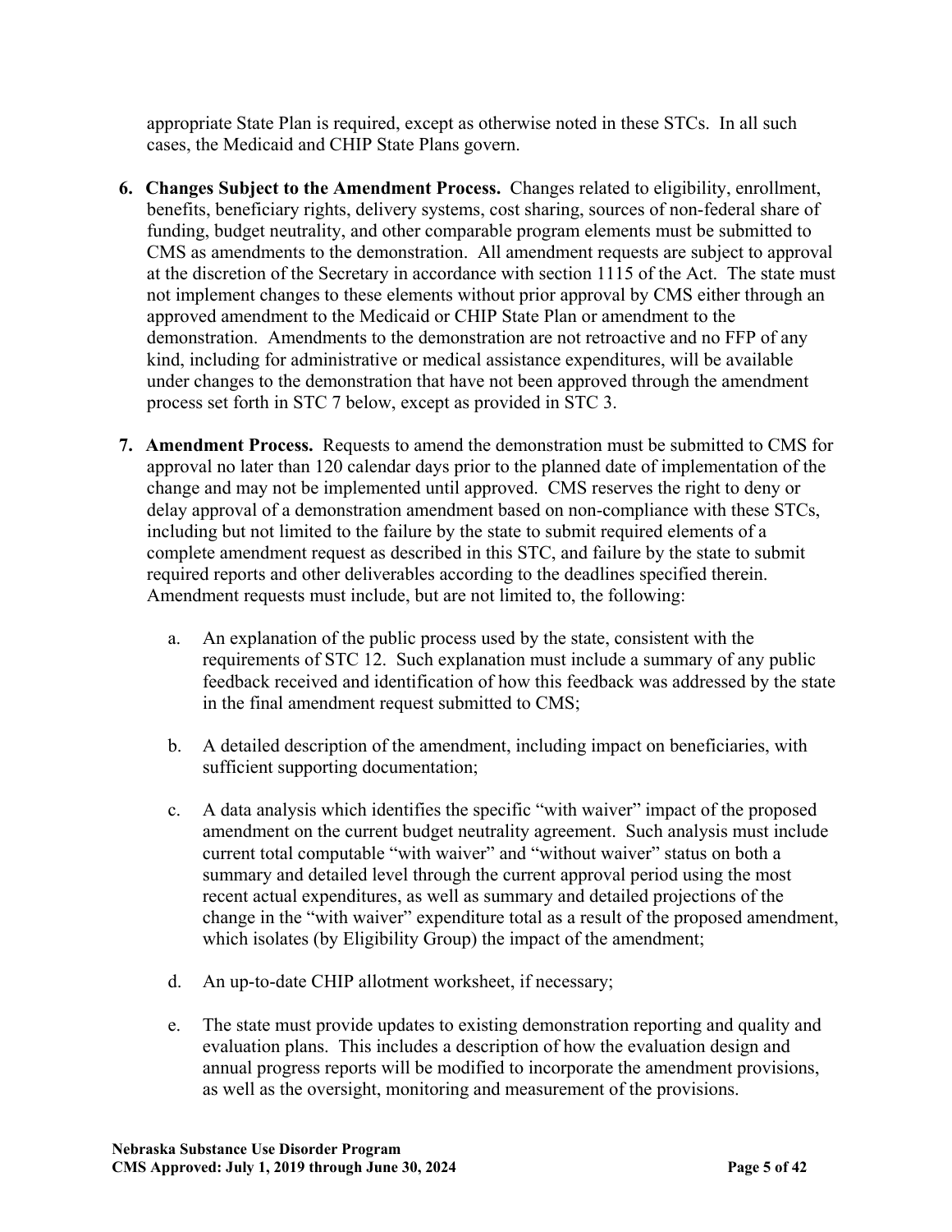appropriate State Plan is required, except as otherwise noted in these STCs. In all such cases, the Medicaid and CHIP State Plans govern.

6. **Changes Subject to the Amendment Process.** Changes related to eligibility, enrollment, benefits, beneficiary rights, delivery systems, cost sharing, sources of non-federal share of funding, budget neutrality, and other comparable program elements must be submitted to CMS as amendments to the demonstration. All amendment requests are subject to approval at the discretion of the Secretary in accordance with section 1115 of the Act. The state must not implement changes to these elements without prior approval by CMS either through an approved amendment to the Medicaid or CHIP State Plan or amendment to the demonstration. Amendments to the demonstration are not retroactive and no FFP of any kind, including for administrative or medical assistance expenditures, will be available under changes to the demonstration that have not been approved through the amendment process set forth in STC 7 below, except as provided in STC 3.

7. **Amendment Process.** Requests to amend the demonstration must be submitted to CMS for approval no later than 120 calendar days prior to the planned date of implementation of the change and may not be implemented until approved. CMS reserves the right to deny or delay approval of a demonstration amendment based on non-compliance with these STCs, including but not limited to the failure by the state to submit required elements of a complete amendment request as described in this STC, and failure by the state to submit required reports and other deliverables according to the deadlines specified therein. Amendment requests must include, but are not limited to, the following:

   a. An explanation of the public process used by the state, consistent with the requirements of STC 12. Such explanation must include a summary of any public feedback received and identification of how this feedback was addressed by the state in the final amendment request submitted to CMS;

   b. A detailed description of the amendment, including impact on beneficiaries, with sufficient supporting documentation;

   c. A data analysis which identifies the specific "with waiver" impact of the proposed amendment on the current budget neutrality agreement. Such analysis must include current total computable "with waiver" and "without waiver" status on both a summary and detailed level through the current approval period using the most recent actual expenditures, as well as summary and detailed projections of the change in the "with waiver" expenditure total as a result of the proposed amendment, which isolates (by Eligibility Group) the impact of the amendment;

   d. An up-to-date CHIP allotment worksheet, if necessary;

   e. The state must provide updates to existing demonstration reporting and quality and evaluation plans. This includes a description of how the evaluation design and annual progress reports will be modified to incorporate the amendment provisions, as well as the oversight, monitoring and measurement of the provisions.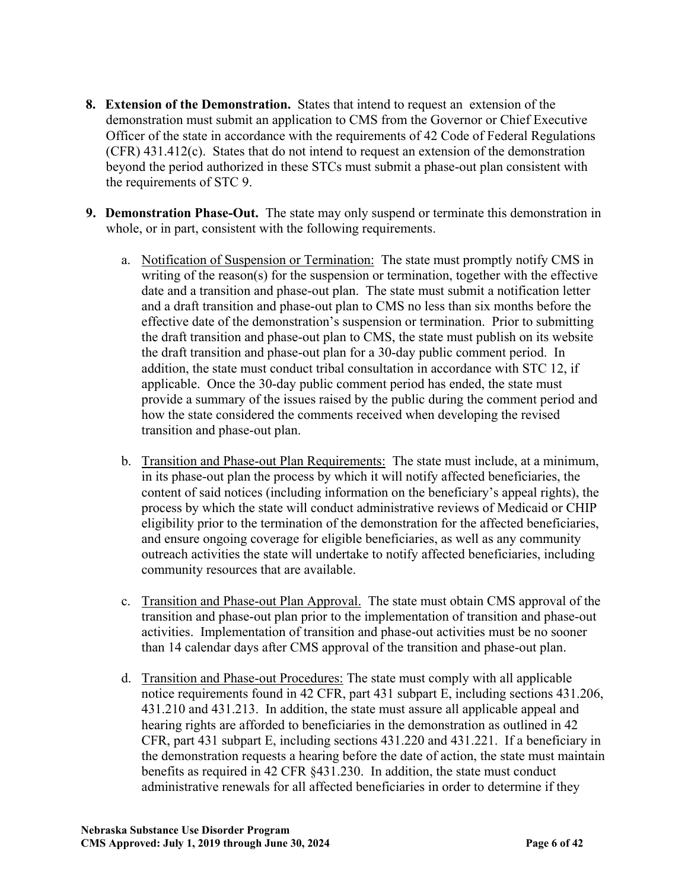8. **Extension of the Demonstration.** States that intend to request an extension of the demonstration must submit an application to CMS from the Governor or Chief Executive Officer of the state in accordance with the requirements of 42 Code of Federal Regulations (CFR) 431.412(c). States that do not intend to request an extension of the demonstration beyond the period authorized in these STCs must submit a phase-out plan consistent with the requirements of STC 9.

9. **Demonstration Phase-Out.** The state may only suspend or terminate this demonstration in whole, or in part, consistent with the following requirements.

   a. Notification of Suspension or Termination: The state must promptly notify CMS in writing of the reason(s) for the suspension or termination, together with the effective date and a transition and phase-out plan. The state must submit a notification letter and a draft transition and phase-out plan to CMS no less than six months before the effective date of the demonstration's suspension or termination. Prior to submitting the draft transition and phase-out plan to CMS, the state must publish on its website the draft transition and phase-out plan for a 30-day public comment period. In addition, the state must conduct tribal consultation in accordance with STC 12, if applicable. Once the 30-day public comment period has ended, the state must provide a summary of the issues raised by the public during the comment period and how the state considered the comments received when developing the revised transition and phase-out plan.

   b. Transition and Phase-out Plan Requirements: The state must include, at a minimum, in its phase-out plan the process by which it will notify affected beneficiaries, the content of said notices (including information on the beneficiary's appeal rights), the process by which the state will conduct administrative reviews of Medicaid or CHIP eligibility prior to the termination of the demonstration for the affected beneficiaries, and ensure ongoing coverage for eligible beneficiaries, as well as any community outreach activities the state will undertake to notify affected beneficiaries, including community resources that are available.

   c. Transition and Phase-out Plan Approval. The state must obtain CMS approval of the transition and phase-out plan prior to the implementation of transition and phase-out activities. Implementation of transition and phase-out activities must be no sooner than 14 calendar days after CMS approval of the transition and phase-out plan.

   d. Transition and Phase-out Procedures: The state must comply with all applicable notice requirements found in 42 CFR, part 431 subpart E, including sections 431.206, 431.210 and 431.213. In addition, the state must assure all applicable appeal and hearing rights are afforded to beneficiaries in the demonstration as outlined in 42 CFR, part 431 subpart E, including sections 431.220 and 431.221. If a beneficiary in the demonstration requests a hearing before the date of action, the state must maintain benefits as required in 42 CFR §431.230. In addition, the state must conduct administrative renewals for all affected beneficiaries in order to determine if they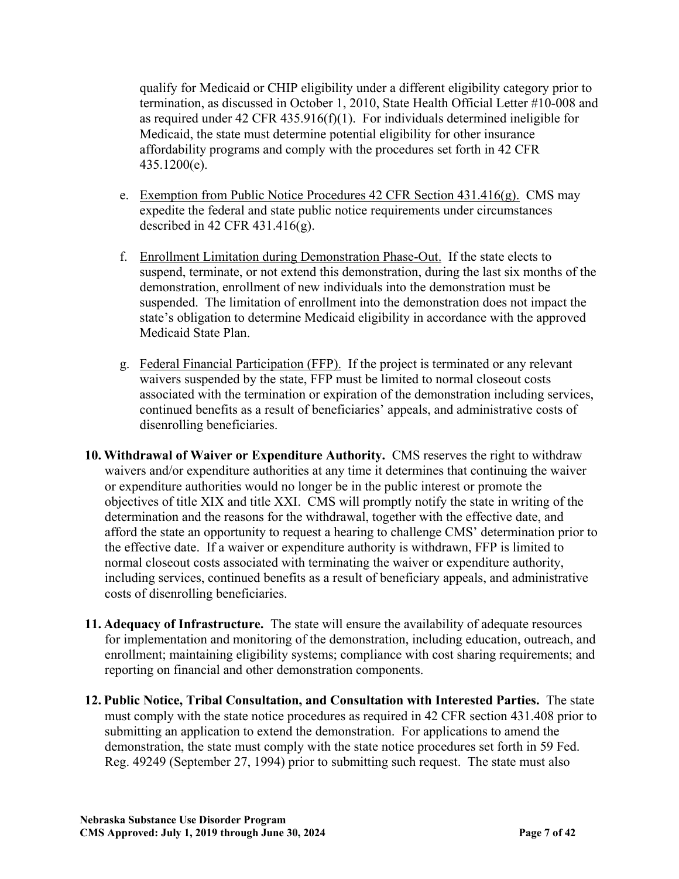qualify for Medicaid or CHIP eligibility under a different eligibility category prior to termination, as discussed in October 1, 2010, State Health Official Letter #10-008 and as required under 42 CFR 435.916(f)(1). For individuals determined ineligible for Medicaid, the state must determine potential eligibility for other insurance affordability programs and comply with the procedures set forth in 42 CFR 435.1200(e).

e. Exemption from Public Notice Procedures 42 CFR Section 431.416(g). CMS may expedite the federal and state public notice requirements under circumstances described in 42 CFR 431.416(g).

f. Enrollment Limitation during Demonstration Phase-Out. If the state elects to suspend, terminate, or not extend this demonstration, during the last six months of the demonstration, enrollment of new individuals into the demonstration must be suspended. The limitation of enrollment into the demonstration does not impact the state's obligation to determine Medicaid eligibility in accordance with the approved Medicaid State Plan.

g. Federal Financial Participation (FFP). If the project is terminated or any relevant waivers suspended by the state, FFP must be limited to normal closeout costs associated with the termination or expiration of the demonstration including services, continued benefits as a result of beneficiaries' appeals, and administrative costs of disenrolling beneficiaries.

10. **Withdrawal of Waiver or Expenditure Authority.** CMS reserves the right to withdraw waivers and/or expenditure authorities at any time it determines that continuing the waiver or expenditure authorities would no longer be in the public interest or promote the objectives of title XIX and title XXI. CMS will promptly notify the state in writing of the determination and the reasons for the withdrawal, together with the effective date, and afford the state an opportunity to request a hearing to challenge CMS' determination prior to the effective date. If a waiver or expenditure authority is withdrawn, FFP is limited to normal closeout costs associated with terminating the waiver or expenditure authority, including services, continued benefits as a result of beneficiary appeals, and administrative costs of disenrolling beneficiaries.

11. **Adequacy of Infrastructure.** The state will ensure the availability of adequate resources for implementation and monitoring of the demonstration, including education, outreach, and enrollment; maintaining eligibility systems; compliance with cost sharing requirements; and reporting on financial and other demonstration components.

12. **Public Notice, Tribal Consultation, and Consultation with Interested Parties.** The state must comply with the state notice procedures as required in 42 CFR section 431.408 prior to submitting an application to extend the demonstration. For applications to amend the demonstration, the state must comply with the state notice procedures set forth in 59 Fed. Reg. 49249 (September 27, 1994) prior to submitting such request. The state must also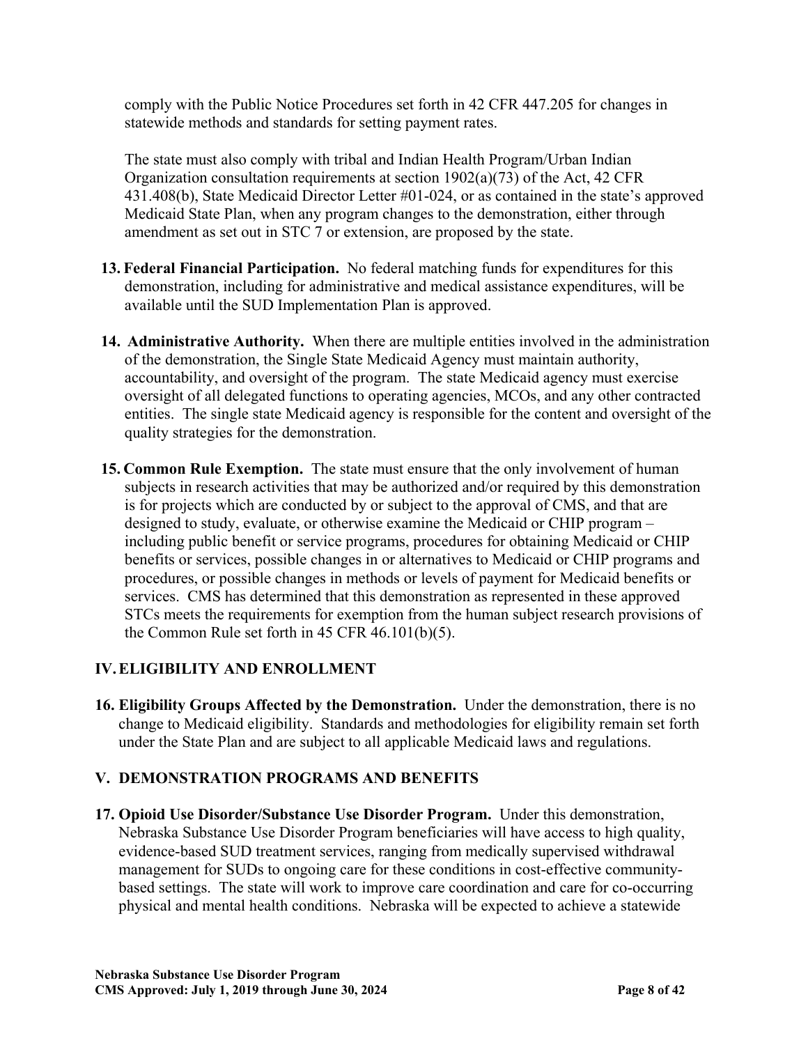comply with the Public Notice Procedures set forth in 42 CFR 447.205 for changes in statewide methods and standards for setting payment rates.

The state must also comply with tribal and Indian Health Program/Urban Indian Organization consultation requirements at section 1902(a)(73) of the Act, 42 CFR 431.408(b), State Medicaid Director Letter #01-024, or as contained in the state's approved Medicaid State Plan, when any program changes to the demonstration, either through amendment as set out in STC 7 or extension, are proposed by the state.

13. **Federal Financial Participation.** No federal matching funds for expenditures for this demonstration, including for administrative and medical assistance expenditures, will be available until the SUD Implementation Plan is approved.

14. **Administrative Authority.** When there are multiple entities involved in the administration of the demonstration, the Single State Medicaid Agency must maintain authority, accountability, and oversight of the program. The state Medicaid agency must exercise oversight of all delegated functions to operating agencies, MCOs, and any other contracted entities. The single state Medicaid agency is responsible for the content and oversight of the quality strategies for the demonstration.

15. **Common Rule Exemption.** The state must ensure that the only involvement of human subjects in research activities that may be authorized and/or required by this demonstration is for projects which are conducted by or subject to the approval of CMS, and that are designed to study, evaluate, or otherwise examine the Medicaid or CHIP program – including public benefit or service programs, procedures for obtaining Medicaid or CHIP benefits or services, possible changes in or alternatives to Medicaid or CHIP programs and procedures, or possible changes in methods or levels of payment for Medicaid benefits or services. CMS has determined that this demonstration as represented in these approved STCs meets the requirements for exemption from the human subject research provisions of the Common Rule set forth in 45 CFR 46.101(b)(5).

## IV. ELIGIBILITY AND ENROLLMENT

16. **Eligibility Groups Affected by the Demonstration.** Under the demonstration, there is no change to Medicaid eligibility. Standards and methodologies for eligibility remain set forth under the State Plan and are subject to all applicable Medicaid laws and regulations.

## V. DEMONSTRATION PROGRAMS AND BENEFITS

17. **Opioid Use Disorder/Substance Use Disorder Program.** Under this demonstration, Nebraska Substance Use Disorder Program beneficiaries will have access to high quality, evidence-based SUD treatment services, ranging from medically supervised withdrawal management for SUDs to ongoing care for these conditions in cost-effective community-based settings. The state will work to improve care coordination and care for co-occurring physical and mental health conditions. Nebraska will be expected to achieve a statewide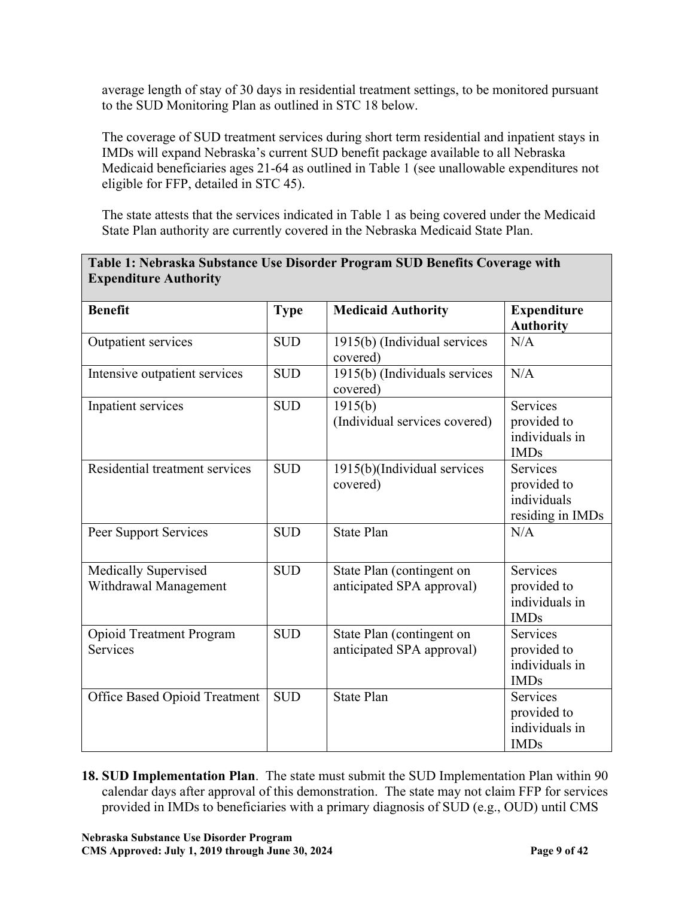average length of stay of 30 days in residential treatment settings, to be monitored pursuant to the SUD Monitoring Plan as outlined in STC 18 below.

The coverage of SUD treatment services during short term residential and inpatient stays in IMDs will expand Nebraska's current SUD benefit package available to all Nebraska Medicaid beneficiaries ages 21-64 as outlined in Table 1 (see unallowable expenditures not eligible for FFP, detailed in STC 45).

The state attests that the services indicated in Table 1 as being covered under the Medicaid State Plan authority are currently covered in the Nebraska Medicaid State Plan.

**Table 1: Nebraska Substance Use Disorder Program SUD Benefits Coverage with Expenditure Authority**

| Benefit | Type | Medicaid Authority | Expenditure Authority |
|---|---|---|---|
| Outpatient services | SUD | 1915(b) (Individual services covered) | N/A |
| Intensive outpatient services | SUD | 1915(b) (Individuals services covered) | N/A |
| Inpatient services | SUD | 1915(b) (Individual services covered) | Services provided to individuals in IMDs |
| Residential treatment services | SUD | 1915(b)(Individual services covered) | Services provided to individuals residing in IMDs |
| Peer Support Services | SUD | State Plan | N/A |
| Medically Supervised Withdrawal Management | SUD | State Plan (contingent on anticipated SPA approval) | Services provided to individuals in IMDs |
| Opioid Treatment Program Services | SUD | State Plan (contingent on anticipated SPA approval) | Services provided to individuals in IMDs |
| Office Based Opioid Treatment | SUD | State Plan | Services provided to individuals in IMDs |

18. **SUD Implementation Plan**. The state must submit the SUD Implementation Plan within 90 calendar days after approval of this demonstration. The state may not claim FFP for services provided in IMDs to beneficiaries with a primary diagnosis of SUD (e.g., OUD) until CMS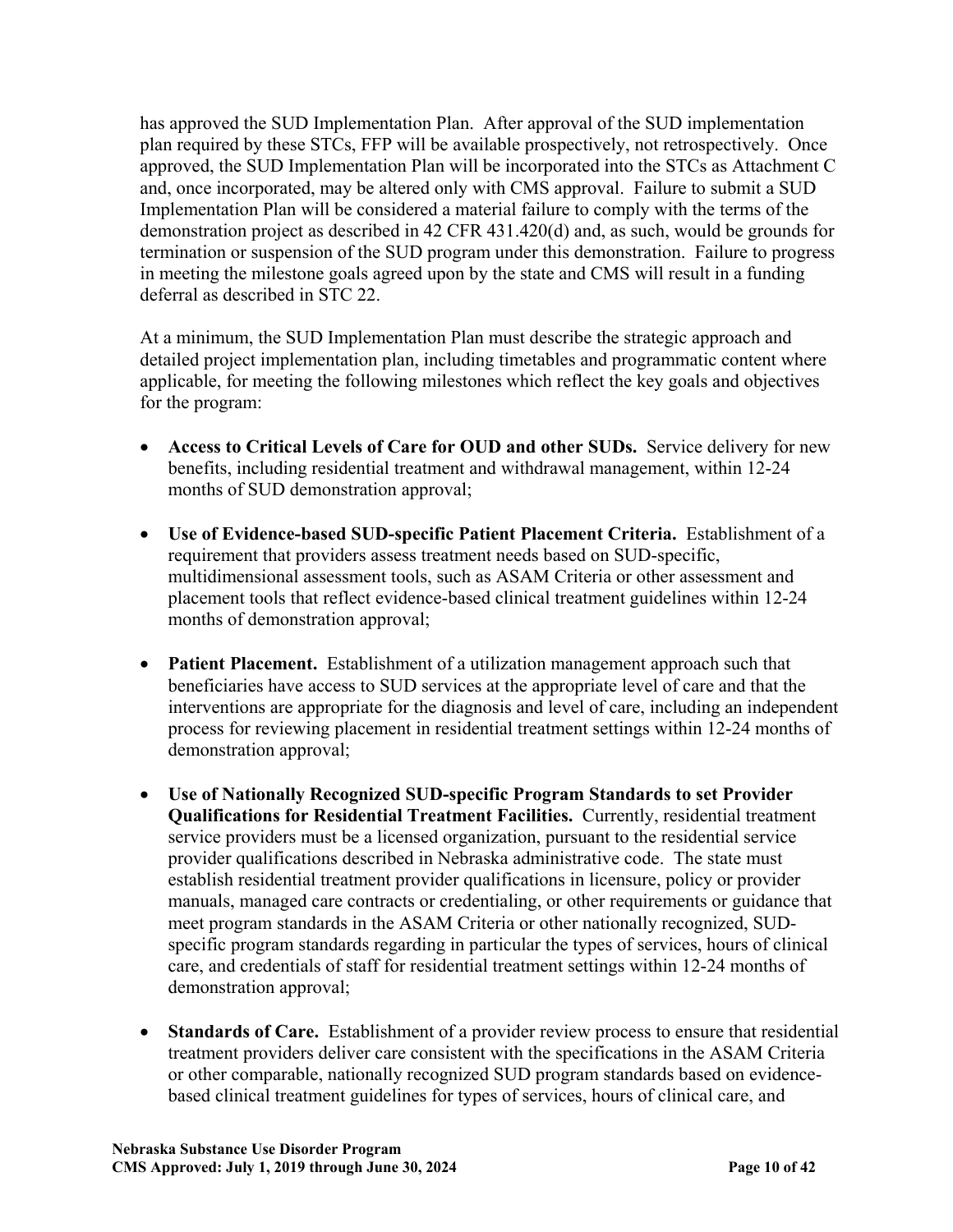has approved the SUD Implementation Plan. After approval of the SUD implementation plan required by these STCs, FFP will be available prospectively, not retrospectively. Once approved, the SUD Implementation Plan will be incorporated into the STCs as Attachment C and, once incorporated, may be altered only with CMS approval. Failure to submit a SUD Implementation Plan will be considered a material failure to comply with the terms of the demonstration project as described in 42 CFR 431.420(d) and, as such, would be grounds for termination or suspension of the SUD program under this demonstration. Failure to progress in meeting the milestone goals agreed upon by the state and CMS will result in a funding deferral as described in STC 22.

At a minimum, the SUD Implementation Plan must describe the strategic approach and detailed project implementation plan, including timetables and programmatic content where applicable, for meeting the following milestones which reflect the key goals and objectives for the program:

- **Access to Critical Levels of Care for OUD and other SUDs.** Service delivery for new benefits, including residential treatment and withdrawal management, within 12-24 months of SUD demonstration approval;

- **Use of Evidence-based SUD-specific Patient Placement Criteria.** Establishment of a requirement that providers assess treatment needs based on SUD-specific, multidimensional assessment tools, such as ASAM Criteria or other assessment and placement tools that reflect evidence-based clinical treatment guidelines within 12-24 months of demonstration approval;

- **Patient Placement.** Establishment of a utilization management approach such that beneficiaries have access to SUD services at the appropriate level of care and that the interventions are appropriate for the diagnosis and level of care, including an independent process for reviewing placement in residential treatment settings within 12-24 months of demonstration approval;

- **Use of Nationally Recognized SUD-specific Program Standards to set Provider Qualifications for Residential Treatment Facilities.** Currently, residential treatment service providers must be a licensed organization, pursuant to the residential service provider qualifications described in Nebraska administrative code. The state must establish residential treatment provider qualifications in licensure, policy or provider manuals, managed care contracts or credentialing, or other requirements or guidance that meet program standards in the ASAM Criteria or other nationally recognized, SUD-specific program standards regarding in particular the types of services, hours of clinical care, and credentials of staff for residential treatment settings within 12-24 months of demonstration approval;

- **Standards of Care.** Establishment of a provider review process to ensure that residential treatment providers deliver care consistent with the specifications in the ASAM Criteria or other comparable, nationally recognized SUD program standards based on evidence-based clinical treatment guidelines for types of services, hours of clinical care, and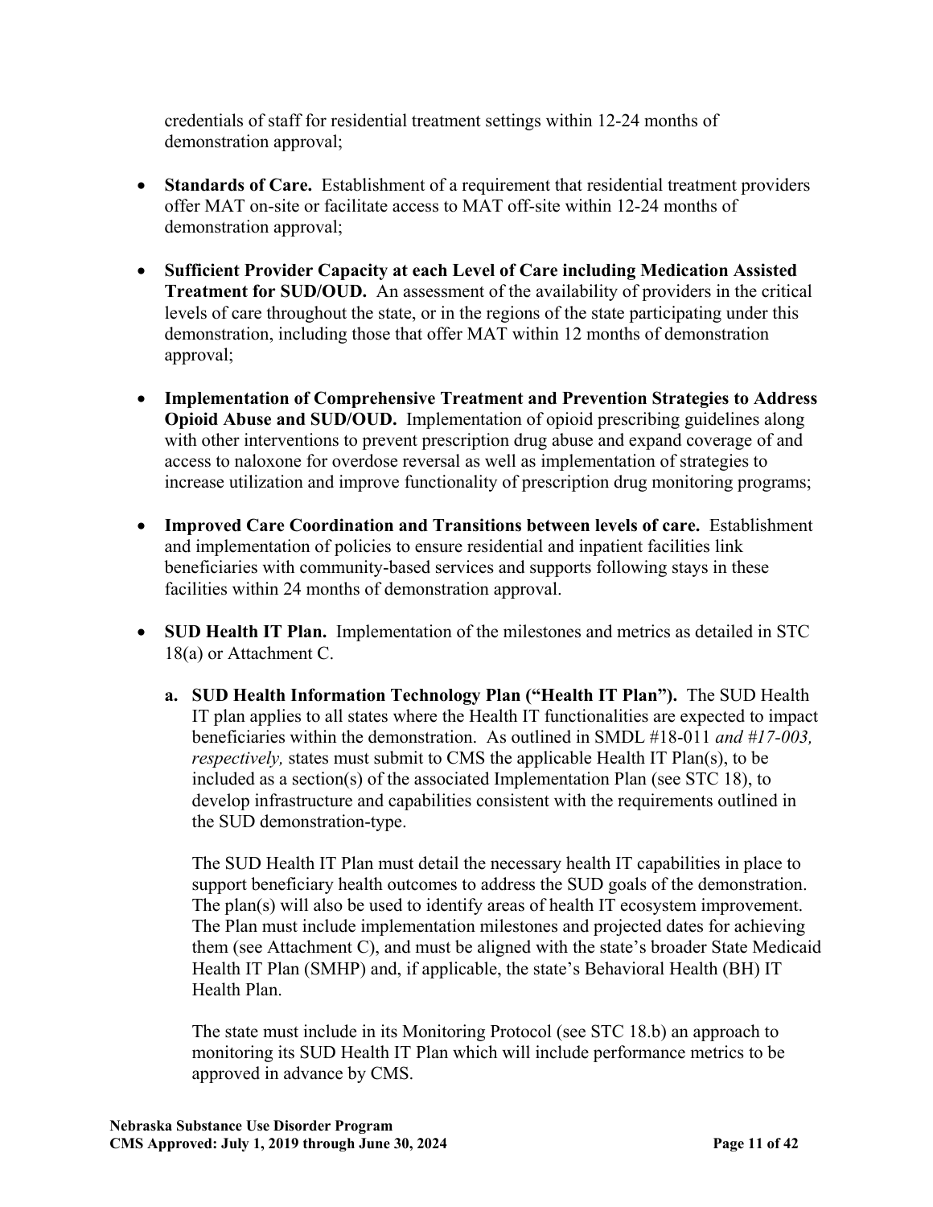credentials of staff for residential treatment settings within 12-24 months of demonstration approval;

- **Standards of Care.** Establishment of a requirement that residential treatment providers offer MAT on-site or facilitate access to MAT off-site within 12-24 months of demonstration approval;

- **Sufficient Provider Capacity at each Level of Care including Medication Assisted Treatment for SUD/OUD.** An assessment of the availability of providers in the critical levels of care throughout the state, or in the regions of the state participating under this demonstration, including those that offer MAT within 12 months of demonstration approval;

- **Implementation of Comprehensive Treatment and Prevention Strategies to Address Opioid Abuse and SUD/OUD.** Implementation of opioid prescribing guidelines along with other interventions to prevent prescription drug abuse and expand coverage of and access to naloxone for overdose reversal as well as implementation of strategies to increase utilization and improve functionality of prescription drug monitoring programs;

- **Improved Care Coordination and Transitions between levels of care.** Establishment and implementation of policies to ensure residential and inpatient facilities link beneficiaries with community-based services and supports following stays in these facilities within 24 months of demonstration approval.

- **SUD Health IT Plan.** Implementation of the milestones and metrics as detailed in STC 18(a) or Attachment C.

  **a. SUD Health Information Technology Plan ("Health IT Plan").** The SUD Health IT plan applies to all states where the Health IT functionalities are expected to impact beneficiaries within the demonstration. As outlined in SMDL #18-011 *and #17-003, respectively,* states must submit to CMS the applicable Health IT Plan(s), to be included as a section(s) of the associated Implementation Plan (see STC 18), to develop infrastructure and capabilities consistent with the requirements outlined in the SUD demonstration-type.

  The SUD Health IT Plan must detail the necessary health IT capabilities in place to support beneficiary health outcomes to address the SUD goals of the demonstration. The plan(s) will also be used to identify areas of health IT ecosystem improvement. The Plan must include implementation milestones and projected dates for achieving them (see Attachment C), and must be aligned with the state's broader State Medicaid Health IT Plan (SMHP) and, if applicable, the state's Behavioral Health (BH) IT Health Plan.

  The state must include in its Monitoring Protocol (see STC 18.b) an approach to monitoring its SUD Health IT Plan which will include performance metrics to be approved in advance by CMS.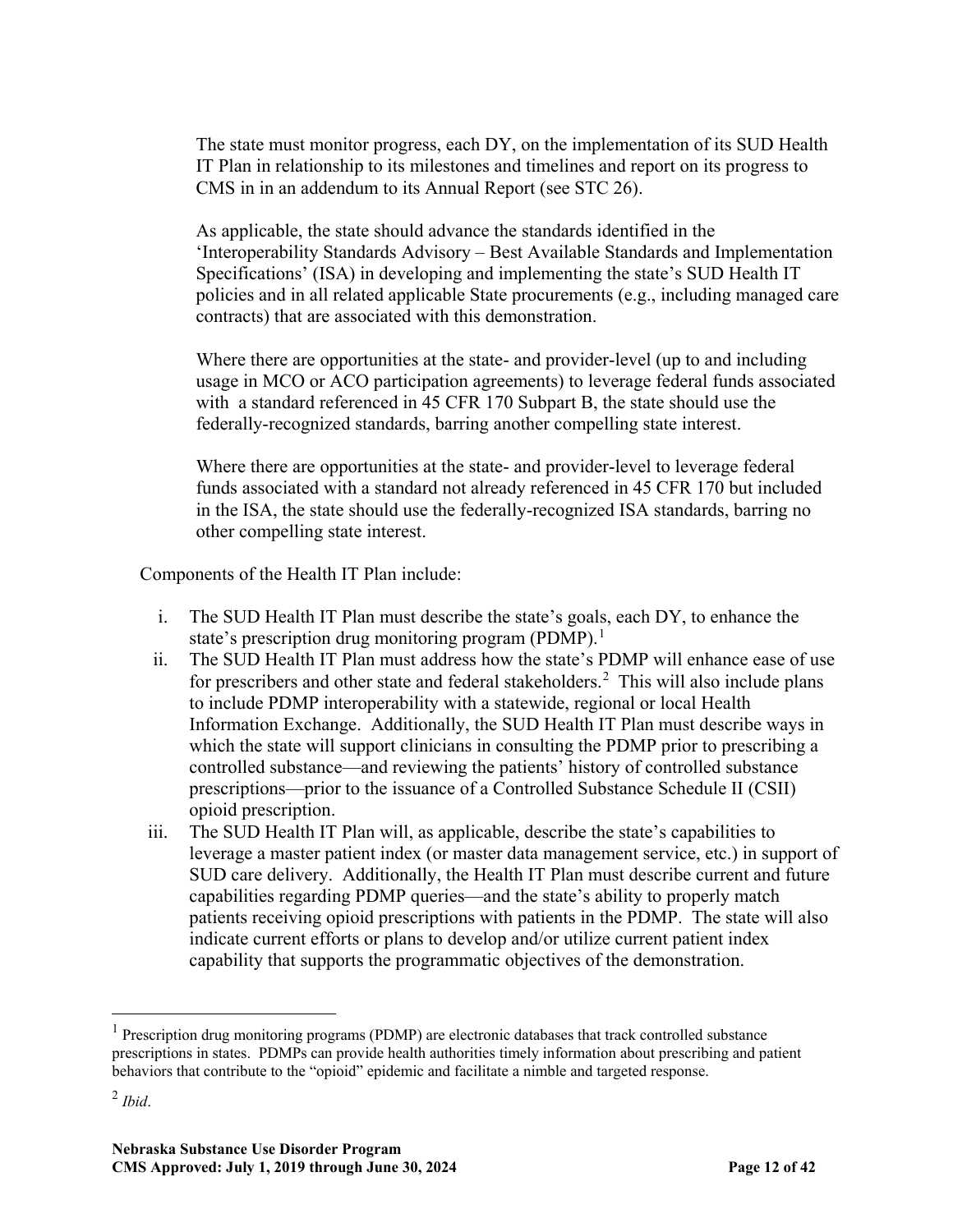The state must monitor progress, each DY, on the implementation of its SUD Health IT Plan in relationship to its milestones and timelines and report on its progress to CMS in in an addendum to its Annual Report (see STC 26).

As applicable, the state should advance the standards identified in the 'Interoperability Standards Advisory – Best Available Standards and Implementation Specifications' (ISA) in developing and implementing the state's SUD Health IT policies and in all related applicable State procurements (e.g., including managed care contracts) that are associated with this demonstration.

Where there are opportunities at the state- and provider-level (up to and including usage in MCO or ACO participation agreements) to leverage federal funds associated with a standard referenced in 45 CFR 170 Subpart B, the state should use the federally-recognized standards, barring another compelling state interest.

Where there are opportunities at the state- and provider-level to leverage federal funds associated with a standard not already referenced in 45 CFR 170 but included in the ISA, the state should use the federally-recognized ISA standards, barring no other compelling state interest.

Components of the Health IT Plan include:

i. The SUD Health IT Plan must describe the state's goals, each DY, to enhance the state's prescription drug monitoring program (PDMP).[1]
ii. The SUD Health IT Plan must address how the state's PDMP will enhance ease of use for prescribers and other state and federal stakeholders.[2] This will also include plans to include PDMP interoperability with a statewide, regional or local Health Information Exchange. Additionally, the SUD Health IT Plan must describe ways in which the state will support clinicians in consulting the PDMP prior to prescribing a controlled substance—and reviewing the patients' history of controlled substance prescriptions—prior to the issuance of a Controlled Substance Schedule II (CSII) opioid prescription.
iii. The SUD Health IT Plan will, as applicable, describe the state's capabilities to leverage a master patient index (or master data management service, etc.) in support of SUD care delivery. Additionally, the Health IT Plan must describe current and future capabilities regarding PDMP queries—and the state's ability to properly match patients receiving opioid prescriptions with patients in the PDMP. The state will also indicate current efforts or plans to develop and/or utilize current patient index capability that supports the programmatic objectives of the demonstration.

[1] Prescription drug monitoring programs (PDMP) are electronic databases that track controlled substance prescriptions in states. PDMPs can provide health authorities timely information about prescribing and patient behaviors that contribute to the "opioid" epidemic and facilitate a nimble and targeted response.

[2] *Ibid*.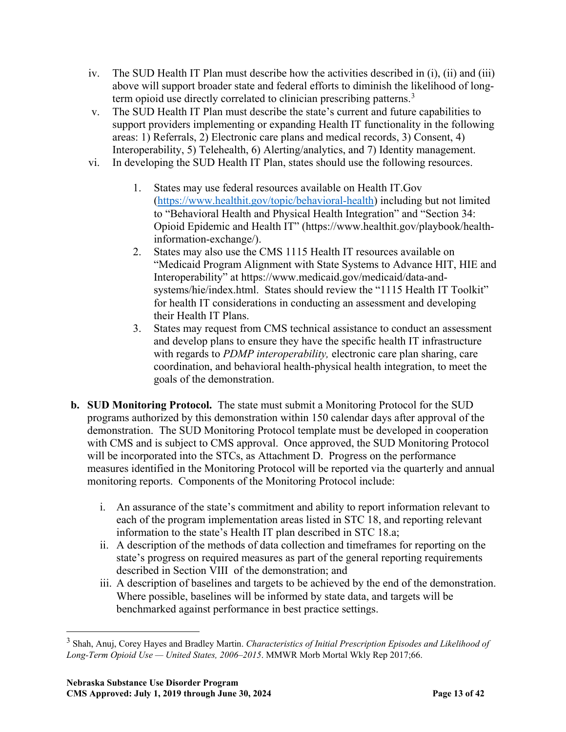iv. The SUD Health IT Plan must describe how the activities described in (i), (ii) and (iii) above will support broader state and federal efforts to diminish the likelihood of long-term opioid use directly correlated to clinician prescribing patterns.[3]

v. The SUD Health IT Plan must describe the state's current and future capabilities to support providers implementing or expanding Health IT functionality in the following areas: 1) Referrals, 2) Electronic care plans and medical records, 3) Consent, 4) Interoperability, 5) Telehealth, 6) Alerting/analytics, and 7) Identity management.

vi. In developing the SUD Health IT Plan, states should use the following resources.

1. States may use federal resources available on Health IT.Gov (https://www.healthit.gov/topic/behavioral-health) including but not limited to "Behavioral Health and Physical Health Integration" and "Section 34: Opioid Epidemic and Health IT" (https://www.healthit.gov/playbook/health-information-exchange/).
2. States may also use the CMS 1115 Health IT resources available on "Medicaid Program Alignment with State Systems to Advance HIT, HIE and Interoperability" at https://www.medicaid.gov/medicaid/data-and-systems/hie/index.html. States should review the "1115 Health IT Toolkit" for health IT considerations in conducting an assessment and developing their Health IT Plans.
3. States may request from CMS technical assistance to conduct an assessment and develop plans to ensure they have the specific health IT infrastructure with regards to *PDMP interoperability,* electronic care plan sharing, care coordination, and behavioral health-physical health integration, to meet the goals of the demonstration.

**b. SUD Monitoring Protocol.** The state must submit a Monitoring Protocol for the SUD programs authorized by this demonstration within 150 calendar days after approval of the demonstration. The SUD Monitoring Protocol template must be developed in cooperation with CMS and is subject to CMS approval. Once approved, the SUD Monitoring Protocol will be incorporated into the STCs, as Attachment D. Progress on the performance measures identified in the Monitoring Protocol will be reported via the quarterly and annual monitoring reports. Components of the Monitoring Protocol include:

i. An assurance of the state's commitment and ability to report information relevant to each of the program implementation areas listed in STC 18, and reporting relevant information to the state's Health IT plan described in STC 18.a;

ii. A description of the methods of data collection and timeframes for reporting on the state's progress on required measures as part of the general reporting requirements described in Section VIII of the demonstration; and

iii. A description of baselines and targets to be achieved by the end of the demonstration. Where possible, baselines will be informed by state data, and targets will be benchmarked against performance in best practice settings.

---

[3] Shah, Anuj, Corey Hayes and Bradley Martin. *Characteristics of Initial Prescription Episodes and Likelihood of Long-Term Opioid Use — United States, 2006–2015*. MMWR Morb Mortal Wkly Rep 2017;66.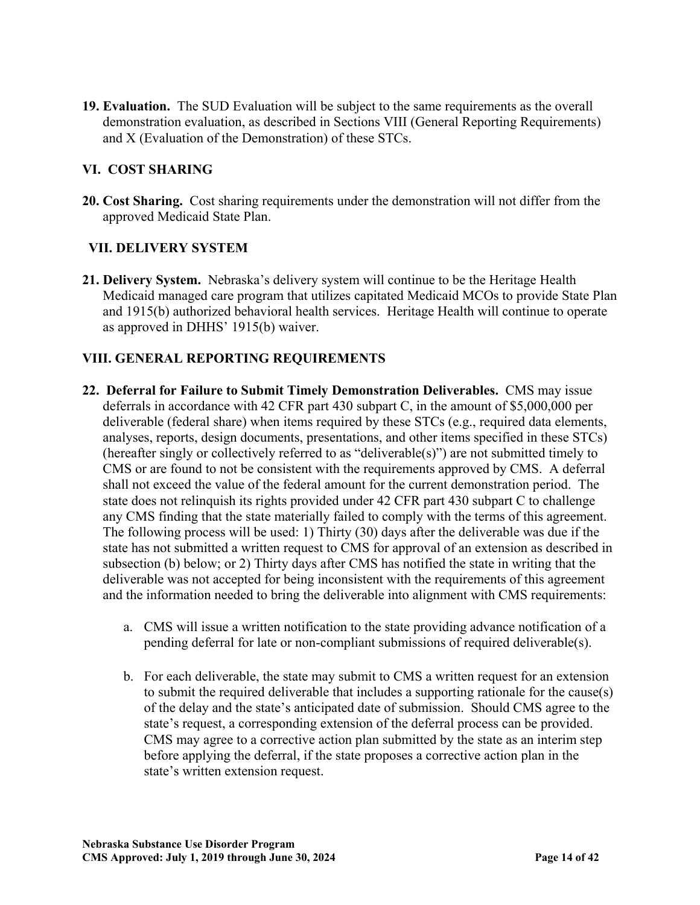**19. Evaluation.** The SUD Evaluation will be subject to the same requirements as the overall demonstration evaluation, as described in Sections VIII (General Reporting Requirements) and X (Evaluation of the Demonstration) of these STCs.

## VI. COST SHARING

**20. Cost Sharing.** Cost sharing requirements under the demonstration will not differ from the approved Medicaid State Plan.

## VII. DELIVERY SYSTEM

**21. Delivery System.** Nebraska's delivery system will continue to be the Heritage Health Medicaid managed care program that utilizes capitated Medicaid MCOs to provide State Plan and 1915(b) authorized behavioral health services. Heritage Health will continue to operate as approved in DHHS' 1915(b) waiver.

## VIII. GENERAL REPORTING REQUIREMENTS

**22. Deferral for Failure to Submit Timely Demonstration Deliverables.** CMS may issue deferrals in accordance with 42 CFR part 430 subpart C, in the amount of $5,000,000 per deliverable (federal share) when items required by these STCs (e.g., required data elements, analyses, reports, design documents, presentations, and other items specified in these STCs) (hereafter singly or collectively referred to as "deliverable(s)") are not submitted timely to CMS or are found to not be consistent with the requirements approved by CMS. A deferral shall not exceed the value of the federal amount for the current demonstration period. The state does not relinquish its rights provided under 42 CFR part 430 subpart C to challenge any CMS finding that the state materially failed to comply with the terms of this agreement. The following process will be used: 1) Thirty (30) days after the deliverable was due if the state has not submitted a written request to CMS for approval of an extension as described in subsection (b) below; or 2) Thirty days after CMS has notified the state in writing that the deliverable was not accepted for being inconsistent with the requirements of this agreement and the information needed to bring the deliverable into alignment with CMS requirements:

a. CMS will issue a written notification to the state providing advance notification of a pending deferral for late or non-compliant submissions of required deliverable(s).

b. For each deliverable, the state may submit to CMS a written request for an extension to submit the required deliverable that includes a supporting rationale for the cause(s) of the delay and the state's anticipated date of submission. Should CMS agree to the state's request, a corresponding extension of the deferral process can be provided. CMS may agree to a corrective action plan submitted by the state as an interim step before applying the deferral, if the state proposes a corrective action plan in the state's written extension request.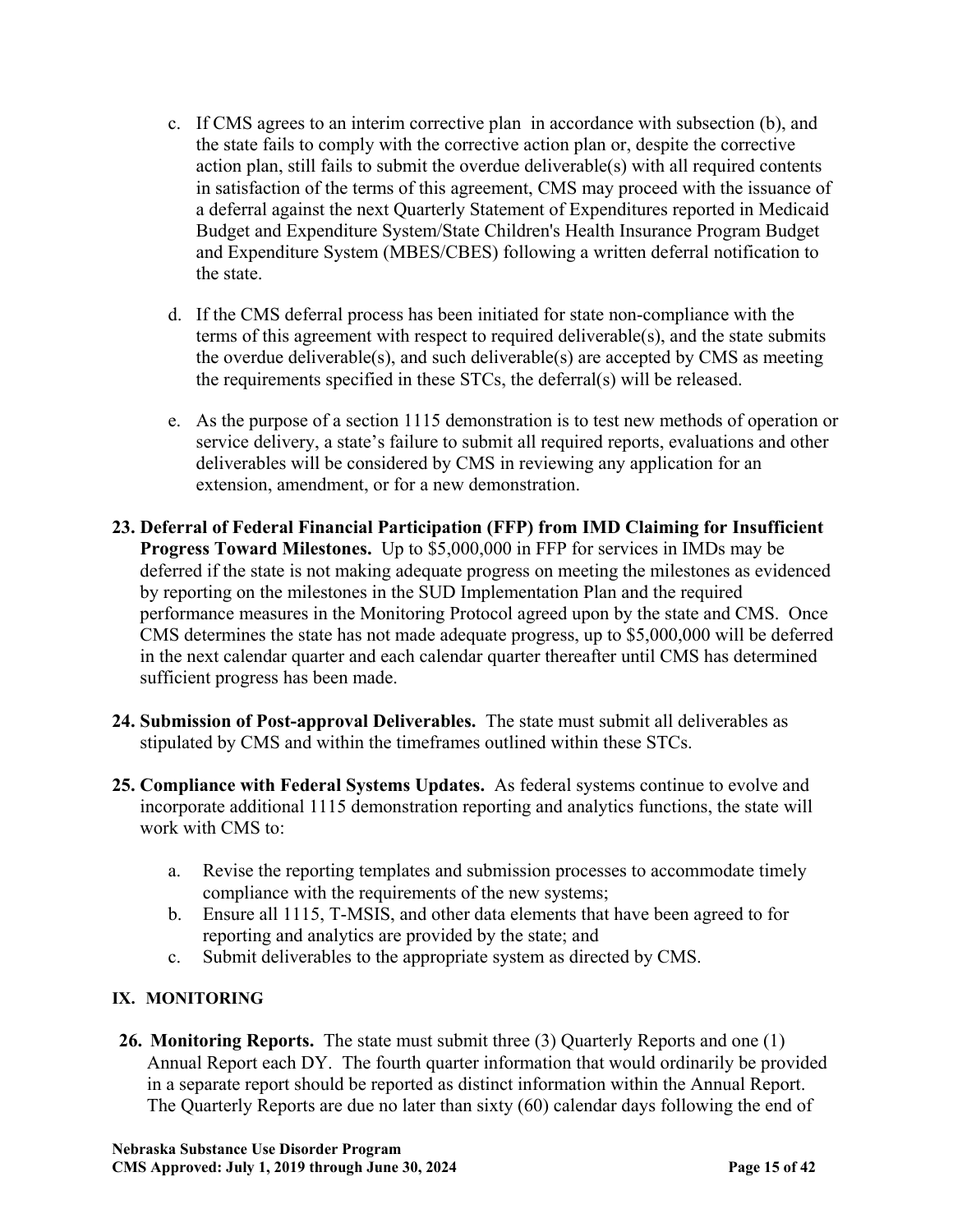c. If CMS agrees to an interim corrective plan in accordance with subsection (b), and the state fails to comply with the corrective action plan or, despite the corrective action plan, still fails to submit the overdue deliverable(s) with all required contents in satisfaction of the terms of this agreement, CMS may proceed with the issuance of a deferral against the next Quarterly Statement of Expenditures reported in Medicaid Budget and Expenditure System/State Children's Health Insurance Program Budget and Expenditure System (MBES/CBES) following a written deferral notification to the state.

d. If the CMS deferral process has been initiated for state non-compliance with the terms of this agreement with respect to required deliverable(s), and the state submits the overdue deliverable(s), and such deliverable(s) are accepted by CMS as meeting the requirements specified in these STCs, the deferral(s) will be released.

e. As the purpose of a section 1115 demonstration is to test new methods of operation or service delivery, a state's failure to submit all required reports, evaluations and other deliverables will be considered by CMS in reviewing any application for an extension, amendment, or for a new demonstration.

**23. Deferral of Federal Financial Participation (FFP) from IMD Claiming for Insufficient Progress Toward Milestones.** Up to $5,000,000 in FFP for services in IMDs may be deferred if the state is not making adequate progress on meeting the milestones as evidenced by reporting on the milestones in the SUD Implementation Plan and the required performance measures in the Monitoring Protocol agreed upon by the state and CMS. Once CMS determines the state has not made adequate progress, up to $5,000,000 will be deferred in the next calendar quarter and each calendar quarter thereafter until CMS has determined sufficient progress has been made.

**24. Submission of Post-approval Deliverables.** The state must submit all deliverables as stipulated by CMS and within the timeframes outlined within these STCs.

**25. Compliance with Federal Systems Updates.** As federal systems continue to evolve and incorporate additional 1115 demonstration reporting and analytics functions, the state will work with CMS to:

a. Revise the reporting templates and submission processes to accommodate timely compliance with the requirements of the new systems;
b. Ensure all 1115, T-MSIS, and other data elements that have been agreed to for reporting and analytics are provided by the state; and
c. Submit deliverables to the appropriate system as directed by CMS.

## IX. MONITORING

**26. Monitoring Reports.** The state must submit three (3) Quarterly Reports and one (1) Annual Report each DY. The fourth quarter information that would ordinarily be provided in a separate report should be reported as distinct information within the Annual Report. The Quarterly Reports are due no later than sixty (60) calendar days following the end of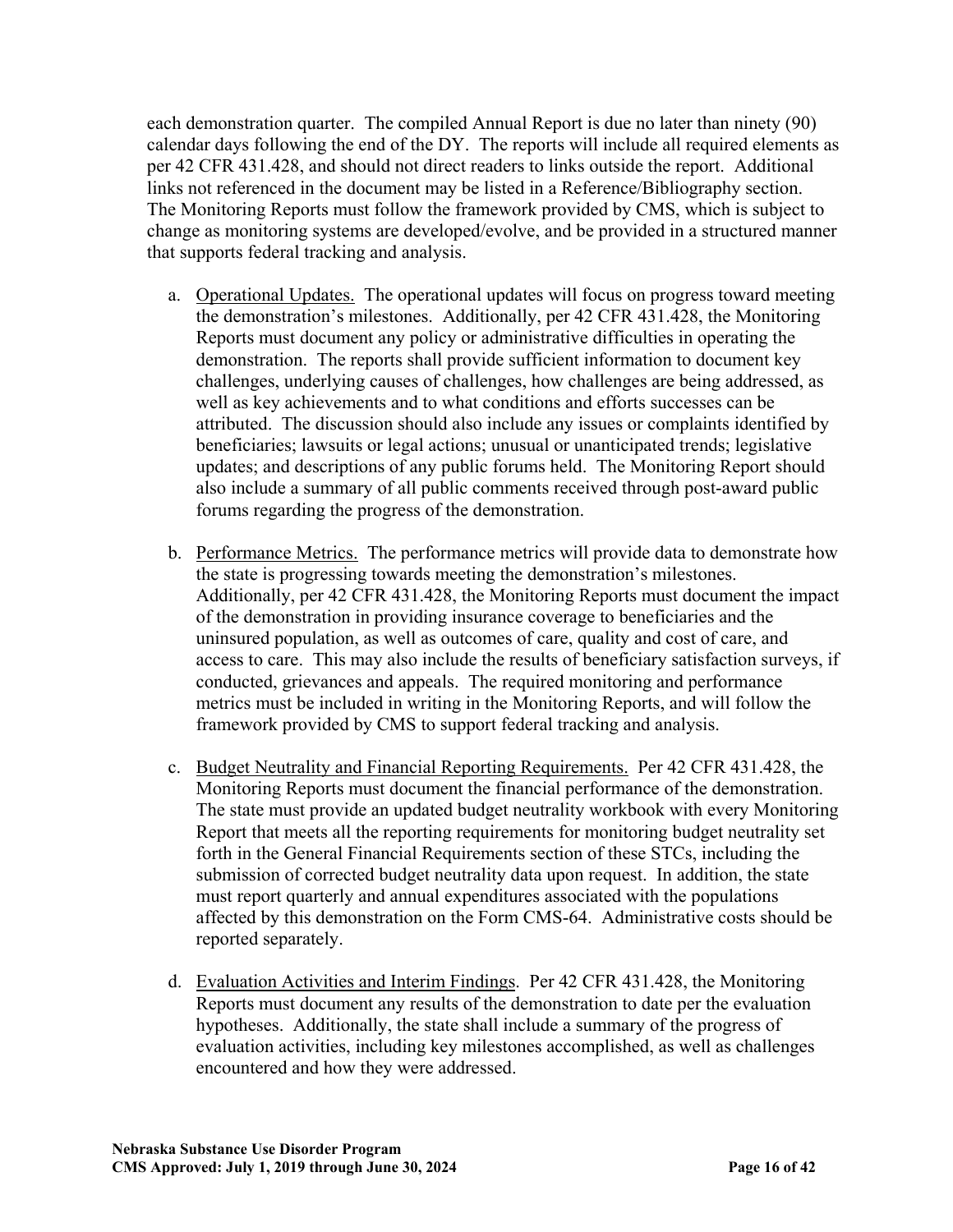each demonstration quarter. The compiled Annual Report is due no later than ninety (90) calendar days following the end of the DY. The reports will include all required elements as per 42 CFR 431.428, and should not direct readers to links outside the report. Additional links not referenced in the document may be listed in a Reference/Bibliography section. The Monitoring Reports must follow the framework provided by CMS, which is subject to change as monitoring systems are developed/evolve, and be provided in a structured manner that supports federal tracking and analysis.

a. Operational Updates. The operational updates will focus on progress toward meeting the demonstration's milestones. Additionally, per 42 CFR 431.428, the Monitoring Reports must document any policy or administrative difficulties in operating the demonstration. The reports shall provide sufficient information to document key challenges, underlying causes of challenges, how challenges are being addressed, as well as key achievements and to what conditions and efforts successes can be attributed. The discussion should also include any issues or complaints identified by beneficiaries; lawsuits or legal actions; unusual or unanticipated trends; legislative updates; and descriptions of any public forums held. The Monitoring Report should also include a summary of all public comments received through post-award public forums regarding the progress of the demonstration.

b. Performance Metrics. The performance metrics will provide data to demonstrate how the state is progressing towards meeting the demonstration's milestones. Additionally, per 42 CFR 431.428, the Monitoring Reports must document the impact of the demonstration in providing insurance coverage to beneficiaries and the uninsured population, as well as outcomes of care, quality and cost of care, and access to care. This may also include the results of beneficiary satisfaction surveys, if conducted, grievances and appeals. The required monitoring and performance metrics must be included in writing in the Monitoring Reports, and will follow the framework provided by CMS to support federal tracking and analysis.

c. Budget Neutrality and Financial Reporting Requirements. Per 42 CFR 431.428, the Monitoring Reports must document the financial performance of the demonstration. The state must provide an updated budget neutrality workbook with every Monitoring Report that meets all the reporting requirements for monitoring budget neutrality set forth in the General Financial Requirements section of these STCs, including the submission of corrected budget neutrality data upon request. In addition, the state must report quarterly and annual expenditures associated with the populations affected by this demonstration on the Form CMS-64. Administrative costs should be reported separately.

d. Evaluation Activities and Interim Findings. Per 42 CFR 431.428, the Monitoring Reports must document any results of the demonstration to date per the evaluation hypotheses. Additionally, the state shall include a summary of the progress of evaluation activities, including key milestones accomplished, as well as challenges encountered and how they were addressed.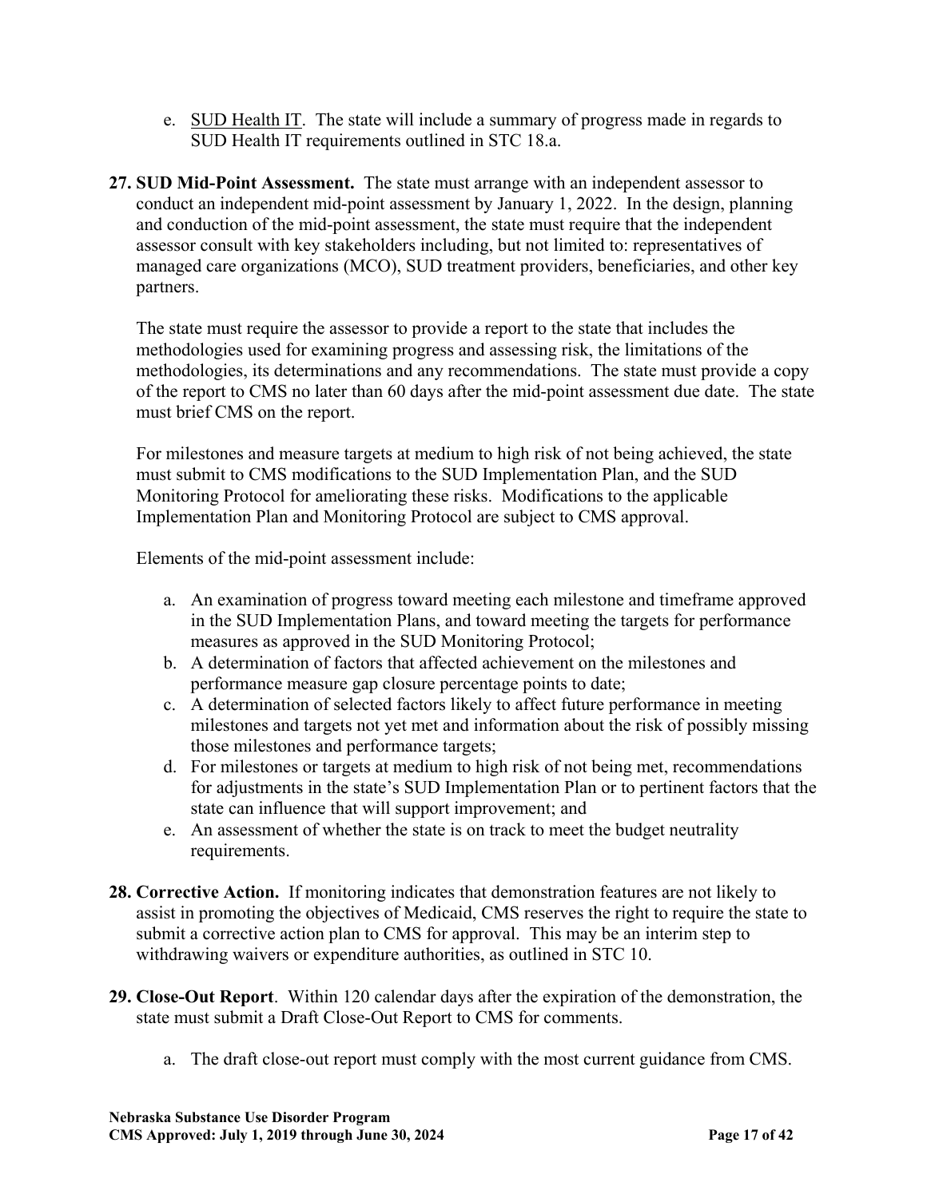e. SUD Health IT. The state will include a summary of progress made in regards to SUD Health IT requirements outlined in STC 18.a.

**27. SUD Mid-Point Assessment.** The state must arrange with an independent assessor to conduct an independent mid-point assessment by January 1, 2022. In the design, planning and conduction of the mid-point assessment, the state must require that the independent assessor consult with key stakeholders including, but not limited to: representatives of managed care organizations (MCO), SUD treatment providers, beneficiaries, and other key partners.

The state must require the assessor to provide a report to the state that includes the methodologies used for examining progress and assessing risk, the limitations of the methodologies, its determinations and any recommendations. The state must provide a copy of the report to CMS no later than 60 days after the mid-point assessment due date. The state must brief CMS on the report.

For milestones and measure targets at medium to high risk of not being achieved, the state must submit to CMS modifications to the SUD Implementation Plan, and the SUD Monitoring Protocol for ameliorating these risks. Modifications to the applicable Implementation Plan and Monitoring Protocol are subject to CMS approval.

Elements of the mid-point assessment include:

a. An examination of progress toward meeting each milestone and timeframe approved in the SUD Implementation Plans, and toward meeting the targets for performance measures as approved in the SUD Monitoring Protocol;
b. A determination of factors that affected achievement on the milestones and performance measure gap closure percentage points to date;
c. A determination of selected factors likely to affect future performance in meeting milestones and targets not yet met and information about the risk of possibly missing those milestones and performance targets;
d. For milestones or targets at medium to high risk of not being met, recommendations for adjustments in the state's SUD Implementation Plan or to pertinent factors that the state can influence that will support improvement; and
e. An assessment of whether the state is on track to meet the budget neutrality requirements.

**28. Corrective Action.** If monitoring indicates that demonstration features are not likely to assist in promoting the objectives of Medicaid, CMS reserves the right to require the state to submit a corrective action plan to CMS for approval. This may be an interim step to withdrawing waivers or expenditure authorities, as outlined in STC 10.

**29. Close-Out Report**. Within 120 calendar days after the expiration of the demonstration, the state must submit a Draft Close-Out Report to CMS for comments.

a. The draft close-out report must comply with the most current guidance from CMS.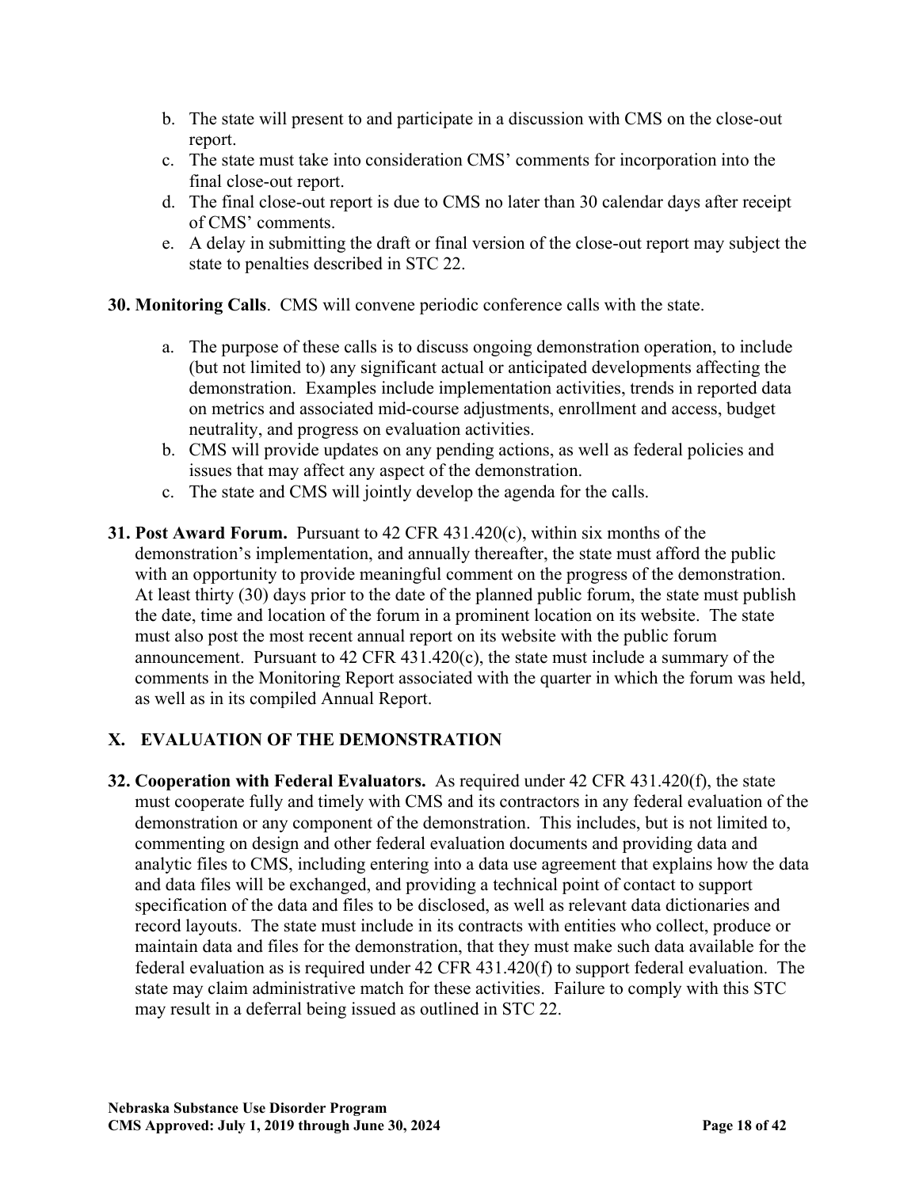b. The state will present to and participate in a discussion with CMS on the close-out report.
c. The state must take into consideration CMS' comments for incorporation into the final close-out report.
d. The final close-out report is due to CMS no later than 30 calendar days after receipt of CMS' comments.
e. A delay in submitting the draft or final version of the close-out report may subject the state to penalties described in STC 22.

**30. Monitoring Calls**. CMS will convene periodic conference calls with the state.

a. The purpose of these calls is to discuss ongoing demonstration operation, to include (but not limited to) any significant actual or anticipated developments affecting the demonstration. Examples include implementation activities, trends in reported data on metrics and associated mid-course adjustments, enrollment and access, budget neutrality, and progress on evaluation activities.
b. CMS will provide updates on any pending actions, as well as federal policies and issues that may affect any aspect of the demonstration.
c. The state and CMS will jointly develop the agenda for the calls.

**31. Post Award Forum.** Pursuant to 42 CFR 431.420(c), within six months of the demonstration's implementation, and annually thereafter, the state must afford the public with an opportunity to provide meaningful comment on the progress of the demonstration. At least thirty (30) days prior to the date of the planned public forum, the state must publish the date, time and location of the forum in a prominent location on its website. The state must also post the most recent annual report on its website with the public forum announcement. Pursuant to 42 CFR 431.420(c), the state must include a summary of the comments in the Monitoring Report associated with the quarter in which the forum was held, as well as in its compiled Annual Report.

## X. EVALUATION OF THE DEMONSTRATION

**32. Cooperation with Federal Evaluators.** As required under 42 CFR 431.420(f), the state must cooperate fully and timely with CMS and its contractors in any federal evaluation of the demonstration or any component of the demonstration. This includes, but is not limited to, commenting on design and other federal evaluation documents and providing data and analytic files to CMS, including entering into a data use agreement that explains how the data and data files will be exchanged, and providing a technical point of contact to support specification of the data and files to be disclosed, as well as relevant data dictionaries and record layouts. The state must include in its contracts with entities who collect, produce or maintain data and files for the demonstration, that they must make such data available for the federal evaluation as is required under 42 CFR 431.420(f) to support federal evaluation. The state may claim administrative match for these activities. Failure to comply with this STC may result in a deferral being issued as outlined in STC 22.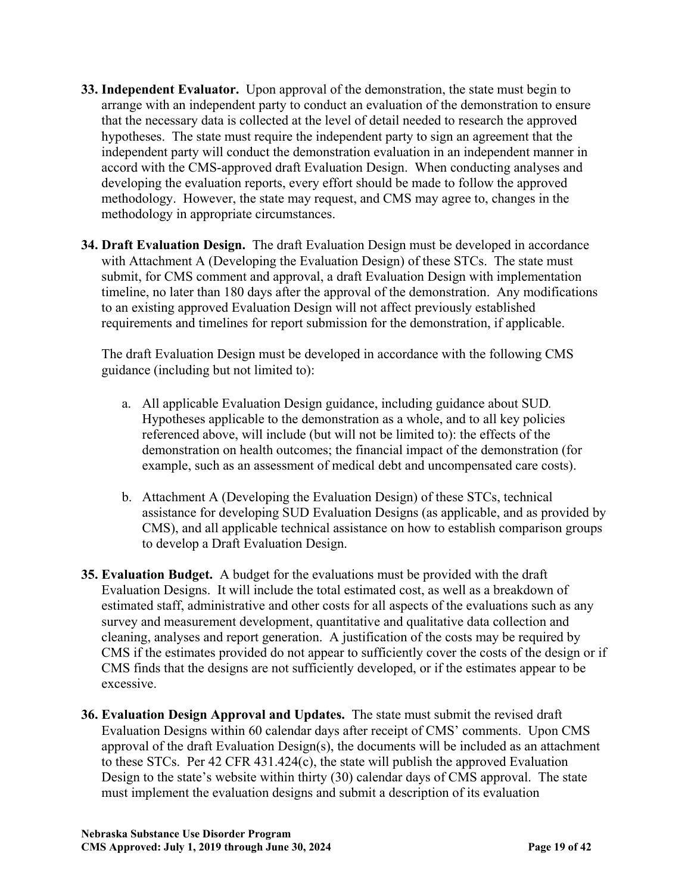**33. Independent Evaluator.** Upon approval of the demonstration, the state must begin to arrange with an independent party to conduct an evaluation of the demonstration to ensure that the necessary data is collected at the level of detail needed to research the approved hypotheses. The state must require the independent party to sign an agreement that the independent party will conduct the demonstration evaluation in an independent manner in accord with the CMS-approved draft Evaluation Design. When conducting analyses and developing the evaluation reports, every effort should be made to follow the approved methodology. However, the state may request, and CMS may agree to, changes in the methodology in appropriate circumstances.

**34. Draft Evaluation Design.** The draft Evaluation Design must be developed in accordance with Attachment A (Developing the Evaluation Design) of these STCs. The state must submit, for CMS comment and approval, a draft Evaluation Design with implementation timeline, no later than 180 days after the approval of the demonstration. Any modifications to an existing approved Evaluation Design will not affect previously established requirements and timelines for report submission for the demonstration, if applicable.

The draft Evaluation Design must be developed in accordance with the following CMS guidance (including but not limited to):

a. All applicable Evaluation Design guidance, including guidance about SUD. Hypotheses applicable to the demonstration as a whole, and to all key policies referenced above, will include (but will not be limited to): the effects of the demonstration on health outcomes; the financial impact of the demonstration (for example, such as an assessment of medical debt and uncompensated care costs).

b. Attachment A (Developing the Evaluation Design) of these STCs, technical assistance for developing SUD Evaluation Designs (as applicable, and as provided by CMS), and all applicable technical assistance on how to establish comparison groups to develop a Draft Evaluation Design.

**35. Evaluation Budget.** A budget for the evaluations must be provided with the draft Evaluation Designs. It will include the total estimated cost, as well as a breakdown of estimated staff, administrative and other costs for all aspects of the evaluations such as any survey and measurement development, quantitative and qualitative data collection and cleaning, analyses and report generation. A justification of the costs may be required by CMS if the estimates provided do not appear to sufficiently cover the costs of the design or if CMS finds that the designs are not sufficiently developed, or if the estimates appear to be excessive.

**36. Evaluation Design Approval and Updates.** The state must submit the revised draft Evaluation Designs within 60 calendar days after receipt of CMS' comments. Upon CMS approval of the draft Evaluation Design(s), the documents will be included as an attachment to these STCs. Per 42 CFR 431.424(c), the state will publish the approved Evaluation Design to the state's website within thirty (30) calendar days of CMS approval. The state must implement the evaluation designs and submit a description of its evaluation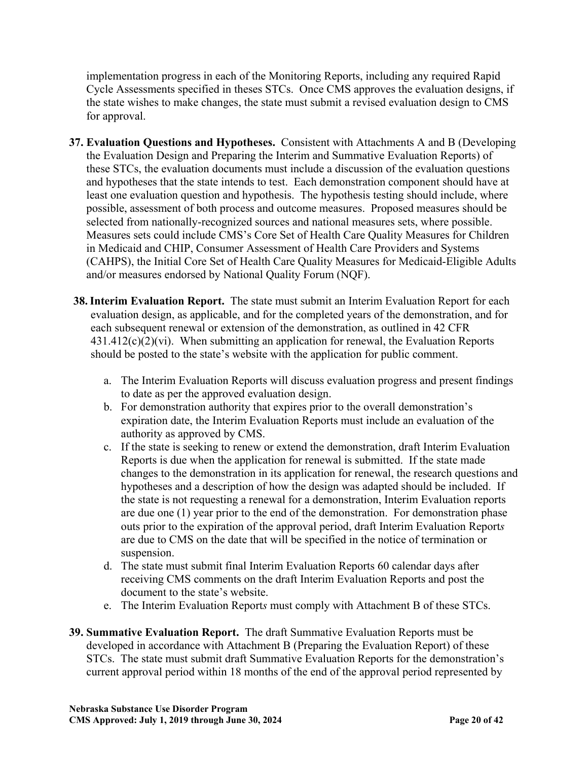implementation progress in each of the Monitoring Reports, including any required Rapid Cycle Assessments specified in theses STCs. Once CMS approves the evaluation designs, if the state wishes to make changes, the state must submit a revised evaluation design to CMS for approval.

**37. Evaluation Questions and Hypotheses.** Consistent with Attachments A and B (Developing the Evaluation Design and Preparing the Interim and Summative Evaluation Reports) of these STCs, the evaluation documents must include a discussion of the evaluation questions and hypotheses that the state intends to test. Each demonstration component should have at least one evaluation question and hypothesis. The hypothesis testing should include, where possible, assessment of both process and outcome measures. Proposed measures should be selected from nationally-recognized sources and national measures sets, where possible. Measures sets could include CMS's Core Set of Health Care Quality Measures for Children in Medicaid and CHIP, Consumer Assessment of Health Care Providers and Systems (CAHPS), the Initial Core Set of Health Care Quality Measures for Medicaid-Eligible Adults and/or measures endorsed by National Quality Forum (NQF).

**38. Interim Evaluation Report.** The state must submit an Interim Evaluation Report for each evaluation design, as applicable, and for the completed years of the demonstration, and for each subsequent renewal or extension of the demonstration, as outlined in 42 CFR 431.412(c)(2)(vi). When submitting an application for renewal, the Evaluation Reports should be posted to the state's website with the application for public comment.

a. The Interim Evaluation Reports will discuss evaluation progress and present findings to date as per the approved evaluation design.
b. For demonstration authority that expires prior to the overall demonstration's expiration date, the Interim Evaluation Reports must include an evaluation of the authority as approved by CMS.
c. If the state is seeking to renew or extend the demonstration, draft Interim Evaluation Reports is due when the application for renewal is submitted. If the state made changes to the demonstration in its application for renewal, the research questions and hypotheses and a description of how the design was adapted should be included. If the state is not requesting a renewal for a demonstration, Interim Evaluation reports are due one (1) year prior to the end of the demonstration. For demonstration phase outs prior to the expiration of the approval period, draft Interim Evaluation Report*s* are due to CMS on the date that will be specified in the notice of termination or suspension.
d. The state must submit final Interim Evaluation Reports 60 calendar days after receiving CMS comments on the draft Interim Evaluation Reports and post the document to the state's website.
e. The Interim Evaluation Report*s* must comply with Attachment B of these STCs.

**39. Summative Evaluation Report.** The draft Summative Evaluation Reports must be developed in accordance with Attachment B (Preparing the Evaluation Report) of these STCs. The state must submit draft Summative Evaluation Reports for the demonstration's current approval period within 18 months of the end of the approval period represented by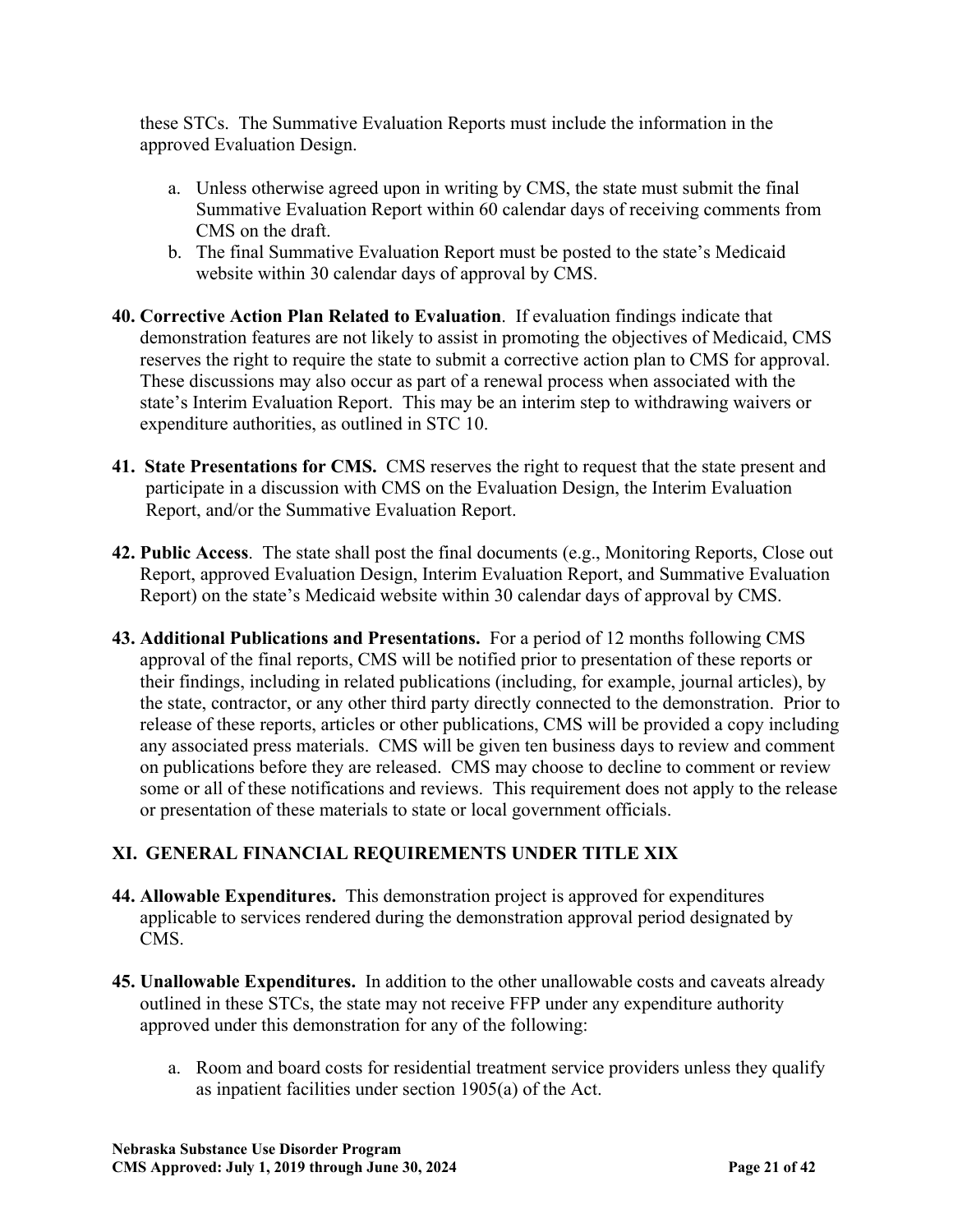these STCs. The Summative Evaluation Reports must include the information in the approved Evaluation Design.

a. Unless otherwise agreed upon in writing by CMS, the state must submit the final Summative Evaluation Report within 60 calendar days of receiving comments from CMS on the draft.
b. The final Summative Evaluation Report must be posted to the state's Medicaid website within 30 calendar days of approval by CMS.

**40. Corrective Action Plan Related to Evaluation**. If evaluation findings indicate that demonstration features are not likely to assist in promoting the objectives of Medicaid, CMS reserves the right to require the state to submit a corrective action plan to CMS for approval. These discussions may also occur as part of a renewal process when associated with the state's Interim Evaluation Report. This may be an interim step to withdrawing waivers or expenditure authorities, as outlined in STC 10.

**41. State Presentations for CMS.** CMS reserves the right to request that the state present and participate in a discussion with CMS on the Evaluation Design, the Interim Evaluation Report, and/or the Summative Evaluation Report.

**42. Public Access**. The state shall post the final documents (e.g., Monitoring Reports, Close out Report, approved Evaluation Design, Interim Evaluation Report, and Summative Evaluation Report) on the state's Medicaid website within 30 calendar days of approval by CMS.

**43. Additional Publications and Presentations.** For a period of 12 months following CMS approval of the final reports, CMS will be notified prior to presentation of these reports or their findings, including in related publications (including, for example, journal articles), by the state, contractor, or any other third party directly connected to the demonstration. Prior to release of these reports, articles or other publications, CMS will be provided a copy including any associated press materials. CMS will be given ten business days to review and comment on publications before they are released. CMS may choose to decline to comment or review some or all of these notifications and reviews. This requirement does not apply to the release or presentation of these materials to state or local government officials.

## XI. GENERAL FINANCIAL REQUIREMENTS UNDER TITLE XIX

**44. Allowable Expenditures.** This demonstration project is approved for expenditures applicable to services rendered during the demonstration approval period designated by CMS.

**45. Unallowable Expenditures.** In addition to the other unallowable costs and caveats already outlined in these STCs, the state may not receive FFP under any expenditure authority approved under this demonstration for any of the following:

a. Room and board costs for residential treatment service providers unless they qualify as inpatient facilities under section 1905(a) of the Act.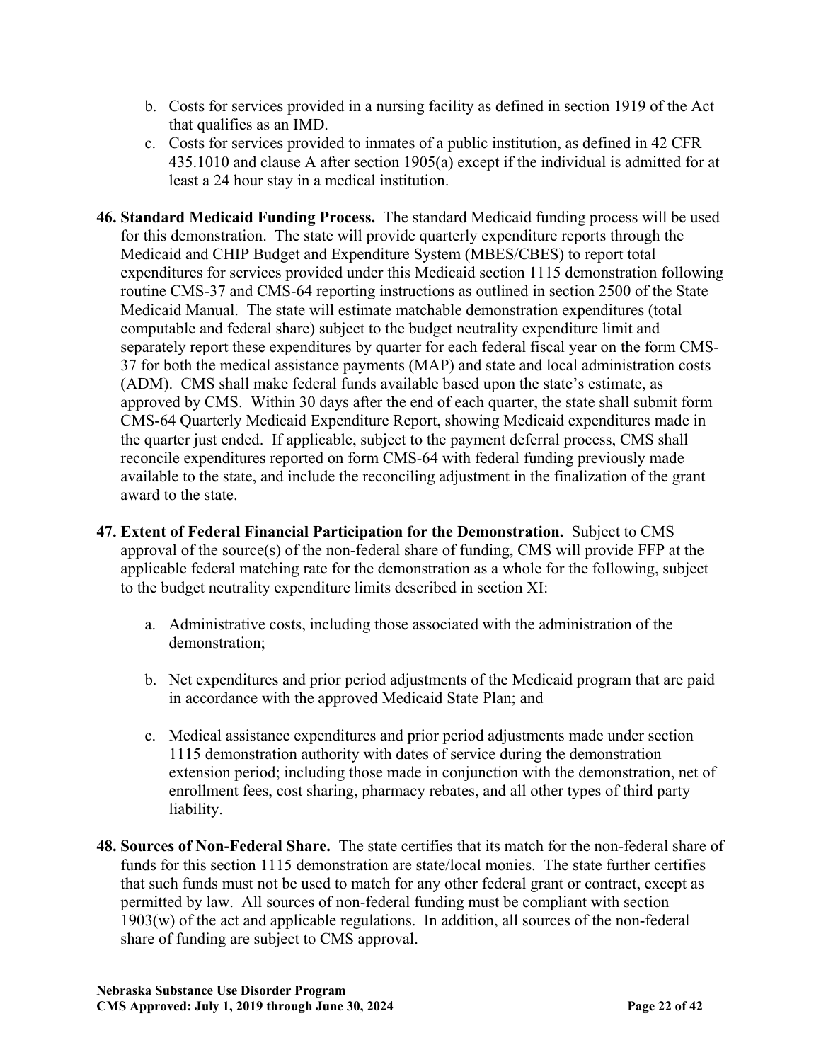b. Costs for services provided in a nursing facility as defined in section 1919 of the Act that qualifies as an IMD.
c. Costs for services provided to inmates of a public institution, as defined in 42 CFR 435.1010 and clause A after section 1905(a) except if the individual is admitted for at least a 24 hour stay in a medical institution.

**46. Standard Medicaid Funding Process.** The standard Medicaid funding process will be used for this demonstration. The state will provide quarterly expenditure reports through the Medicaid and CHIP Budget and Expenditure System (MBES/CBES) to report total expenditures for services provided under this Medicaid section 1115 demonstration following routine CMS-37 and CMS-64 reporting instructions as outlined in section 2500 of the State Medicaid Manual. The state will estimate matchable demonstration expenditures (total computable and federal share) subject to the budget neutrality expenditure limit and separately report these expenditures by quarter for each federal fiscal year on the form CMS-37 for both the medical assistance payments (MAP) and state and local administration costs (ADM). CMS shall make federal funds available based upon the state's estimate, as approved by CMS. Within 30 days after the end of each quarter, the state shall submit form CMS-64 Quarterly Medicaid Expenditure Report, showing Medicaid expenditures made in the quarter just ended. If applicable, subject to the payment deferral process, CMS shall reconcile expenditures reported on form CMS-64 with federal funding previously made available to the state, and include the reconciling adjustment in the finalization of the grant award to the state.

**47. Extent of Federal Financial Participation for the Demonstration.** Subject to CMS approval of the source(s) of the non-federal share of funding, CMS will provide FFP at the applicable federal matching rate for the demonstration as a whole for the following, subject to the budget neutrality expenditure limits described in section XI:

a. Administrative costs, including those associated with the administration of the demonstration;

b. Net expenditures and prior period adjustments of the Medicaid program that are paid in accordance with the approved Medicaid State Plan; and

c. Medical assistance expenditures and prior period adjustments made under section 1115 demonstration authority with dates of service during the demonstration extension period; including those made in conjunction with the demonstration, net of enrollment fees, cost sharing, pharmacy rebates, and all other types of third party liability.

**48. Sources of Non-Federal Share.** The state certifies that its match for the non-federal share of funds for this section 1115 demonstration are state/local monies. The state further certifies that such funds must not be used to match for any other federal grant or contract, except as permitted by law. All sources of non-federal funding must be compliant with section 1903(w) of the act and applicable regulations. In addition, all sources of the non-federal share of funding are subject to CMS approval.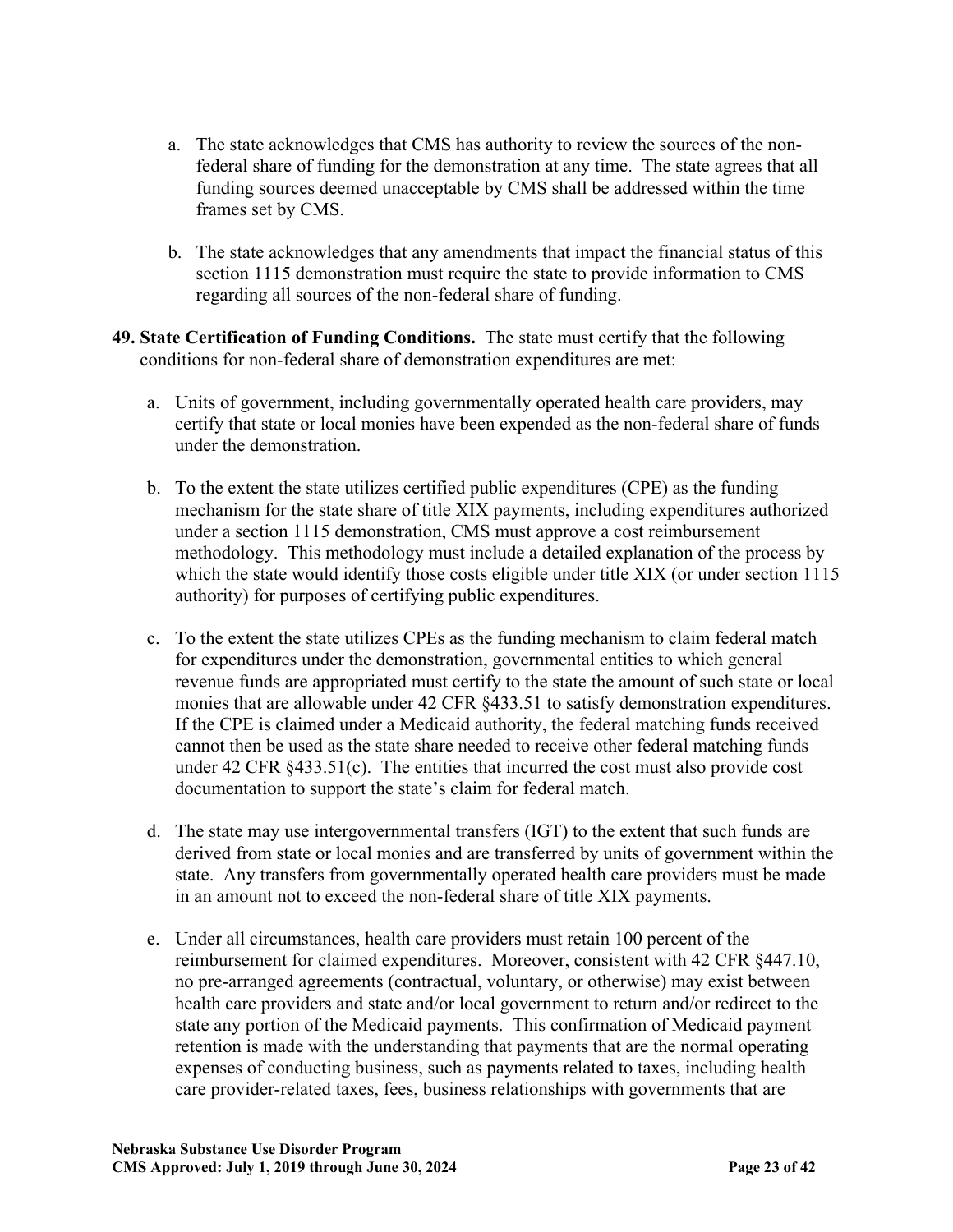a. The state acknowledges that CMS has authority to review the sources of the non-federal share of funding for the demonstration at any time. The state agrees that all funding sources deemed unacceptable by CMS shall be addressed within the time frames set by CMS.

b. The state acknowledges that any amendments that impact the financial status of this section 1115 demonstration must require the state to provide information to CMS regarding all sources of the non-federal share of funding.

**49. State Certification of Funding Conditions.** The state must certify that the following conditions for non-federal share of demonstration expenditures are met:

a. Units of government, including governmentally operated health care providers, may certify that state or local monies have been expended as the non-federal share of funds under the demonstration.

b. To the extent the state utilizes certified public expenditures (CPE) as the funding mechanism for the state share of title XIX payments, including expenditures authorized under a section 1115 demonstration, CMS must approve a cost reimbursement methodology. This methodology must include a detailed explanation of the process by which the state would identify those costs eligible under title XIX (or under section 1115 authority) for purposes of certifying public expenditures.

c. To the extent the state utilizes CPEs as the funding mechanism to claim federal match for expenditures under the demonstration, governmental entities to which general revenue funds are appropriated must certify to the state the amount of such state or local monies that are allowable under 42 CFR §433.51 to satisfy demonstration expenditures. If the CPE is claimed under a Medicaid authority, the federal matching funds received cannot then be used as the state share needed to receive other federal matching funds under 42 CFR §433.51(c). The entities that incurred the cost must also provide cost documentation to support the state's claim for federal match.

d. The state may use intergovernmental transfers (IGT) to the extent that such funds are derived from state or local monies and are transferred by units of government within the state. Any transfers from governmentally operated health care providers must be made in an amount not to exceed the non-federal share of title XIX payments.

e. Under all circumstances, health care providers must retain 100 percent of the reimbursement for claimed expenditures. Moreover, consistent with 42 CFR §447.10, no pre-arranged agreements (contractual, voluntary, or otherwise) may exist between health care providers and state and/or local government to return and/or redirect to the state any portion of the Medicaid payments. This confirmation of Medicaid payment retention is made with the understanding that payments that are the normal operating expenses of conducting business, such as payments related to taxes, including health care provider-related taxes, fees, business relationships with governments that are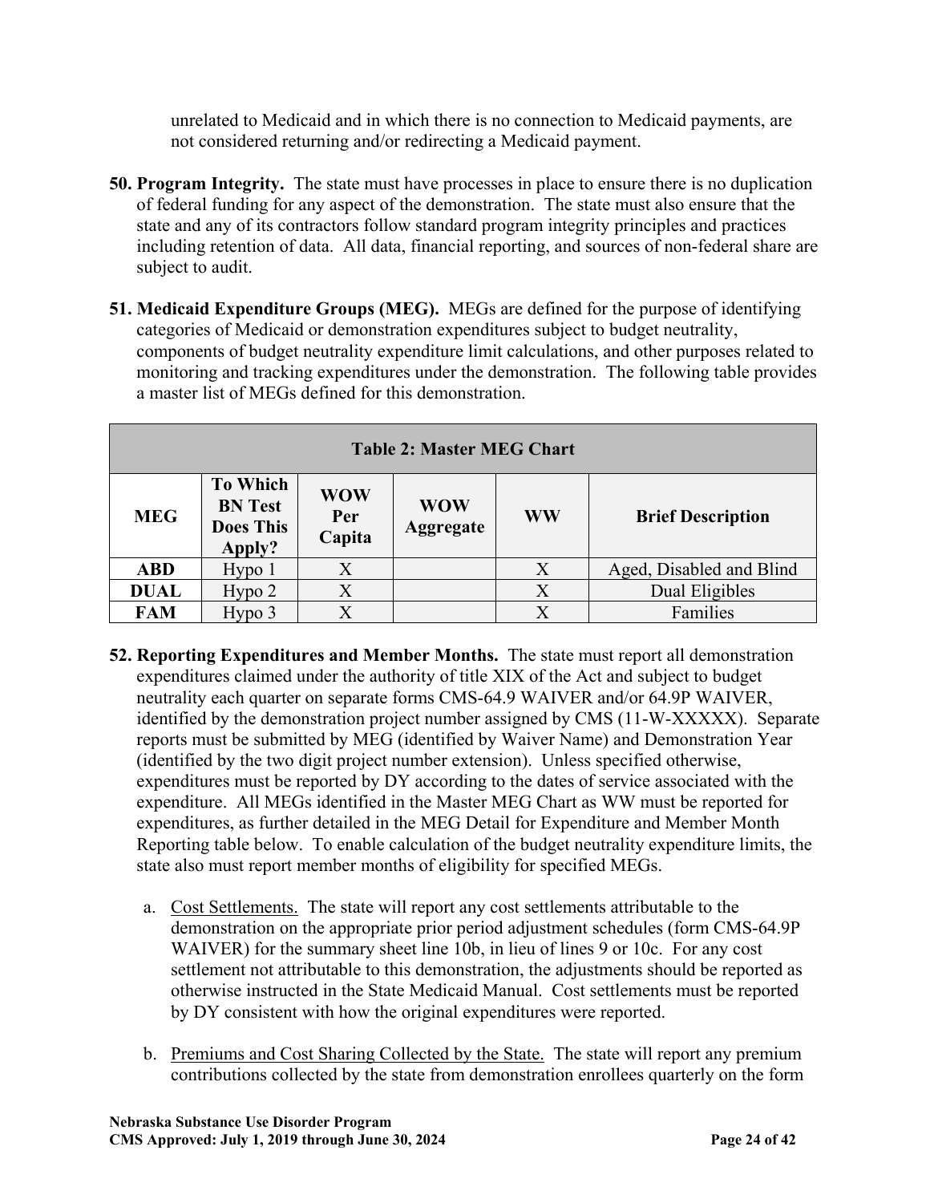unrelated to Medicaid and in which there is no connection to Medicaid payments, are not considered returning and/or redirecting a Medicaid payment.

50. **Program Integrity.** The state must have processes in place to ensure there is no duplication of federal funding for any aspect of the demonstration. The state must also ensure that the state and any of its contractors follow standard program integrity principles and practices including retention of data. All data, financial reporting, and sources of non-federal share are subject to audit.

51. **Medicaid Expenditure Groups (MEG).** MEGs are defined for the purpose of identifying categories of Medicaid or demonstration expenditures subject to budget neutrality, components of budget neutrality expenditure limit calculations, and other purposes related to monitoring and tracking expenditures under the demonstration. The following table provides a master list of MEGs defined for this demonstration.

**Table 2: Master MEG Chart**

| MEG | To Which BN Test Does This Apply? | WOW Per Capita | WOW Aggregate | WW | Brief Description |
|---|---|---|---|---|---|
| **ABD** | Hypo 1 | X | | X | Aged, Disabled and Blind |
| **DUAL** | Hypo 2 | X | | X | Dual Eligibles |
| **FAM** | Hypo 3 | X | | X | Families |

52. **Reporting Expenditures and Member Months.** The state must report all demonstration expenditures claimed under the authority of title XIX of the Act and subject to budget neutrality each quarter on separate forms CMS-64.9 WAIVER and/or 64.9P WAIVER, identified by the demonstration project number assigned by CMS (11-W-XXXXX). Separate reports must be submitted by MEG (identified by Waiver Name) and Demonstration Year (identified by the two digit project number extension). Unless specified otherwise, expenditures must be reported by DY according to the dates of service associated with the expenditure. All MEGs identified in the Master MEG Chart as WW must be reported for expenditures, as further detailed in the MEG Detail for Expenditure and Member Month Reporting table below. To enable calculation of the budget neutrality expenditure limits, the state also must report member months of eligibility for specified MEGs.

    a. Cost Settlements. The state will report any cost settlements attributable to the demonstration on the appropriate prior period adjustment schedules (form CMS-64.9P WAIVER) for the summary sheet line 10b, in lieu of lines 9 or 10c. For any cost settlement not attributable to this demonstration, the adjustments should be reported as otherwise instructed in the State Medicaid Manual. Cost settlements must be reported by DY consistent with how the original expenditures were reported.

    b. Premiums and Cost Sharing Collected by the State. The state will report any premium contributions collected by the state from demonstration enrollees quarterly on the form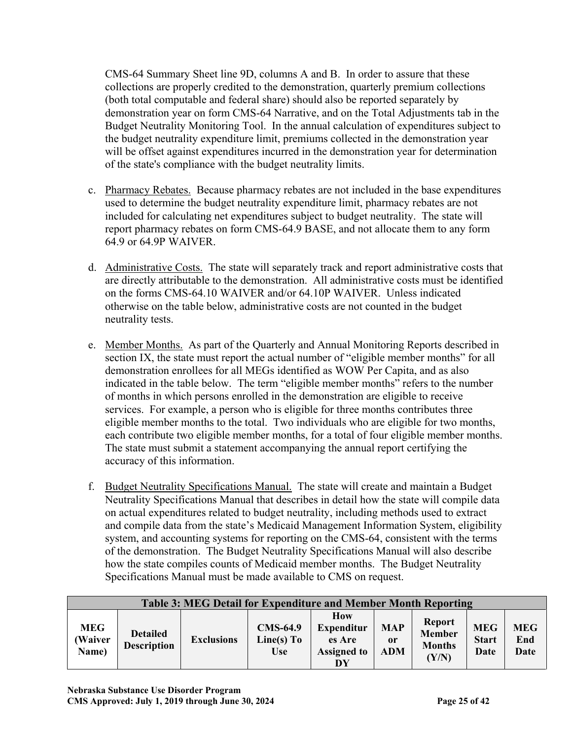CMS-64 Summary Sheet line 9D, columns A and B. In order to assure that these collections are properly credited to the demonstration, quarterly premium collections (both total computable and federal share) should also be reported separately by demonstration year on form CMS-64 Narrative, and on the Total Adjustments tab in the Budget Neutrality Monitoring Tool. In the annual calculation of expenditures subject to the budget neutrality expenditure limit, premiums collected in the demonstration year will be offset against expenditures incurred in the demonstration year for determination of the state's compliance with the budget neutrality limits.

c. Pharmacy Rebates. Because pharmacy rebates are not included in the base expenditures used to determine the budget neutrality expenditure limit, pharmacy rebates are not included for calculating net expenditures subject to budget neutrality. The state will report pharmacy rebates on form CMS-64.9 BASE, and not allocate them to any form 64.9 or 64.9P WAIVER.

d. Administrative Costs. The state will separately track and report administrative costs that are directly attributable to the demonstration. All administrative costs must be identified on the forms CMS-64.10 WAIVER and/or 64.10P WAIVER. Unless indicated otherwise on the table below, administrative costs are not counted in the budget neutrality tests.

e. Member Months. As part of the Quarterly and Annual Monitoring Reports described in section IX, the state must report the actual number of "eligible member months" for all demonstration enrollees for all MEGs identified as WOW Per Capita, and as also indicated in the table below. The term "eligible member months" refers to the number of months in which persons enrolled in the demonstration are eligible to receive services. For example, a person who is eligible for three months contributes three eligible member months to the total. Two individuals who are eligible for two months, each contribute two eligible member months, for a total of four eligible member months. The state must submit a statement accompanying the annual report certifying the accuracy of this information.

f. Budget Neutrality Specifications Manual. The state will create and maintain a Budget Neutrality Specifications Manual that describes in detail how the state will compile data on actual expenditures related to budget neutrality, including methods used to extract and compile data from the state's Medicaid Management Information System, eligibility system, and accounting systems for reporting on the CMS-64, consistent with the terms of the demonstration. The Budget Neutrality Specifications Manual will also describe how the state compiles counts of Medicaid member months. The Budget Neutrality Specifications Manual must be made available to CMS on request.

**Table 3: MEG Detail for Expenditure and Member Month Reporting**

| MEG (Waiver Name) | Detailed Description | Exclusions | CMS-64.9 Line(s) To Use | How Expenditures Are Assigned to DY | MAP or ADM | Report Member Months (Y/N) | MEG Start Date | MEG End Date |
|---|---|---|---|---|---|---|---|---|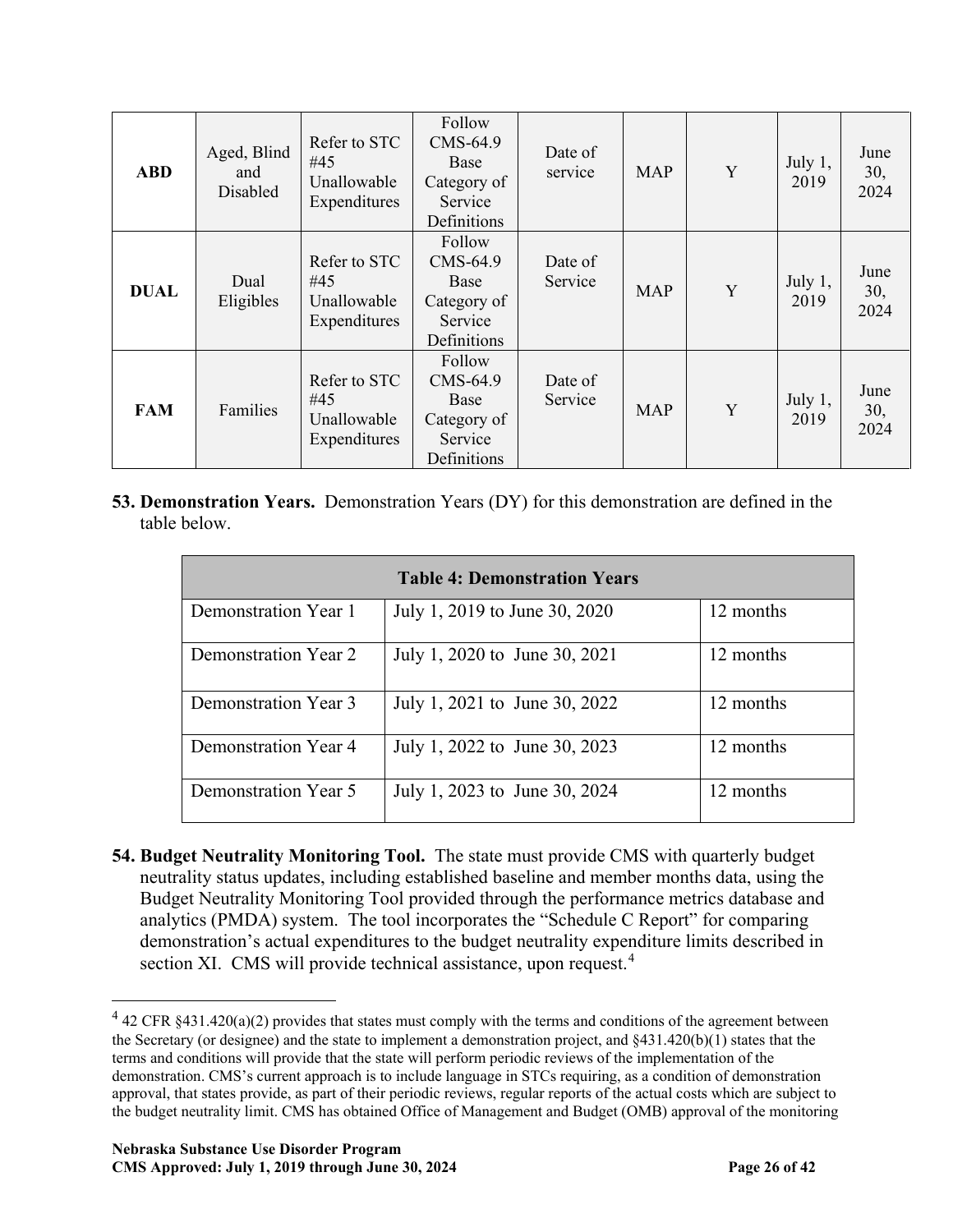| ABD | Aged, Blind and Disabled | Refer to STC #45 Unallowable Expenditures | Follow CMS-64.9 Base Category of Service Definitions | Date of service | MAP | Y | July 1, 2019 | June 30, 2024 |
|---|---|---|---|---|---|---|---|---|
| **DUAL** | Dual Eligibles | Refer to STC #45 Unallowable Expenditures | Follow CMS-64.9 Base Category of Service Definitions | Date of Service | MAP | Y | July 1, 2019 | June 30, 2024 |
| **FAM** | Families | Refer to STC #45 Unallowable Expenditures | Follow CMS-64.9 Base Category of Service Definitions | Date of Service | MAP | Y | July 1, 2019 | June 30, 2024 |

**53. Demonstration Years.** Demonstration Years (DY) for this demonstration are defined in the table below.

| Table 4: Demonstration Years | | |
|---|---|---|
| Demonstration Year 1 | July 1, 2019 to June 30, 2020 | 12 months |
| Demonstration Year 2 | July 1, 2020 to June 30, 2021 | 12 months |
| Demonstration Year 3 | July 1, 2021 to June 30, 2022 | 12 months |
| Demonstration Year 4 | July 1, 2022 to June 30, 2023 | 12 months |
| Demonstration Year 5 | July 1, 2023 to June 30, 2024 | 12 months |

**54. Budget Neutrality Monitoring Tool.** The state must provide CMS with quarterly budget neutrality status updates, including established baseline and member months data, using the Budget Neutrality Monitoring Tool provided through the performance metrics database and analytics (PMDA) system. The tool incorporates the "Schedule C Report" for comparing demonstration's actual expenditures to the budget neutrality expenditure limits described in section XI. CMS will provide technical assistance, upon request.[4]

[4] 42 CFR §431.420(a)(2) provides that states must comply with the terms and conditions of the agreement between the Secretary (or designee) and the state to implement a demonstration project, and §431.420(b)(1) states that the terms and conditions will provide that the state will perform periodic reviews of the implementation of the demonstration. CMS's current approach is to include language in STCs requiring, as a condition of demonstration approval, that states provide, as part of their periodic reviews, regular reports of the actual costs which are subject to the budget neutrality limit. CMS has obtained Office of Management and Budget (OMB) approval of the monitoring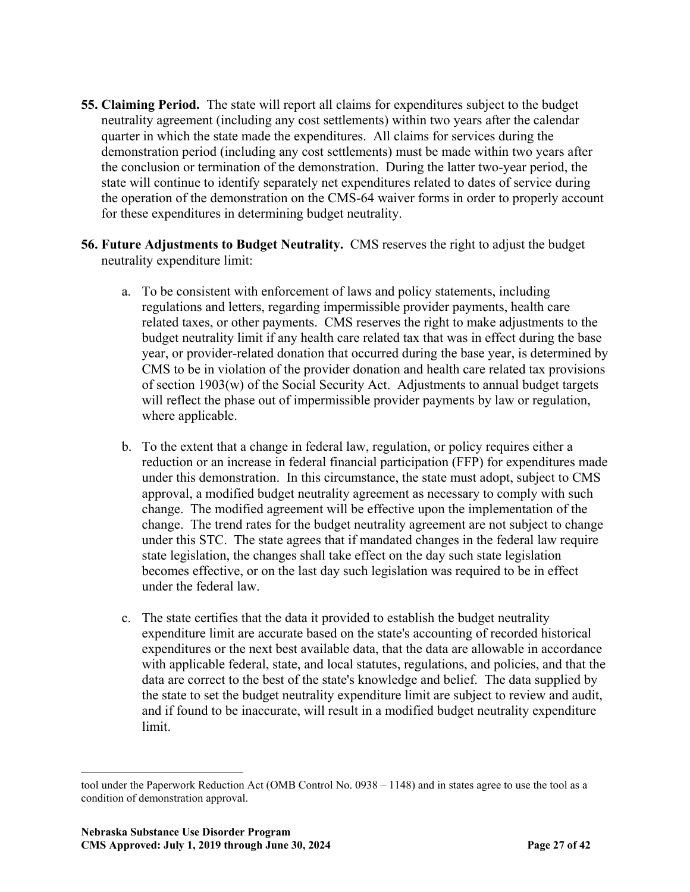**55. Claiming Period.** The state will report all claims for expenditures subject to the budget neutrality agreement (including any cost settlements) within two years after the calendar quarter in which the state made the expenditures. All claims for services during the demonstration period (including any cost settlements) must be made within two years after the conclusion or termination of the demonstration. During the latter two-year period, the state will continue to identify separately net expenditures related to dates of service during the operation of the demonstration on the CMS-64 waiver forms in order to properly account for these expenditures in determining budget neutrality.

**56. Future Adjustments to Budget Neutrality.** CMS reserves the right to adjust the budget neutrality expenditure limit:

a. To be consistent with enforcement of laws and policy statements, including regulations and letters, regarding impermissible provider payments, health care related taxes, or other payments. CMS reserves the right to make adjustments to the budget neutrality limit if any health care related tax that was in effect during the base year, or provider-related donation that occurred during the base year, is determined by CMS to be in violation of the provider donation and health care related tax provisions of section 1903(w) of the Social Security Act. Adjustments to annual budget targets will reflect the phase out of impermissible provider payments by law or regulation, where applicable.

b. To the extent that a change in federal law, regulation, or policy requires either a reduction or an increase in federal financial participation (FFP) for expenditures made under this demonstration. In this circumstance, the state must adopt, subject to CMS approval, a modified budget neutrality agreement as necessary to comply with such change. The modified agreement will be effective upon the implementation of the change. The trend rates for the budget neutrality agreement are not subject to change under this STC. The state agrees that if mandated changes in the federal law require state legislation, the changes shall take effect on the day such state legislation becomes effective, or on the last day such legislation was required to be in effect under the federal law.

c. The state certifies that the data it provided to establish the budget neutrality expenditure limit are accurate based on the state's accounting of recorded historical expenditures or the next best available data, that the data are allowable in accordance with applicable federal, state, and local statutes, regulations, and policies, and that the data are correct to the best of the state's knowledge and belief. The data supplied by the state to set the budget neutrality expenditure limit are subject to review and audit, and if found to be inaccurate, will result in a modified budget neutrality expenditure limit.

---

tool under the Paperwork Reduction Act (OMB Control No. 0938 – 1148) and in states agree to use the tool as a condition of demonstration approval.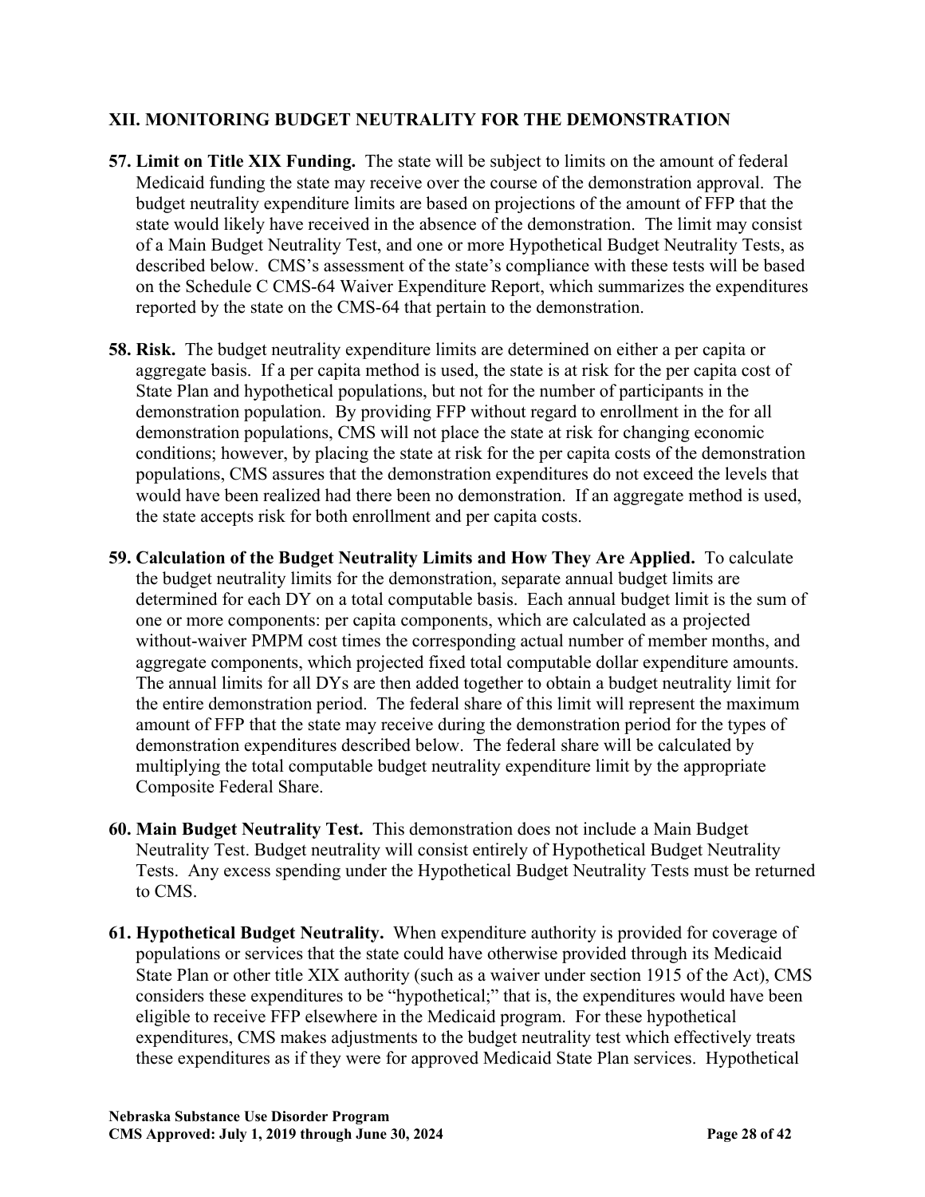## XII. MONITORING BUDGET NEUTRALITY FOR THE DEMONSTRATION

**57. Limit on Title XIX Funding.** The state will be subject to limits on the amount of federal Medicaid funding the state may receive over the course of the demonstration approval. The budget neutrality expenditure limits are based on projections of the amount of FFP that the state would likely have received in the absence of the demonstration. The limit may consist of a Main Budget Neutrality Test, and one or more Hypothetical Budget Neutrality Tests, as described below. CMS's assessment of the state's compliance with these tests will be based on the Schedule C CMS-64 Waiver Expenditure Report, which summarizes the expenditures reported by the state on the CMS-64 that pertain to the demonstration.

**58. Risk.** The budget neutrality expenditure limits are determined on either a per capita or aggregate basis. If a per capita method is used, the state is at risk for the per capita cost of State Plan and hypothetical populations, but not for the number of participants in the demonstration population. By providing FFP without regard to enrollment in the for all demonstration populations, CMS will not place the state at risk for changing economic conditions; however, by placing the state at risk for the per capita costs of the demonstration populations, CMS assures that the demonstration expenditures do not exceed the levels that would have been realized had there been no demonstration. If an aggregate method is used, the state accepts risk for both enrollment and per capita costs.

**59. Calculation of the Budget Neutrality Limits and How They Are Applied.** To calculate the budget neutrality limits for the demonstration, separate annual budget limits are determined for each DY on a total computable basis. Each annual budget limit is the sum of one or more components: per capita components, which are calculated as a projected without-waiver PMPM cost times the corresponding actual number of member months, and aggregate components, which projected fixed total computable dollar expenditure amounts. The annual limits for all DYs are then added together to obtain a budget neutrality limit for the entire demonstration period. The federal share of this limit will represent the maximum amount of FFP that the state may receive during the demonstration period for the types of demonstration expenditures described below. The federal share will be calculated by multiplying the total computable budget neutrality expenditure limit by the appropriate Composite Federal Share.

**60. Main Budget Neutrality Test.** This demonstration does not include a Main Budget Neutrality Test. Budget neutrality will consist entirely of Hypothetical Budget Neutrality Tests. Any excess spending under the Hypothetical Budget Neutrality Tests must be returned to CMS.

**61. Hypothetical Budget Neutrality.** When expenditure authority is provided for coverage of populations or services that the state could have otherwise provided through its Medicaid State Plan or other title XIX authority (such as a waiver under section 1915 of the Act), CMS considers these expenditures to be "hypothetical;" that is, the expenditures would have been eligible to receive FFP elsewhere in the Medicaid program. For these hypothetical expenditures, CMS makes adjustments to the budget neutrality test which effectively treats these expenditures as if they were for approved Medicaid State Plan services. Hypothetical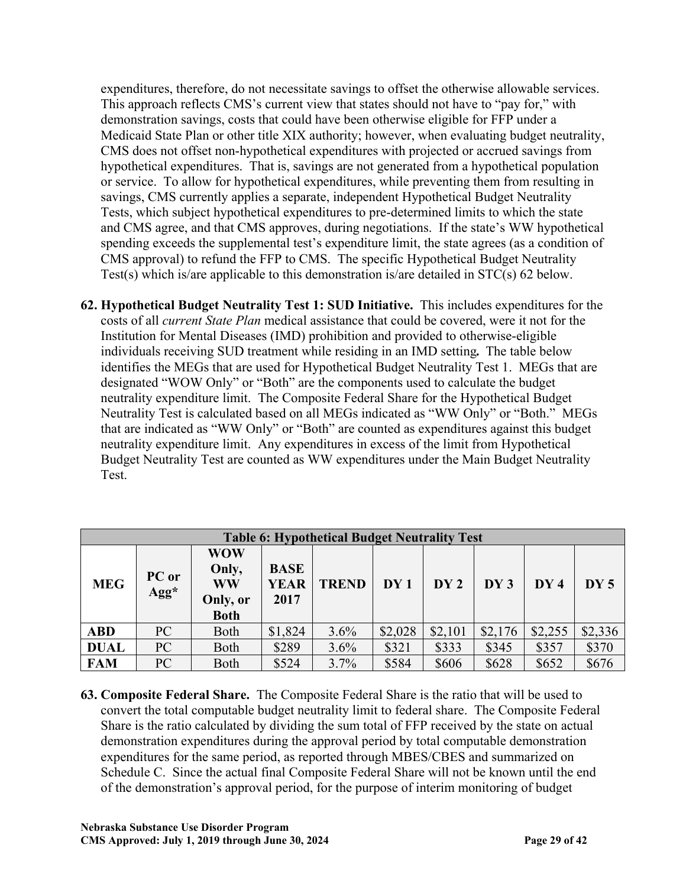expenditures, therefore, do not necessitate savings to offset the otherwise allowable services. This approach reflects CMS's current view that states should not have to "pay for," with demonstration savings, costs that could have been otherwise eligible for FFP under a Medicaid State Plan or other title XIX authority; however, when evaluating budget neutrality, CMS does not offset non-hypothetical expenditures with projected or accrued savings from hypothetical expenditures. That is, savings are not generated from a hypothetical population or service. To allow for hypothetical expenditures, while preventing them from resulting in savings, CMS currently applies a separate, independent Hypothetical Budget Neutrality Tests, which subject hypothetical expenditures to pre-determined limits to which the state and CMS agree, and that CMS approves, during negotiations. If the state's WW hypothetical spending exceeds the supplemental test's expenditure limit, the state agrees (as a condition of CMS approval) to refund the FFP to CMS. The specific Hypothetical Budget Neutrality Test(s) which is/are applicable to this demonstration is/are detailed in STC(s) 62 below.

62. **Hypothetical Budget Neutrality Test 1: SUD Initiative.** This includes expenditures for the costs of all *current State Plan* medical assistance that could be covered, were it not for the Institution for Mental Diseases (IMD) prohibition and provided to otherwise-eligible individuals receiving SUD treatment while residing in an IMD setting**.** The table below identifies the MEGs that are used for Hypothetical Budget Neutrality Test 1. MEGs that are designated "WOW Only" or "Both" are the components used to calculate the budget neutrality expenditure limit. The Composite Federal Share for the Hypothetical Budget Neutrality Test is calculated based on all MEGs indicated as "WW Only" or "Both." MEGs that are indicated as "WW Only" or "Both" are counted as expenditures against this budget neutrality expenditure limit. Any expenditures in excess of the limit from Hypothetical Budget Neutrality Test are counted as WW expenditures under the Main Budget Neutrality Test.

**Table 6: Hypothetical Budget Neutrality Test**

| MEG | PC or Agg* | WOW Only, WW Only, or Both | BASE YEAR 2017 | TREND | DY 1 | DY 2 | DY 3 | DY 4 | DY 5 |
|---|---|---|---|---|---|---|---|---|---|
| **ABD** | PC | Both | $1,824 | 3.6% | $2,028 | $2,101 | $2,176 | $2,255 | $2,336 |
| **DUAL** | PC | Both | $289 | 3.6% | $321 | $333 | $345 | $357 | $370 |
| **FAM** | PC | Both | $524 | 3.7% | $584 | $606 | $628 | $652 | $676 |

63. **Composite Federal Share.** The Composite Federal Share is the ratio that will be used to convert the total computable budget neutrality limit to federal share. The Composite Federal Share is the ratio calculated by dividing the sum total of FFP received by the state on actual demonstration expenditures during the approval period by total computable demonstration expenditures for the same period, as reported through MBES/CBES and summarized on Schedule C. Since the actual final Composite Federal Share will not be known until the end of the demonstration's approval period, for the purpose of interim monitoring of budget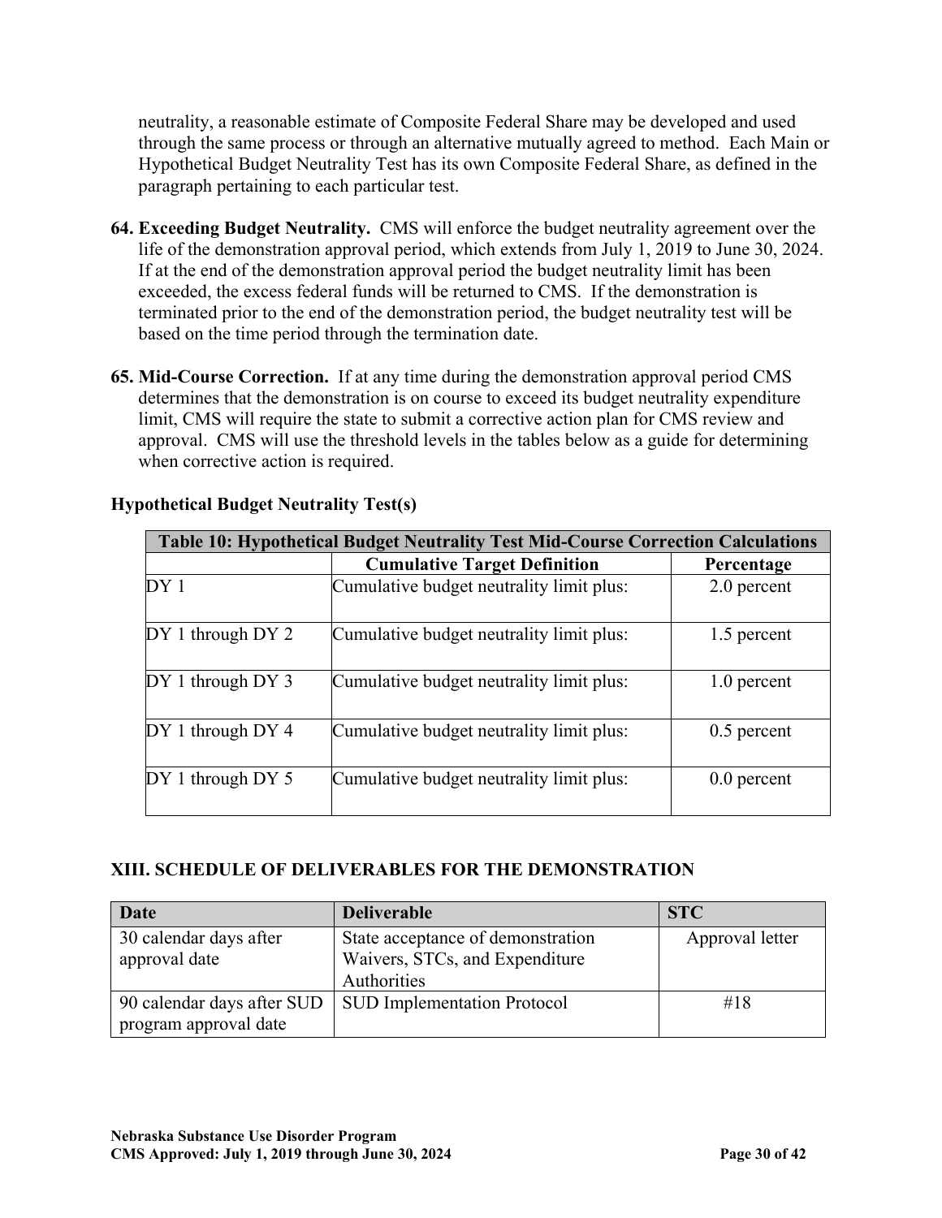neutrality, a reasonable estimate of Composite Federal Share may be developed and used through the same process or through an alternative mutually agreed to method. Each Main or Hypothetical Budget Neutrality Test has its own Composite Federal Share, as defined in the paragraph pertaining to each particular test.

**64. Exceeding Budget Neutrality.** CMS will enforce the budget neutrality agreement over the life of the demonstration approval period, which extends from July 1, 2019 to June 30, 2024. If at the end of the demonstration approval period the budget neutrality limit has been exceeded, the excess federal funds will be returned to CMS. If the demonstration is terminated prior to the end of the demonstration period, the budget neutrality test will be based on the time period through the termination date.

**65. Mid-Course Correction.** If at any time during the demonstration approval period CMS determines that the demonstration is on course to exceed its budget neutrality expenditure limit, CMS will require the state to submit a corrective action plan for CMS review and approval. CMS will use the threshold levels in the tables below as a guide for determining when corrective action is required.

**Hypothetical Budget Neutrality Test(s)**

| Table 10: Hypothetical Budget Neutrality Test Mid-Course Correction Calculations | | |
|---|---|---|
| | **Cumulative Target Definition** | **Percentage** |
| DY 1 | Cumulative budget neutrality limit plus: | 2.0 percent |
| DY 1 through DY 2 | Cumulative budget neutrality limit plus: | 1.5 percent |
| DY 1 through DY 3 | Cumulative budget neutrality limit plus: | 1.0 percent |
| DY 1 through DY 4 | Cumulative budget neutrality limit plus: | 0.5 percent |
| DY 1 through DY 5 | Cumulative budget neutrality limit plus: | 0.0 percent |

## XIII. SCHEDULE OF DELIVERABLES FOR THE DEMONSTRATION

| Date | Deliverable | STC |
|---|---|---|
| 30 calendar days after approval date | State acceptance of demonstration Waivers, STCs, and Expenditure Authorities | Approval letter |
| 90 calendar days after SUD program approval date | SUD Implementation Protocol | #18 |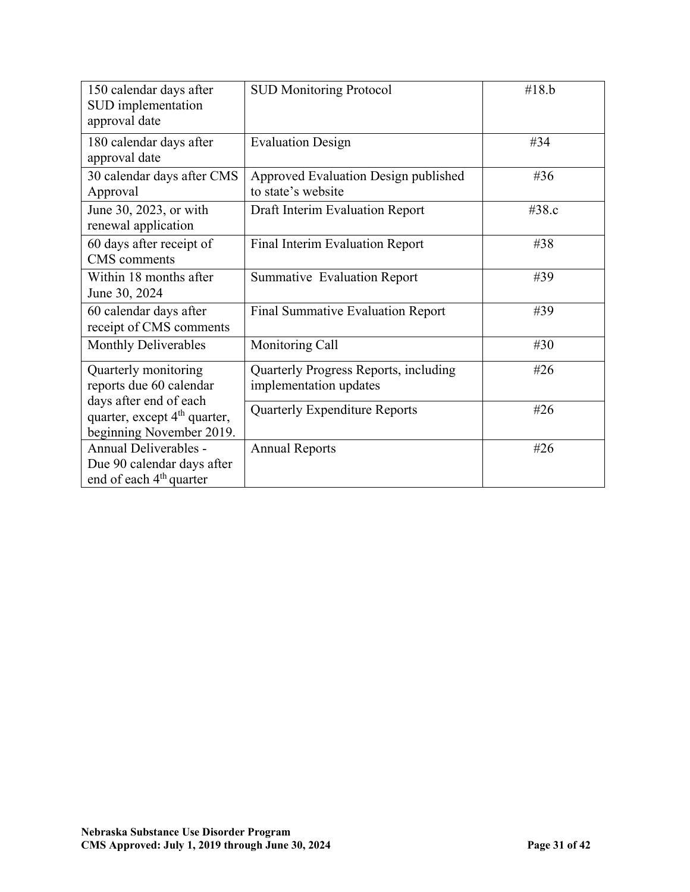| 150 calendar days after SUD implementation approval date | SUD Monitoring Protocol | #18.b |
|---|---|---|
| 180 calendar days after approval date | Evaluation Design | #34 |
| 30 calendar days after CMS Approval | Approved Evaluation Design published to state's website | #36 |
| June 30, 2023, or with renewal application | Draft Interim Evaluation Report | #38.c |
| 60 days after receipt of CMS comments | Final Interim Evaluation Report | #38 |
| Within 18 months after June 30, 2024 | Summative Evaluation Report | #39 |
| 60 calendar days after receipt of CMS comments | Final Summative Evaluation Report | #39 |
| Monthly Deliverables | Monitoring Call | #30 |
| Quarterly monitoring reports due 60 calendar days after end of each quarter, except 4th quarter, beginning November 2019. | Quarterly Progress Reports, including implementation updates | #26 |
| | Quarterly Expenditure Reports | #26 |
| Annual Deliverables - Due 90 calendar days after end of each 4th quarter | Annual Reports | #26 |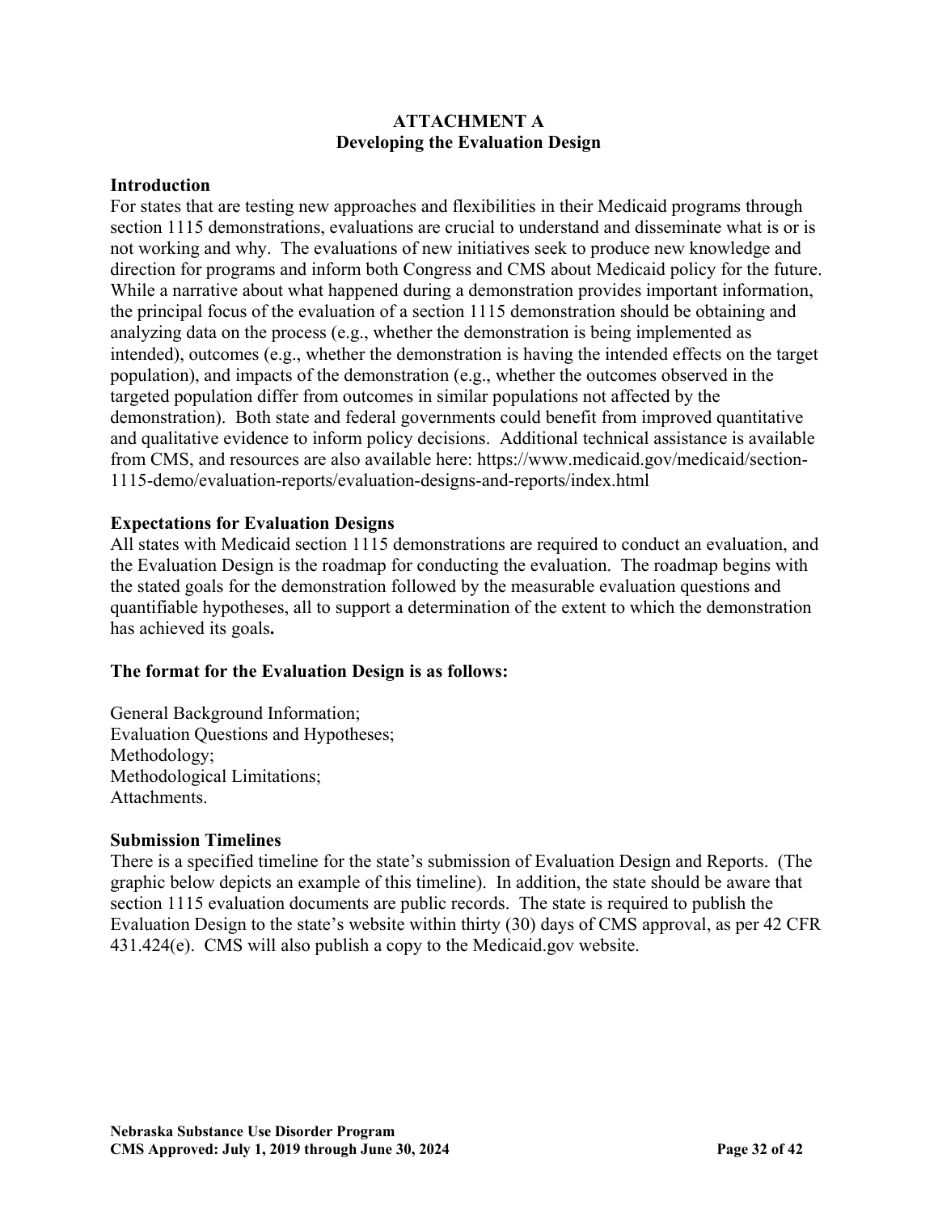## ATTACHMENT A
## Developing the Evaluation Design

### Introduction

For states that are testing new approaches and flexibilities in their Medicaid programs through section 1115 demonstrations, evaluations are crucial to understand and disseminate what is or is not working and why. The evaluations of new initiatives seek to produce new knowledge and direction for programs and inform both Congress and CMS about Medicaid policy for the future. While a narrative about what happened during a demonstration provides important information, the principal focus of the evaluation of a section 1115 demonstration should be obtaining and analyzing data on the process (e.g., whether the demonstration is being implemented as intended), outcomes (e.g., whether the demonstration is having the intended effects on the target population), and impacts of the demonstration (e.g., whether the outcomes observed in the targeted population differ from outcomes in similar populations not affected by the demonstration). Both state and federal governments could benefit from improved quantitative and qualitative evidence to inform policy decisions. Additional technical assistance is available from CMS, and resources are also available here: https://www.medicaid.gov/medicaid/section-1115-demo/evaluation-reports/evaluation-designs-and-reports/index.html

### Expectations for Evaluation Designs

All states with Medicaid section 1115 demonstrations are required to conduct an evaluation, and the Evaluation Design is the roadmap for conducting the evaluation. The roadmap begins with the stated goals for the demonstration followed by the measurable evaluation questions and quantifiable hypotheses, all to support a determination of the extent to which the demonstration has achieved its goals**.**

### The format for the Evaluation Design is as follows:

General Background Information;
Evaluation Questions and Hypotheses;
Methodology;
Methodological Limitations;
Attachments.

### Submission Timelines

There is a specified timeline for the state's submission of Evaluation Design and Reports. (The graphic below depicts an example of this timeline). In addition, the state should be aware that section 1115 evaluation documents are public records. The state is required to publish the Evaluation Design to the state's website within thirty (30) days of CMS approval, as per 42 CFR 431.424(e). CMS will also publish a copy to the Medicaid.gov website.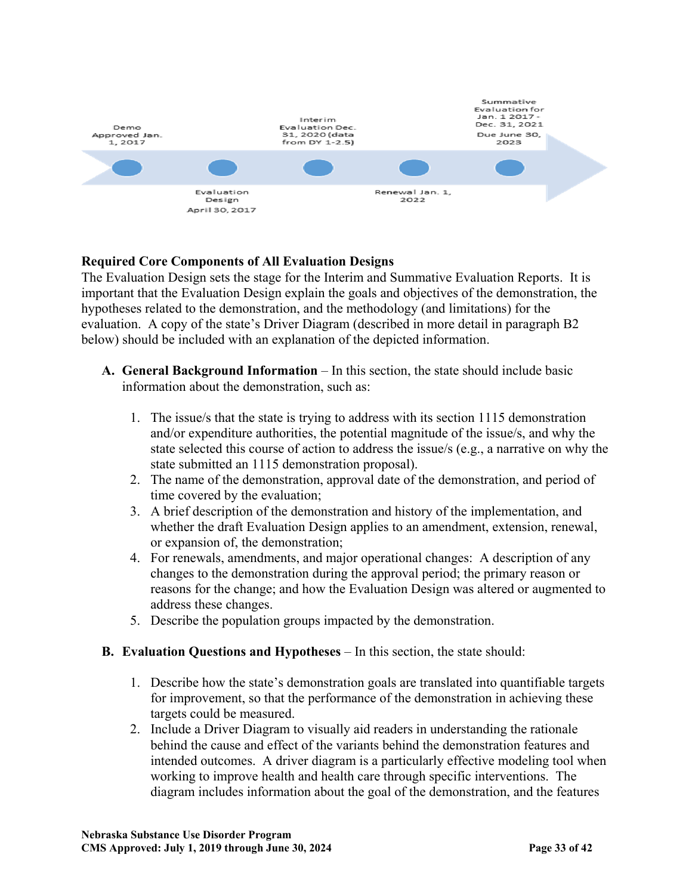Demo Approved Jan. 1, 2017

Evaluation Design April 30, 2017

Interim Evaluation Dec. 31, 2020 (data from DY 1-2.5)

Renewal Jan. 1, 2022

Summative Evaluation for Jan. 1 2017 - Dec. 31, 2021 Due June 30, 2023

**Required Core Components of All Evaluation Designs**
The Evaluation Design sets the stage for the Interim and Summative Evaluation Reports. It is important that the Evaluation Design explain the goals and objectives of the demonstration, the hypotheses related to the demonstration, and the methodology (and limitations) for the evaluation. A copy of the state's Driver Diagram (described in more detail in paragraph B2 below) should be included with an explanation of the depicted information.

**A. General Background Information** – In this section, the state should include basic information about the demonstration, such as:

1. The issue/s that the state is trying to address with its section 1115 demonstration and/or expenditure authorities, the potential magnitude of the issue/s, and why the state selected this course of action to address the issue/s (e.g., a narrative on why the state submitted an 1115 demonstration proposal).
2. The name of the demonstration, approval date of the demonstration, and period of time covered by the evaluation;
3. A brief description of the demonstration and history of the implementation, and whether the draft Evaluation Design applies to an amendment, extension, renewal, or expansion of, the demonstration;
4. For renewals, amendments, and major operational changes: A description of any changes to the demonstration during the approval period; the primary reason or reasons for the change; and how the Evaluation Design was altered or augmented to address these changes.
5. Describe the population groups impacted by the demonstration.

**B. Evaluation Questions and Hypotheses** – In this section, the state should:

1. Describe how the state's demonstration goals are translated into quantifiable targets for improvement, so that the performance of the demonstration in achieving these targets could be measured.
2. Include a Driver Diagram to visually aid readers in understanding the rationale behind the cause and effect of the variants behind the demonstration features and intended outcomes. A driver diagram is a particularly effective modeling tool when working to improve health and health care through specific interventions. The diagram includes information about the goal of the demonstration, and the features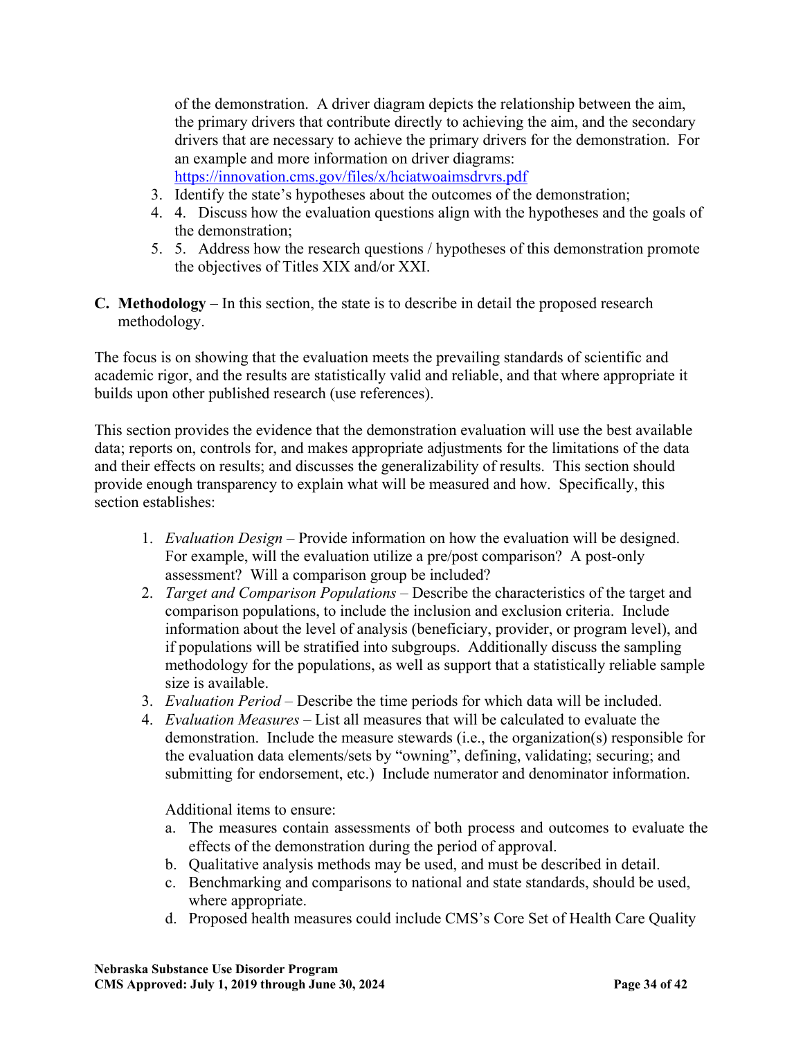of the demonstration. A driver diagram depicts the relationship between the aim, the primary drivers that contribute directly to achieving the aim, and the secondary drivers that are necessary to achieve the primary drivers for the demonstration. For an example and more information on driver diagrams: https://innovation.cms.gov/files/x/hciatwoaimsdrvrs.pdf

3. Identify the state's hypotheses about the outcomes of the demonstration;
4. 4. Discuss how the evaluation questions align with the hypotheses and the goals of the demonstration;
5. 5. Address how the research questions / hypotheses of this demonstration promote the objectives of Titles XIX and/or XXI.

**C. Methodology** – In this section, the state is to describe in detail the proposed research methodology.

The focus is on showing that the evaluation meets the prevailing standards of scientific and academic rigor, and the results are statistically valid and reliable, and that where appropriate it builds upon other published research (use references).

This section provides the evidence that the demonstration evaluation will use the best available data; reports on, controls for, and makes appropriate adjustments for the limitations of the data and their effects on results; and discusses the generalizability of results. This section should provide enough transparency to explain what will be measured and how. Specifically, this section establishes:

1. *Evaluation Design* – Provide information on how the evaluation will be designed. For example, will the evaluation utilize a pre/post comparison? A post-only assessment? Will a comparison group be included?
2. *Target and Comparison Populations* – Describe the characteristics of the target and comparison populations, to include the inclusion and exclusion criteria. Include information about the level of analysis (beneficiary, provider, or program level), and if populations will be stratified into subgroups. Additionally discuss the sampling methodology for the populations, as well as support that a statistically reliable sample size is available.
3. *Evaluation Period* – Describe the time periods for which data will be included.
4. *Evaluation Measures* – List all measures that will be calculated to evaluate the demonstration. Include the measure stewards (i.e., the organization(s) responsible for the evaluation data elements/sets by "owning", defining, validating; securing; and submitting for endorsement, etc.) Include numerator and denominator information.

   Additional items to ensure:

   a. The measures contain assessments of both process and outcomes to evaluate the effects of the demonstration during the period of approval.
   b. Qualitative analysis methods may be used, and must be described in detail.
   c. Benchmarking and comparisons to national and state standards, should be used, where appropriate.
   d. Proposed health measures could include CMS's Core Set of Health Care Quality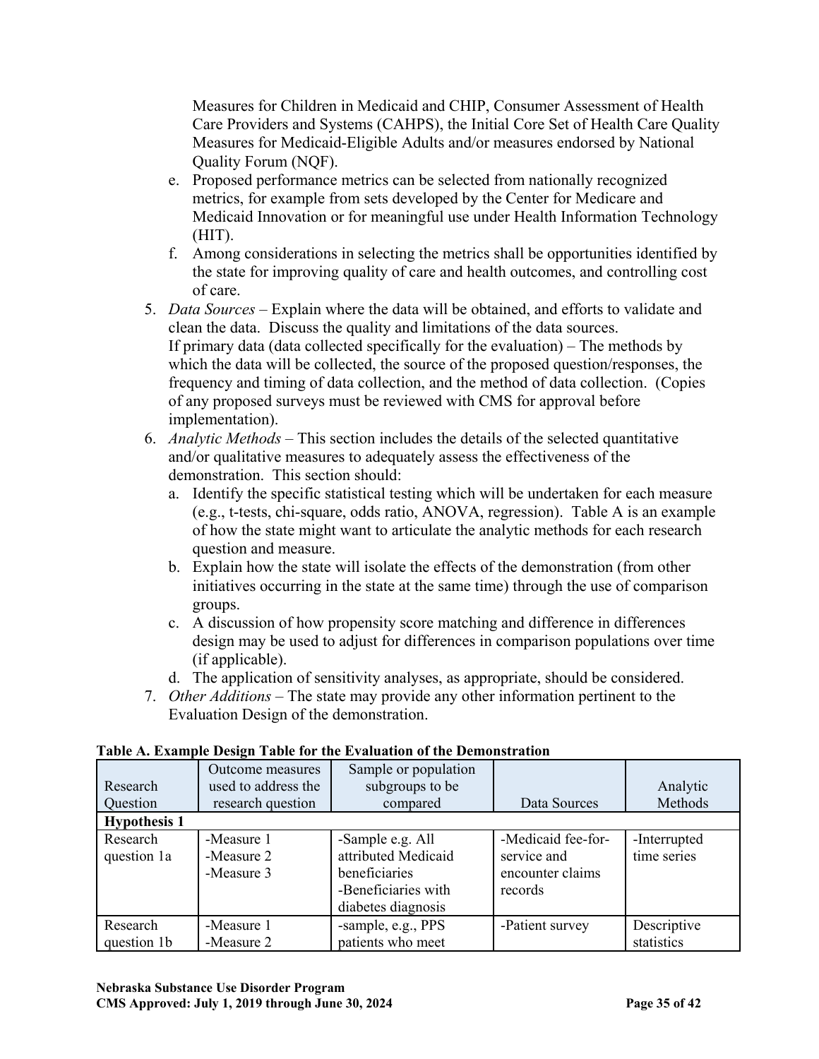Measures for Children in Medicaid and CHIP, Consumer Assessment of Health Care Providers and Systems (CAHPS), the Initial Core Set of Health Care Quality Measures for Medicaid-Eligible Adults and/or measures endorsed by National Quality Forum (NQF).

   e. Proposed performance metrics can be selected from nationally recognized metrics, for example from sets developed by the Center for Medicare and Medicaid Innovation or for meaningful use under Health Information Technology (HIT).
   f. Among considerations in selecting the metrics shall be opportunities identified by the state for improving quality of care and health outcomes, and controlling cost of care.

5. *Data Sources* – Explain where the data will be obtained, and efforts to validate and clean the data. Discuss the quality and limitations of the data sources.
   If primary data (data collected specifically for the evaluation) – The methods by which the data will be collected, the source of the proposed question/responses, the frequency and timing of data collection, and the method of data collection. (Copies of any proposed surveys must be reviewed with CMS for approval before implementation).
6. *Analytic Methods* – This section includes the details of the selected quantitative and/or qualitative measures to adequately assess the effectiveness of the demonstration. This section should:
   a. Identify the specific statistical testing which will be undertaken for each measure (e.g., t-tests, chi-square, odds ratio, ANOVA, regression). Table A is an example of how the state might want to articulate the analytic methods for each research question and measure.
   b. Explain how the state will isolate the effects of the demonstration (from other initiatives occurring in the state at the same time) through the use of comparison groups.
   c. A discussion of how propensity score matching and difference in differences design may be used to adjust for differences in comparison populations over time (if applicable).
   d. The application of sensitivity analyses, as appropriate, should be considered.
7. *Other Additions* – The state may provide any other information pertinent to the Evaluation Design of the demonstration.

**Table A. Example Design Table for the Evaluation of the Demonstration**

| Research Question | Outcome measures used to address the research question | Sample or population subgroups to be compared | Data Sources | Analytic Methods |
|---|---|---|---|---|
| **Hypothesis 1** | | | | |
| Research question 1a | -Measure 1<br>-Measure 2<br>-Measure 3 | -Sample e.g. All attributed Medicaid beneficiaries<br>-Beneficiaries with diabetes diagnosis | -Medicaid fee-for-service and encounter claims records | -Interrupted time series |
| Research question 1b | -Measure 1<br>-Measure 2 | -sample, e.g., PPS patients who meet | -Patient survey | Descriptive statistics |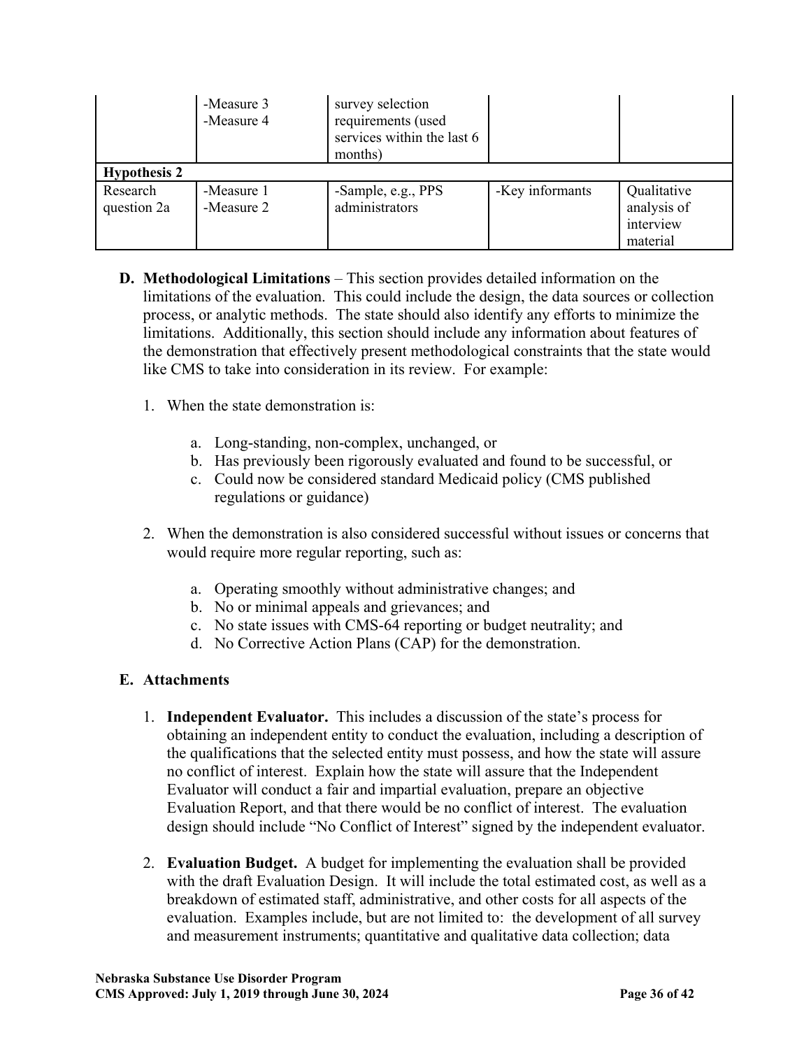| | | | | |
|---|---|---|---|---|
| | -Measure 3<br>-Measure 4 | survey selection requirements (used services within the last 6 months) | | |
| **Hypothesis 2** | | | | |
| Research question 2a | -Measure 1<br>-Measure 2 | -Sample, e.g., PPS administrators | -Key informants | Qualitative analysis of interview material |

**D. Methodological Limitations** – This section provides detailed information on the limitations of the evaluation. This could include the design, the data sources or collection process, or analytic methods. The state should also identify any efforts to minimize the limitations. Additionally, this section should include any information about features of the demonstration that effectively present methodological constraints that the state would like CMS to take into consideration in its review. For example:

1. When the state demonstration is:

   a. Long-standing, non-complex, unchanged, or
   b. Has previously been rigorously evaluated and found to be successful, or
   c. Could now be considered standard Medicaid policy (CMS published regulations or guidance)

2. When the demonstration is also considered successful without issues or concerns that would require more regular reporting, such as:

   a. Operating smoothly without administrative changes; and
   b. No or minimal appeals and grievances; and
   c. No state issues with CMS-64 reporting or budget neutrality; and
   d. No Corrective Action Plans (CAP) for the demonstration.

**E. Attachments**

1. **Independent Evaluator.** This includes a discussion of the state's process for obtaining an independent entity to conduct the evaluation, including a description of the qualifications that the selected entity must possess, and how the state will assure no conflict of interest. Explain how the state will assure that the Independent Evaluator will conduct a fair and impartial evaluation, prepare an objective Evaluation Report, and that there would be no conflict of interest. The evaluation design should include "No Conflict of Interest" signed by the independent evaluator.

2. **Evaluation Budget.** A budget for implementing the evaluation shall be provided with the draft Evaluation Design. It will include the total estimated cost, as well as a breakdown of estimated staff, administrative, and other costs for all aspects of the evaluation. Examples include, but are not limited to: the development of all survey and measurement instruments; quantitative and qualitative data collection; data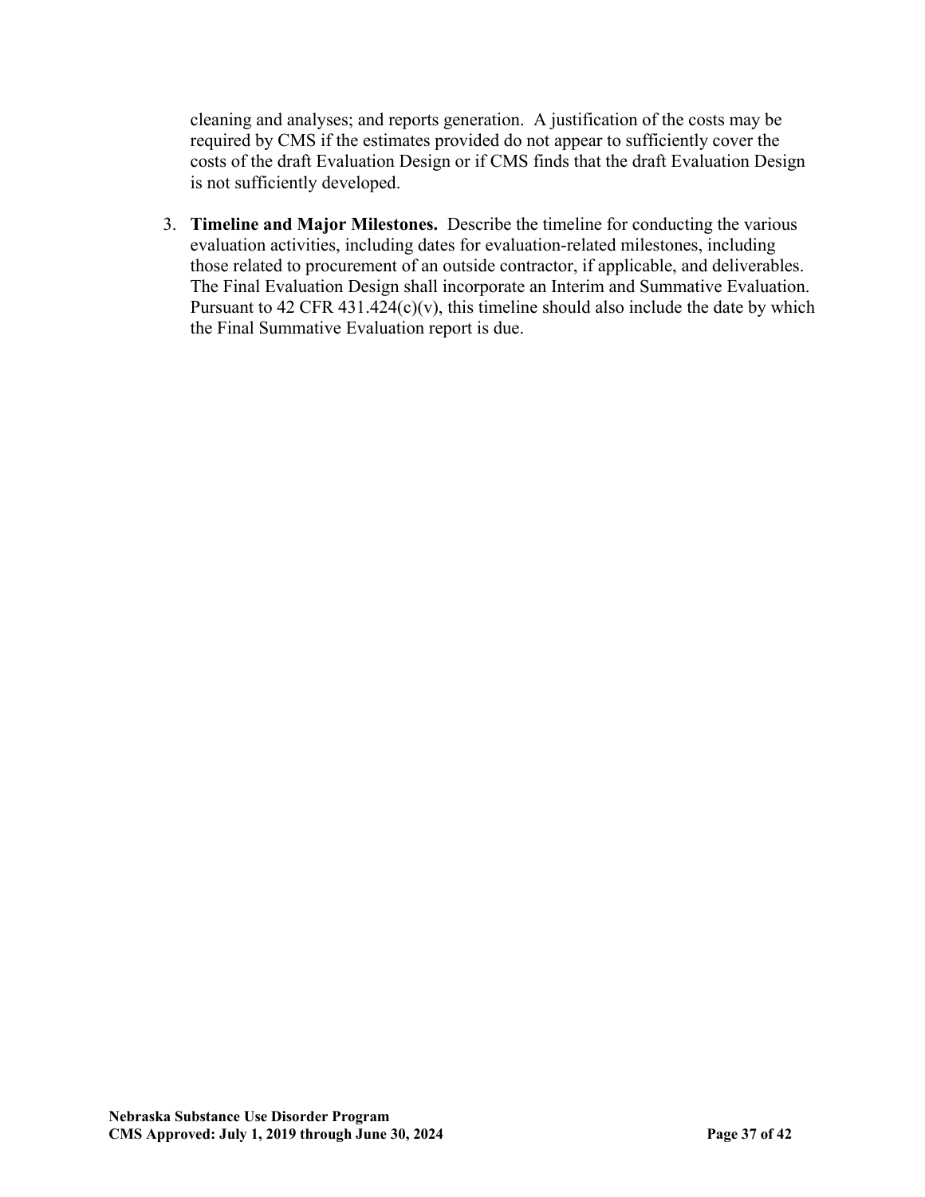cleaning and analyses; and reports generation. A justification of the costs may be required by CMS if the estimates provided do not appear to sufficiently cover the costs of the draft Evaluation Design or if CMS finds that the draft Evaluation Design is not sufficiently developed.

3. **Timeline and Major Milestones.** Describe the timeline for conducting the various evaluation activities, including dates for evaluation-related milestones, including those related to procurement of an outside contractor, if applicable, and deliverables. The Final Evaluation Design shall incorporate an Interim and Summative Evaluation. Pursuant to 42 CFR 431.424(c)(v), this timeline should also include the date by which the Final Summative Evaluation report is due.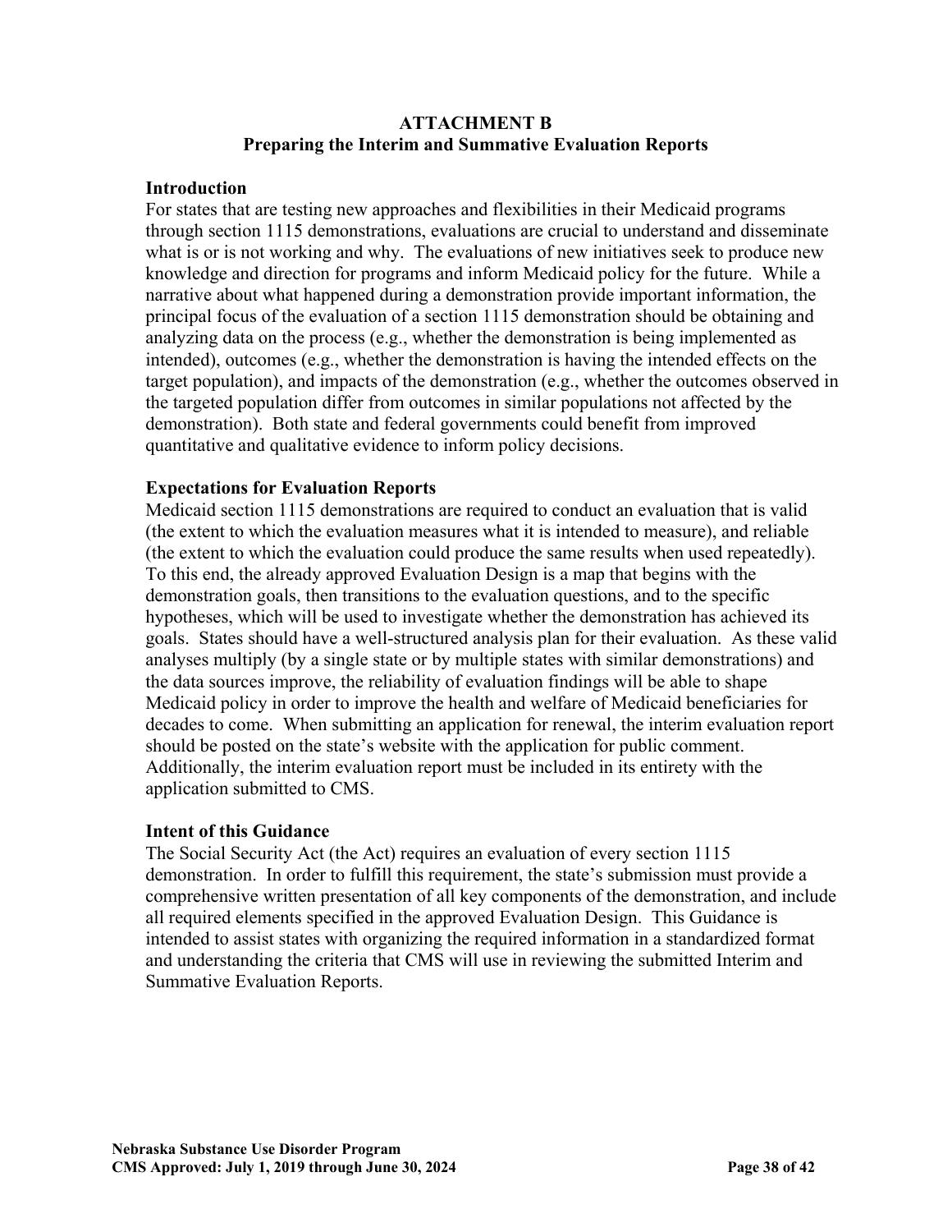## ATTACHMENT B
## Preparing the Interim and Summative Evaluation Reports

### Introduction

For states that are testing new approaches and flexibilities in their Medicaid programs through section 1115 demonstrations, evaluations are crucial to understand and disseminate what is or is not working and why. The evaluations of new initiatives seek to produce new knowledge and direction for programs and inform Medicaid policy for the future. While a narrative about what happened during a demonstration provide important information, the principal focus of the evaluation of a section 1115 demonstration should be obtaining and analyzing data on the process (e.g., whether the demonstration is being implemented as intended), outcomes (e.g., whether the demonstration is having the intended effects on the target population), and impacts of the demonstration (e.g., whether the outcomes observed in the targeted population differ from outcomes in similar populations not affected by the demonstration). Both state and federal governments could benefit from improved quantitative and qualitative evidence to inform policy decisions.

### Expectations for Evaluation Reports

Medicaid section 1115 demonstrations are required to conduct an evaluation that is valid (the extent to which the evaluation measures what it is intended to measure), and reliable (the extent to which the evaluation could produce the same results when used repeatedly). To this end, the already approved Evaluation Design is a map that begins with the demonstration goals, then transitions to the evaluation questions, and to the specific hypotheses, which will be used to investigate whether the demonstration has achieved its goals. States should have a well-structured analysis plan for their evaluation. As these valid analyses multiply (by a single state or by multiple states with similar demonstrations) and the data sources improve, the reliability of evaluation findings will be able to shape Medicaid policy in order to improve the health and welfare of Medicaid beneficiaries for decades to come. When submitting an application for renewal, the interim evaluation report should be posted on the state's website with the application for public comment. Additionally, the interim evaluation report must be included in its entirety with the application submitted to CMS.

### Intent of this Guidance

The Social Security Act (the Act) requires an evaluation of every section 1115 demonstration. In order to fulfill this requirement, the state's submission must provide a comprehensive written presentation of all key components of the demonstration, and include all required elements specified in the approved Evaluation Design. This Guidance is intended to assist states with organizing the required information in a standardized format and understanding the criteria that CMS will use in reviewing the submitted Interim and Summative Evaluation Reports.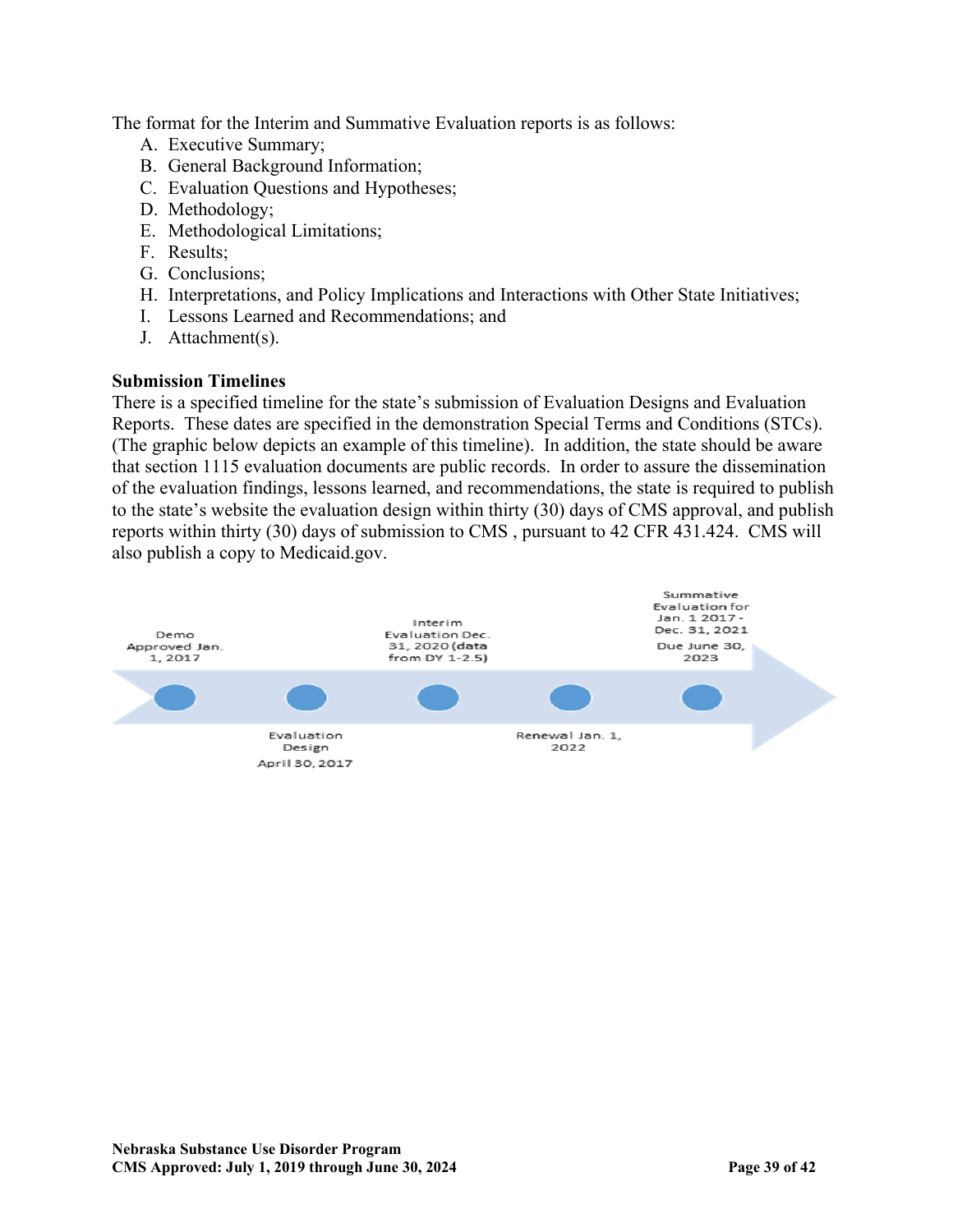The format for the Interim and Summative Evaluation reports is as follows:

A. Executive Summary;
B. General Background Information;
C. Evaluation Questions and Hypotheses;
D. Methodology;
E. Methodological Limitations;
F. Results;
G. Conclusions;
H. Interpretations, and Policy Implications and Interactions with Other State Initiatives;
I. Lessons Learned and Recommendations; and
J. Attachment(s).

**Submission Timelines**

There is a specified timeline for the state's submission of Evaluation Designs and Evaluation Reports. These dates are specified in the demonstration Special Terms and Conditions (STCs). (The graphic below depicts an example of this timeline). In addition, the state should be aware that section 1115 evaluation documents are public records. In order to assure the dissemination of the evaluation findings, lessons learned, and recommendations, the state is required to publish to the state's website the evaluation design within thirty (30) days of CMS approval, and publish reports within thirty (30) days of submission to CMS , pursuant to 42 CFR 431.424. CMS will also publish a copy to Medicaid.gov.

Demo Approved Jan. 1, 2017

Evaluation Design April 30, 2017

Interim Evaluation Dec. 31, 2020 (data from DY 1-2.5)

Renewal Jan. 1, 2022

Summative Evaluation for Jan. 1 2017 - Dec. 31, 2021 Due June 30, 2023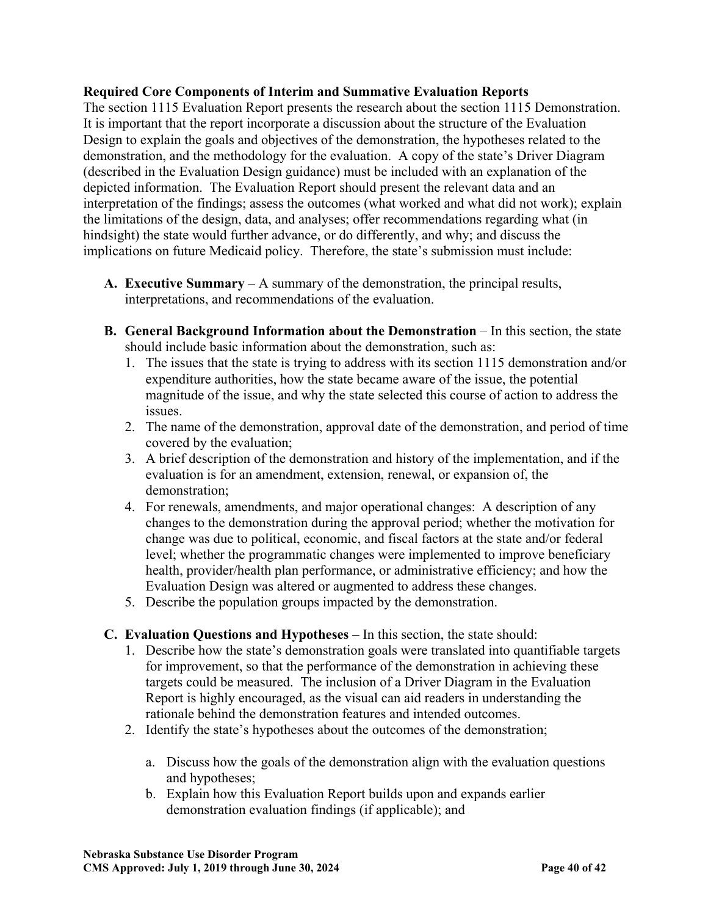**Required Core Components of Interim and Summative Evaluation Reports**

The section 1115 Evaluation Report presents the research about the section 1115 Demonstration. It is important that the report incorporate a discussion about the structure of the Evaluation Design to explain the goals and objectives of the demonstration, the hypotheses related to the demonstration, and the methodology for the evaluation. A copy of the state's Driver Diagram (described in the Evaluation Design guidance) must be included with an explanation of the depicted information. The Evaluation Report should present the relevant data and an interpretation of the findings; assess the outcomes (what worked and what did not work); explain the limitations of the design, data, and analyses; offer recommendations regarding what (in hindsight) the state would further advance, or do differently, and why; and discuss the implications on future Medicaid policy. Therefore, the state's submission must include:

A. **Executive Summary** – A summary of the demonstration, the principal results, interpretations, and recommendations of the evaluation.

B. **General Background Information about the Demonstration** – In this section, the state should include basic information about the demonstration, such as:
   1. The issues that the state is trying to address with its section 1115 demonstration and/or expenditure authorities, how the state became aware of the issue, the potential magnitude of the issue, and why the state selected this course of action to address the issues.
   2. The name of the demonstration, approval date of the demonstration, and period of time covered by the evaluation;
   3. A brief description of the demonstration and history of the implementation, and if the evaluation is for an amendment, extension, renewal, or expansion of, the demonstration;
   4. For renewals, amendments, and major operational changes: A description of any changes to the demonstration during the approval period; whether the motivation for change was due to political, economic, and fiscal factors at the state and/or federal level; whether the programmatic changes were implemented to improve beneficiary health, provider/health plan performance, or administrative efficiency; and how the Evaluation Design was altered or augmented to address these changes.
   5. Describe the population groups impacted by the demonstration.

C. **Evaluation Questions and Hypotheses** – In this section, the state should:
   1. Describe how the state's demonstration goals were translated into quantifiable targets for improvement, so that the performance of the demonstration in achieving these targets could be measured. The inclusion of a Driver Diagram in the Evaluation Report is highly encouraged, as the visual can aid readers in understanding the rationale behind the demonstration features and intended outcomes.
   2. Identify the state's hypotheses about the outcomes of the demonstration;

      a. Discuss how the goals of the demonstration align with the evaluation questions and hypotheses;
      b. Explain how this Evaluation Report builds upon and expands earlier demonstration evaluation findings (if applicable); and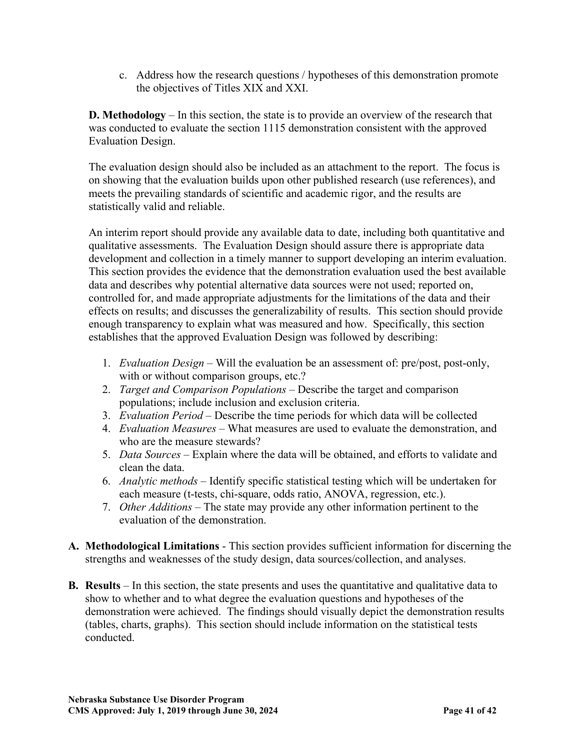c. Address how the research questions / hypotheses of this demonstration promote the objectives of Titles XIX and XXI.

**D. Methodology** – In this section, the state is to provide an overview of the research that was conducted to evaluate the section 1115 demonstration consistent with the approved Evaluation Design.

The evaluation design should also be included as an attachment to the report. The focus is on showing that the evaluation builds upon other published research (use references), and meets the prevailing standards of scientific and academic rigor, and the results are statistically valid and reliable.

An interim report should provide any available data to date, including both quantitative and qualitative assessments. The Evaluation Design should assure there is appropriate data development and collection in a timely manner to support developing an interim evaluation. This section provides the evidence that the demonstration evaluation used the best available data and describes why potential alternative data sources were not used; reported on, controlled for, and made appropriate adjustments for the limitations of the data and their effects on results; and discusses the generalizability of results. This section should provide enough transparency to explain what was measured and how. Specifically, this section establishes that the approved Evaluation Design was followed by describing:

1. *Evaluation Design* – Will the evaluation be an assessment of: pre/post, post-only, with or without comparison groups, etc.?
2. *Target and Comparison Populations* – Describe the target and comparison populations; include inclusion and exclusion criteria.
3. *Evaluation Period* – Describe the time periods for which data will be collected
4. *Evaluation Measures* – What measures are used to evaluate the demonstration, and who are the measure stewards?
5. *Data Sources* – Explain where the data will be obtained, and efforts to validate and clean the data.
6. *Analytic methods* – Identify specific statistical testing which will be undertaken for each measure (t-tests, chi-square, odds ratio, ANOVA, regression, etc.).
7. *Other Additions* – The state may provide any other information pertinent to the evaluation of the demonstration.

**A. Methodological Limitations** - This section provides sufficient information for discerning the strengths and weaknesses of the study design, data sources/collection, and analyses.

**B. Results** – In this section, the state presents and uses the quantitative and qualitative data to show to whether and to what degree the evaluation questions and hypotheses of the demonstration were achieved. The findings should visually depict the demonstration results (tables, charts, graphs). This section should include information on the statistical tests conducted.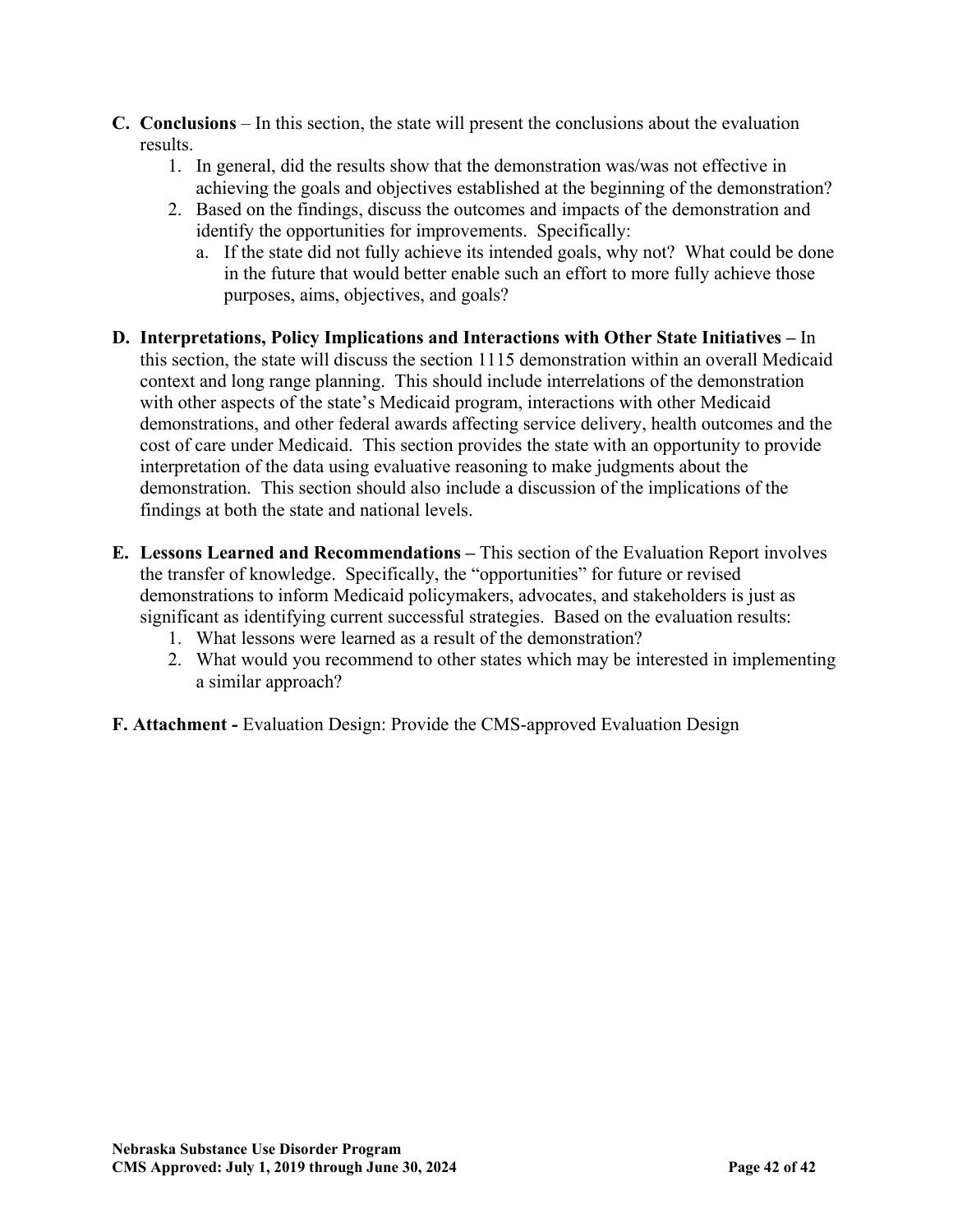**C. Conclusions** – In this section, the state will present the conclusions about the evaluation results.

1. In general, did the results show that the demonstration was/was not effective in achieving the goals and objectives established at the beginning of the demonstration?
2. Based on the findings, discuss the outcomes and impacts of the demonstration and identify the opportunities for improvements. Specifically:
   a. If the state did not fully achieve its intended goals, why not? What could be done in the future that would better enable such an effort to more fully achieve those purposes, aims, objectives, and goals?

**D. Interpretations, Policy Implications and Interactions with Other State Initiatives –** In this section, the state will discuss the section 1115 demonstration within an overall Medicaid context and long range planning. This should include interrelations of the demonstration with other aspects of the state's Medicaid program, interactions with other Medicaid demonstrations, and other federal awards affecting service delivery, health outcomes and the cost of care under Medicaid. This section provides the state with an opportunity to provide interpretation of the data using evaluative reasoning to make judgments about the demonstration. This section should also include a discussion of the implications of the findings at both the state and national levels.

**E. Lessons Learned and Recommendations –** This section of the Evaluation Report involves the transfer of knowledge. Specifically, the "opportunities" for future or revised demonstrations to inform Medicaid policymakers, advocates, and stakeholders is just as significant as identifying current successful strategies. Based on the evaluation results:

1. What lessons were learned as a result of the demonstration?
2. What would you recommend to other states which may be interested in implementing a similar approach?

**F. Attachment -** Evaluation Design: Provide the CMS-approved Evaluation Design